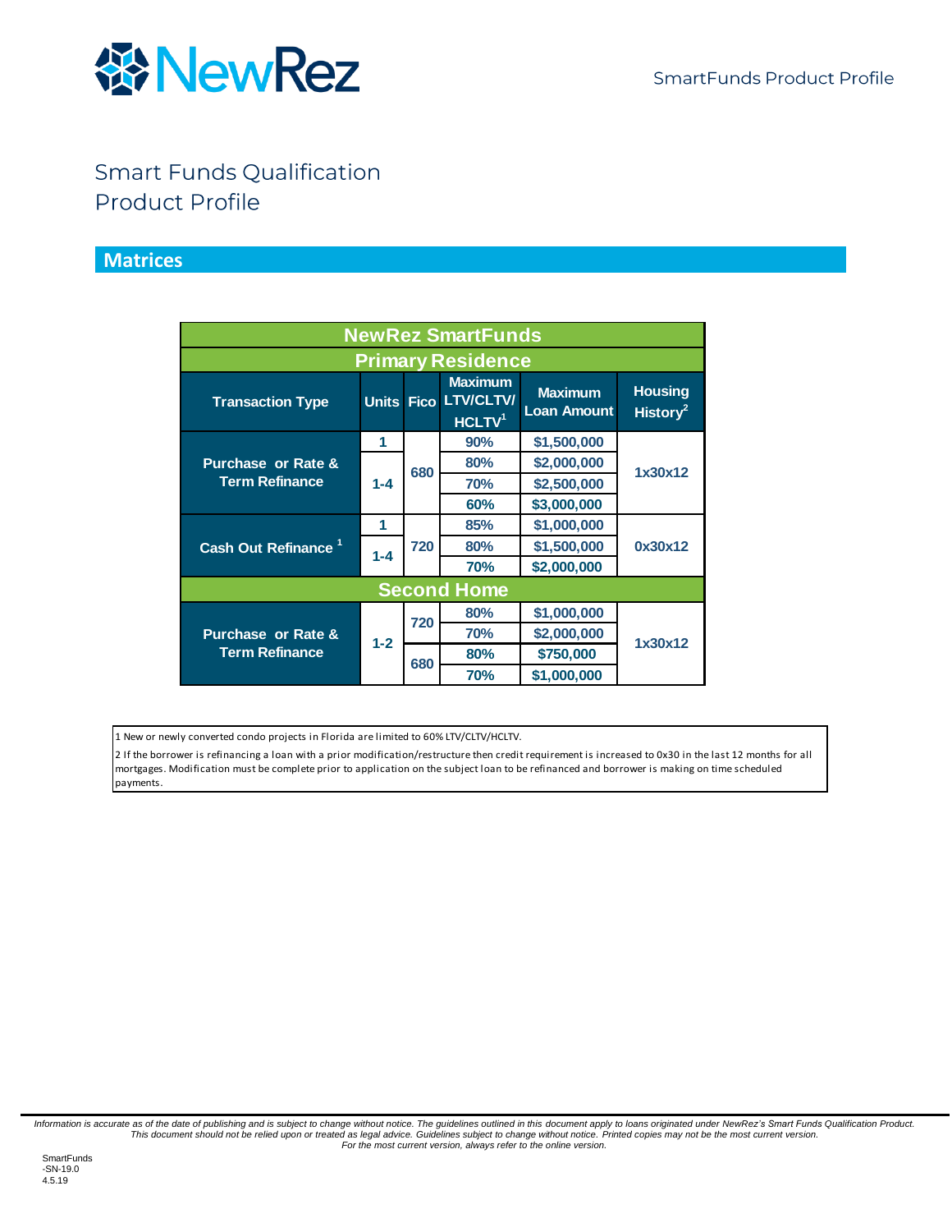# Smart Funds Qualification Product Profile

## Matrices

| NewRez SmartFunds | | | | | |
|---|---|---|---|---|---|
| **Primary Residence** | | | | | |
| **Transaction Type** | **Units** | **Fico** | **Maximum LTV/CLTV/ HCLTV[1]** | **Maximum Loan Amount** | **Housing History[2]** |
| Purchase or Rate & Term Refinance | 1 | 680 | 90% | $1,500,000 | 1x30x12 |
| | 1-4 | | 80% | $2,000,000 | |
| | | | 70% | $2,500,000 | |
| | | | 60% | $3,000,000 | |
| Cash Out Refinance [1] | 1 | 720 | 85% | $1,000,000 | 0x30x12 |
| | 1-4 | | 80% | $1,500,000 | |
| | | | 70% | $2,000,000 | |
| **Second Home** | | | | | |
| Purchase or Rate & Term Refinance | 1-2 | 720 | 80% | $1,000,000 | 1x30x12 |
| | | | 70% | $2,000,000 | |
| | | 680 | 80% | $750,000 | |
| | | | 70% | $1,000,000 | |

1 New or newly converted condo projects in Florida are limited to 60% LTV/CLTV/HCLTV.

2 If the borrower is refinancing a loan with a prior modification/restructure then credit requirement is increased to 0x30 in the last 12 months for all mortgages. Modification must be complete prior to application on the subject loan to be refinanced and borrower is making on time scheduled payments.

*Information is accurate as of the date of publishing and is subject to change without notice. The guidelines outlined in this document apply to loans originated under NewRez's Smart Funds Qualification Product. This document should not be relied upon or treated as legal advice. Guidelines subject to change without notice. Printed copies may not be the most current version. For the most current version, always refer to the online version.*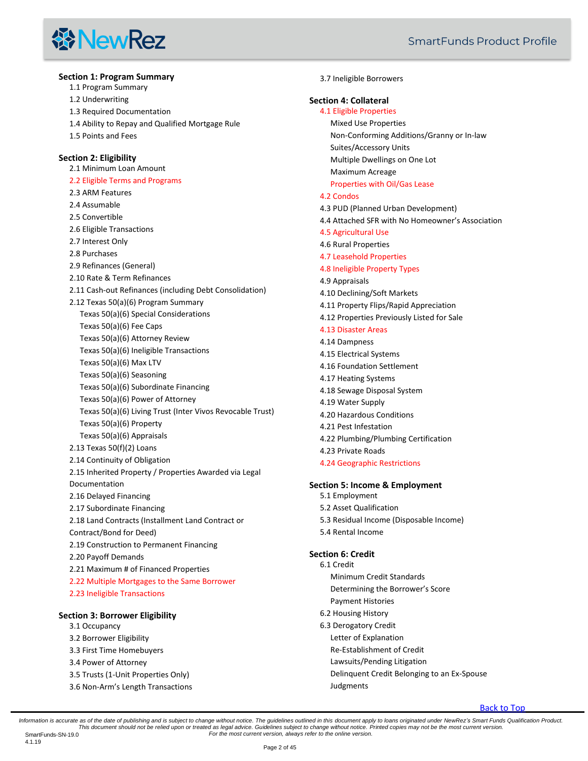**Section 1: Program Summary**

- 1.1 Program Summary
- 1.2 Underwriting
- 1.3 Required Documentation
- 1.4 Ability to Repay and Qualified Mortgage Rule
- 1.5 Points and Fees

**Section 2: Eligibility**

- 2.1 Minimum Loan Amount
- 2.2 Eligible Terms and Programs
- 2.3 ARM Features
- 2.4 Assumable
- 2.5 Convertible
- 2.6 Eligible Transactions
- 2.7 Interest Only
- 2.8 Purchases
- 2.9 Refinances (General)
- 2.10 Rate & Term Refinances
- 2.11 Cash-out Refinances (including Debt Consolidation)
- 2.12 Texas 50(a)(6) Program Summary
  - Texas 50(a)(6) Special Considerations
  - Texas 50(a)(6) Fee Caps
  - Texas 50(a)(6) Attorney Review
  - Texas 50(a)(6) Ineligible Transactions
  - Texas 50(a)(6) Max LTV
  - Texas 50(a)(6) Seasoning
  - Texas 50(a)(6) Subordinate Financing
  - Texas 50(a)(6) Power of Attorney
  - Texas 50(a)(6) Living Trust (Inter Vivos Revocable Trust)
  - Texas 50(a)(6) Property
  - Texas 50(a)(6) Appraisals
- 2.13 Texas 50(f)(2) Loans
- 2.14 Continuity of Obligation
- 2.15 Inherited Property / Properties Awarded via Legal Documentation
- 2.16 Delayed Financing
- 2.17 Subordinate Financing
- 2.18 Land Contracts (Installment Land Contract or Contract/Bond for Deed)
- 2.19 Construction to Permanent Financing
- 2.20 Payoff Demands
- 2.21 Maximum # of Financed Properties
- 2.22 Multiple Mortgages to the Same Borrower
- 2.23 Ineligible Transactions

**Section 3: Borrower Eligibility**

- 3.1 Occupancy
- 3.2 Borrower Eligibility
- 3.3 First Time Homebuyers
- 3.4 Power of Attorney
- 3.5 Trusts (1-Unit Properties Only)
- 3.6 Non-Arm's Length Transactions
- 3.7 Ineligible Borrowers

**Section 4: Collateral**

- 4.1 Eligible Properties
  - Mixed Use Properties
  - Non-Conforming Additions/Granny or In-law Suites/Accessory Units
  - Multiple Dwellings on One Lot
  - Maximum Acreage
  - Properties with Oil/Gas Lease
- 4.2 Condos
- 4.3 PUD (Planned Urban Development)
- 4.4 Attached SFR with No Homeowner's Association
- 4.5 Agricultural Use
- 4.6 Rural Properties
- 4.7 Leasehold Properties
- 4.8 Ineligible Property Types
- 4.9 Appraisals
- 4.10 Declining/Soft Markets
- 4.11 Property Flips/Rapid Appreciation
- 4.12 Properties Previously Listed for Sale
- 4.13 Disaster Areas
- 4.14 Dampness
- 4.15 Electrical Systems
- 4.16 Foundation Settlement
- 4.17 Heating Systems
- 4.18 Sewage Disposal System
- 4.19 Water Supply
- 4.20 Hazardous Conditions
- 4.21 Pest Infestation
- 4.22 Plumbing/Plumbing Certification
- 4.23 Private Roads
- 4.24 Geographic Restrictions

**Section 5: Income & Employment**

- 5.1 Employment
- 5.2 Asset Qualification
- 5.3 Residual Income (Disposable Income)
- 5.4 Rental Income

**Section 6: Credit**

- 6.1 Credit
  - Minimum Credit Standards
  - Determining the Borrower's Score
  - Payment Histories
- 6.2 Housing History
- 6.3 Derogatory Credit
  - Letter of Explanation
  - Re-Establishment of Credit
  - Lawsuits/Pending Litigation
  - Delinquent Credit Belonging to an Ex-Spouse
  - Judgments

Back to Top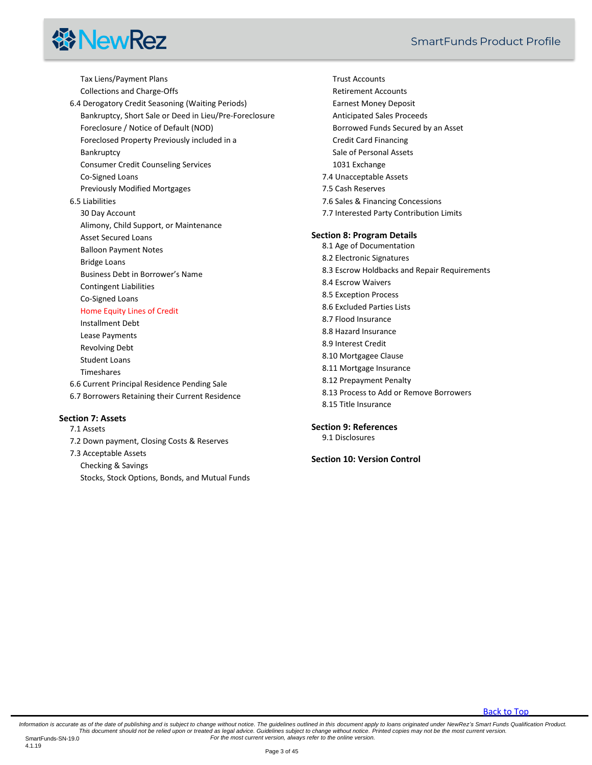- Tax Liens/Payment Plans
- Collections and Charge-Offs

6.4 Derogatory Credit Seasoning (Waiting Periods)

- Bankruptcy, Short Sale or Deed in Lieu/Pre-Foreclosure
- Foreclosure / Notice of Default (NOD)
- Foreclosed Property Previously included in a Bankruptcy
- Consumer Credit Counseling Services
- Co-Signed Loans
- Previously Modified Mortgages

6.5 Liabilities

- 30 Day Account
- Alimony, Child Support, or Maintenance
- Asset Secured Loans
- Balloon Payment Notes
- Bridge Loans
- Business Debt in Borrower's Name
- Contingent Liabilities
- Co-Signed Loans
- Home Equity Lines of Credit
- Installment Debt
- Lease Payments
- Revolving Debt
- Student Loans
- Timeshares

6.6 Current Principal Residence Pending Sale

6.7 Borrowers Retaining their Current Residence

**Section 7: Assets**

7.1 Assets

7.2 Down payment, Closing Costs & Reserves

7.3 Acceptable Assets

- Checking & Savings
- Stocks, Stock Options, Bonds, and Mutual Funds
- Trust Accounts
- Retirement Accounts
- Earnest Money Deposit
- Anticipated Sales Proceeds
- Borrowed Funds Secured by an Asset
- Credit Card Financing
- Sale of Personal Assets
- 1031 Exchange

7.4 Unacceptable Assets

7.5 Cash Reserves

7.6 Sales & Financing Concessions

7.7 Interested Party Contribution Limits

**Section 8: Program Details**

8.1 Age of Documentation

8.2 Electronic Signatures

8.3 Escrow Holdbacks and Repair Requirements

8.4 Escrow Waivers

8.5 Exception Process

8.6 Excluded Parties Lists

8.7 Flood Insurance

8.8 Hazard Insurance

8.9 Interest Credit

8.10 Mortgagee Clause

8.11 Mortgage Insurance

8.12 Prepayment Penalty

8.13 Process to Add or Remove Borrowers

8.15 Title Insurance

**Section 9: References**

9.1 Disclosures

**Section 10: Version Control**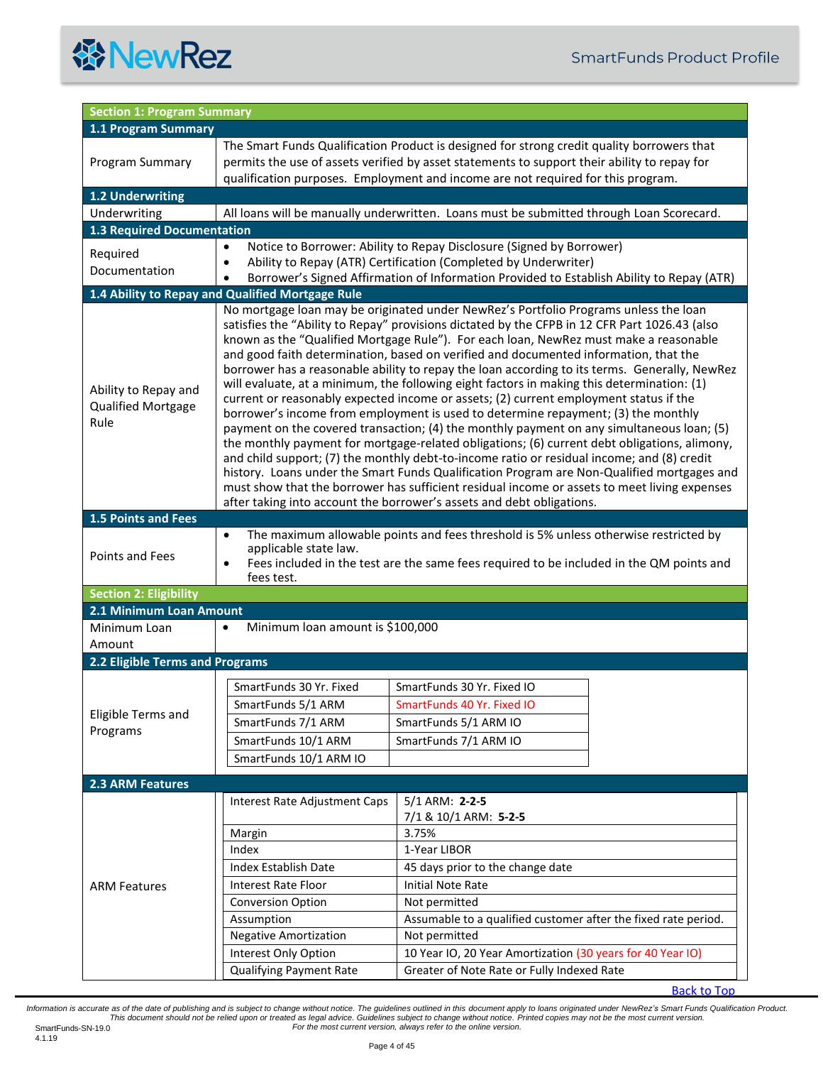## Section 1: Program Summary

### 1.1 Program Summary

| | |
|---|---|
| Program Summary | The Smart Funds Qualification Product is designed for strong credit quality borrowers that permits the use of assets verified by asset statements to support their ability to repay for qualification purposes. Employment and income are not required for this program. |

### 1.2 Underwriting

| | |
|---|---|
| Underwriting | All loans will be manually underwritten. Loans must be submitted through Loan Scorecard. |

### 1.3 Required Documentation

| | |
|---|---|
| Required Documentation | • Notice to Borrower: Ability to Repay Disclosure (Signed by Borrower)<br>• Ability to Repay (ATR) Certification (Completed by Underwriter)<br>• Borrower's Signed Affirmation of Information Provided to Establish Ability to Repay (ATR) |

### 1.4 Ability to Repay and Qualified Mortgage Rule

| | |
|---|---|
| Ability to Repay and Qualified Mortgage Rule | No mortgage loan may be originated under NewRez's Portfolio Programs unless the loan satisfies the "Ability to Repay" provisions dictated by the CFPB in 12 CFR Part 1026.43 (also known as the "Qualified Mortgage Rule"). For each loan, NewRez must make a reasonable and good faith determination, based on verified and documented information, that the borrower has a reasonable ability to repay the loan according to its terms. Generally, NewRez will evaluate, at a minimum, the following eight factors in making this determination: (1) current or reasonably expected income or assets; (2) current employment status if the borrower's income from employment is used to determine repayment; (3) the monthly payment on the covered transaction; (4) the monthly payment on any simultaneous loan; (5) the monthly payment for mortgage-related obligations; (6) current debt obligations, alimony, and child support; (7) the monthly debt-to-income ratio or residual income; and (8) credit history. Loans under the Smart Funds Qualification Program are Non-Qualified mortgages and must show that the borrower has sufficient residual income or assets to meet living expenses after taking into account the borrower's assets and debt obligations. |

### 1.5 Points and Fees

| | |
|---|---|
| Points and Fees | • The maximum allowable points and fees threshold is 5% unless otherwise restricted by applicable state law.<br>• Fees included in the test are the same fees required to be included in the QM points and fees test. |

## Section 2: Eligibility

### 2.1 Minimum Loan Amount

| | |
|---|---|
| Minimum Loan Amount | • Minimum loan amount is $100,000 |

### 2.2 Eligible Terms and Programs

**Eligible Terms and Programs**

| | |
|---|---|
| SmartFunds 30 Yr. Fixed | SmartFunds 30 Yr. Fixed IO |
| SmartFunds 5/1 ARM | SmartFunds 40 Yr. Fixed IO |
| SmartFunds 7/1 ARM | SmartFunds 5/1 ARM IO |
| SmartFunds 10/1 ARM | SmartFunds 7/1 ARM IO |
| SmartFunds 10/1 ARM IO | |

### 2.3 ARM Features

**ARM Features**

| | |
|---|---|
| Interest Rate Adjustment Caps | 5/1 ARM: **2-2-5**<br>7/1 & 10/1 ARM: **5-2-5** |
| Margin | 3.75% |
| Index | 1-Year LIBOR |
| Index Establish Date | 45 days prior to the change date |
| Interest Rate Floor | Initial Note Rate |
| Conversion Option | Not permitted |
| Assumption | Assumable to a qualified customer after the fixed rate period. |
| Negative Amortization | Not permitted |
| Interest Only Option | 10 Year IO, 20 Year Amortization (30 years for 40 Year IO) |
| Qualifying Payment Rate | Greater of Note Rate or Fully Indexed Rate |

Back to Top

*Information is accurate as of the date of publishing and is subject to change without notice. The guidelines outlined in this document apply to loans originated under NewRez's Smart Funds Qualification Product. This document should not be relied upon or treated as legal advice. Guidelines subject to change without notice. Printed copies may not be the most current version. For the most current version, always refer to the online version.*

SmartFunds-SN-19.0
4.1.19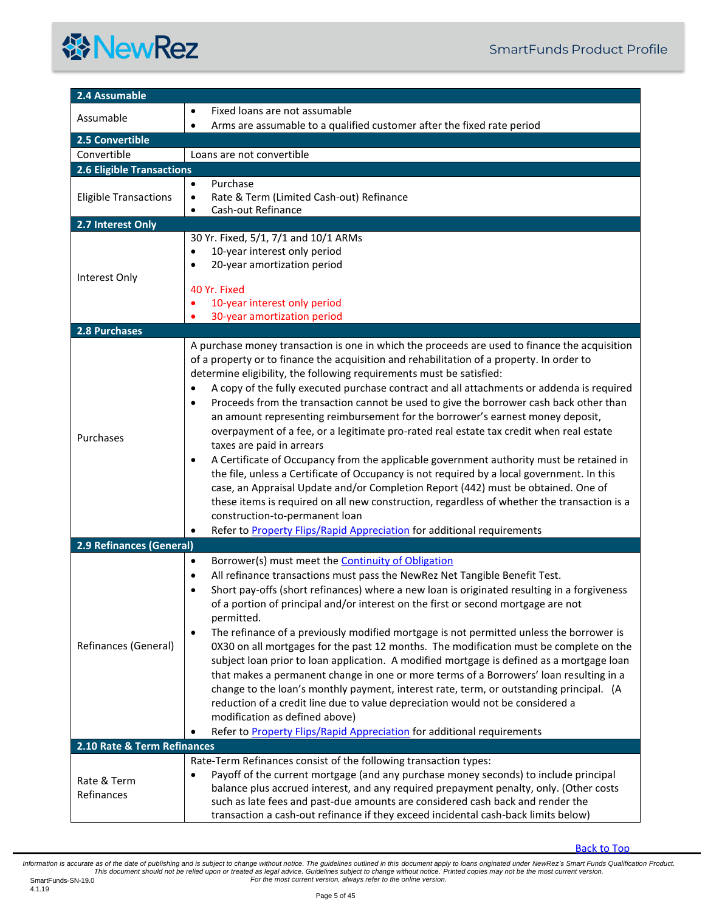| 2.4 Assumable | |
|---|---|
| Assumable | • Fixed loans are not assumable<br>• Arms are assumable to a qualified customer after the fixed rate period |
| **2.5 Convertible** | |
| Convertible | Loans are not convertible |
| **2.6 Eligible Transactions** | |
| Eligible Transactions | • Purchase<br>• Rate & Term (Limited Cash-out) Refinance<br>• Cash-out Refinance |
| **2.7 Interest Only** | |
| Interest Only | 30 Yr. Fixed, 5/1, 7/1 and 10/1 ARMs<br>• 10-year interest only period<br>• 20-year amortization period<br><br>40 Yr. Fixed<br>• 10-year interest only period<br>• 30-year amortization period |
| **2.8 Purchases** | |
| Purchases | A purchase money transaction is one in which the proceeds are used to finance the acquisition of a property or to finance the acquisition and rehabilitation of a property. In order to determine eligibility, the following requirements must be satisfied:<br>• A copy of the fully executed purchase contract and all attachments or addenda is required<br>• Proceeds from the transaction cannot be used to give the borrower cash back other than an amount representing reimbursement for the borrower's earnest money deposit, overpayment of a fee, or a legitimate pro-rated real estate tax credit when real estate taxes are paid in arrears<br>• A Certificate of Occupancy from the applicable government authority must be retained in the file, unless a Certificate of Occupancy is not required by a local government. In this case, an Appraisal Update and/or Completion Report (442) must be obtained. One of these items is required on all new construction, regardless of whether the transaction is a construction-to-permanent loan<br>• Refer to Property Flips/Rapid Appreciation for additional requirements |
| **2.9 Refinances (General)** | |
| Refinances (General) | • Borrower(s) must meet the Continuity of Obligation<br>• All refinance transactions must pass the NewRez Net Tangible Benefit Test.<br>• Short pay-offs (short refinances) where a new loan is originated resulting in a forgiveness of a portion of principal and/or interest on the first or second mortgage are not permitted.<br>• The refinance of a previously modified mortgage is not permitted unless the borrower is 0X30 on all mortgages for the past 12 months. The modification must be complete on the subject loan prior to loan application. A modified mortgage is defined as a mortgage loan that makes a permanent change in one or more terms of a Borrowers' loan resulting in a change to the loan's monthly payment, interest rate, term, or outstanding principal. (A reduction of a credit line due to value depreciation would not be considered a modification as defined above)<br>• Refer to Property Flips/Rapid Appreciation for additional requirements |
| **2.10 Rate & Term Refinances** | |
| Rate & Term Refinances | Rate-Term Refinances consist of the following transaction types:<br>• Payoff of the current mortgage (and any purchase money seconds) to include principal balance plus accrued interest, and any required prepayment penalty, only. (Other costs such as late fees and past-due amounts are considered cash back and render the transaction a cash-out refinance if they exceed incidental cash-back limits below) |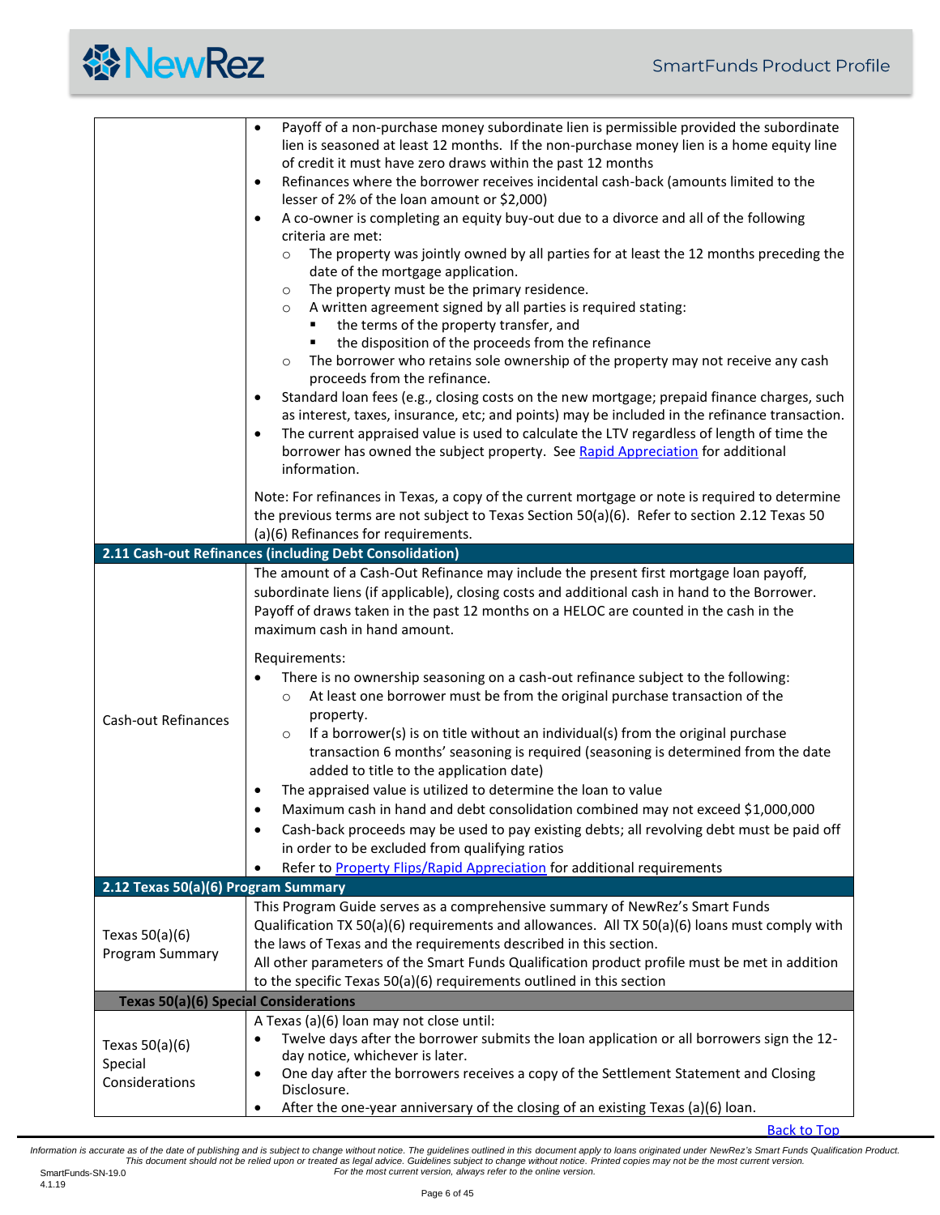| | |
|---|---|
| | • Payoff of a non-purchase money subordinate lien is permissible provided the subordinate lien is seasoned at least 12 months. If the non-purchase money lien is a home equity line of credit it must have zero draws within the past 12 months<br>• Refinances where the borrower receives incidental cash-back (amounts limited to the lesser of 2% of the loan amount or $2,000)<br>• A co-owner is completing an equity buy-out due to a divorce and all of the following criteria are met:<br>  ○ The property was jointly owned by all parties for at least the 12 months preceding the date of the mortgage application.<br>  ○ The property must be the primary residence.<br>  ○ A written agreement signed by all parties is required stating:<br>    ▪ the terms of the property transfer, and<br>    ▪ the disposition of the proceeds from the refinance<br>  ○ The borrower who retains sole ownership of the property may not receive any cash proceeds from the refinance.<br>• Standard loan fees (e.g., closing costs on the new mortgage; prepaid finance charges, such as interest, taxes, insurance, etc; and points) may be included in the refinance transaction.<br>• The current appraised value is used to calculate the LTV regardless of length of time the borrower has owned the subject property. See Rapid Appreciation for additional information.<br><br>Note: For refinances in Texas, a copy of the current mortgage or note is required to determine the previous terms are not subject to Texas Section 50(a)(6). Refer to section 2.12 Texas 50 (a)(6) Refinances for requirements. |
| **2.11 Cash-out Refinances (including Debt Consolidation)** | |
| Cash-out Refinances | The amount of a Cash-Out Refinance may include the present first mortgage loan payoff, subordinate liens (if applicable), closing costs and additional cash in hand to the Borrower. Payoff of draws taken in the past 12 months on a HELOC are counted in the cash in the maximum cash in hand amount.<br><br>Requirements:<br>• There is no ownership seasoning on a cash-out refinance subject to the following:<br>  ○ At least one borrower must be from the original purchase transaction of the property.<br>  ○ If a borrower(s) is on title without an individual(s) from the original purchase transaction 6 months' seasoning is required (seasoning is determined from the date added to title to the application date)<br>• The appraised value is utilized to determine the loan to value<br>• Maximum cash in hand and debt consolidation combined may not exceed $1,000,000<br>• Cash-back proceeds may be used to pay existing debts; all revolving debt must be paid off in order to be excluded from qualifying ratios<br>• Refer to Property Flips/Rapid Appreciation for additional requirements |
| **2.12 Texas 50(a)(6) Program Summary** | |
| Texas 50(a)(6) Program Summary | This Program Guide serves as a comprehensive summary of NewRez's Smart Funds Qualification TX 50(a)(6) requirements and allowances. All TX 50(a)(6) loans must comply with the laws of Texas and the requirements described in this section.<br>All other parameters of the Smart Funds Qualification product profile must be met in addition to the specific Texas 50(a)(6) requirements outlined in this section |
| **Texas 50(a)(6) Special Considerations** | |
| Texas 50(a)(6) Special Considerations | A Texas (a)(6) loan may not close until:<br>• Twelve days after the borrower submits the loan application or all borrowers sign the 12-day notice, whichever is later.<br>• One day after the borrowers receives a copy of the Settlement Statement and Closing Disclosure.<br>• After the one-year anniversary of the closing of an existing Texas (a)(6) loan. |

Back to Top

*Information is accurate as of the date of publishing and is subject to change without notice. The guidelines outlined in this document apply to loans originated under NewRez's Smart Funds Qualification Product. This document should not be relied upon or treated as legal advice. Guidelines subject to change without notice. Printed copies may not be the most current version. For the most current version, always refer to the online version.*

SmartFunds-SN-19.0
4.1.19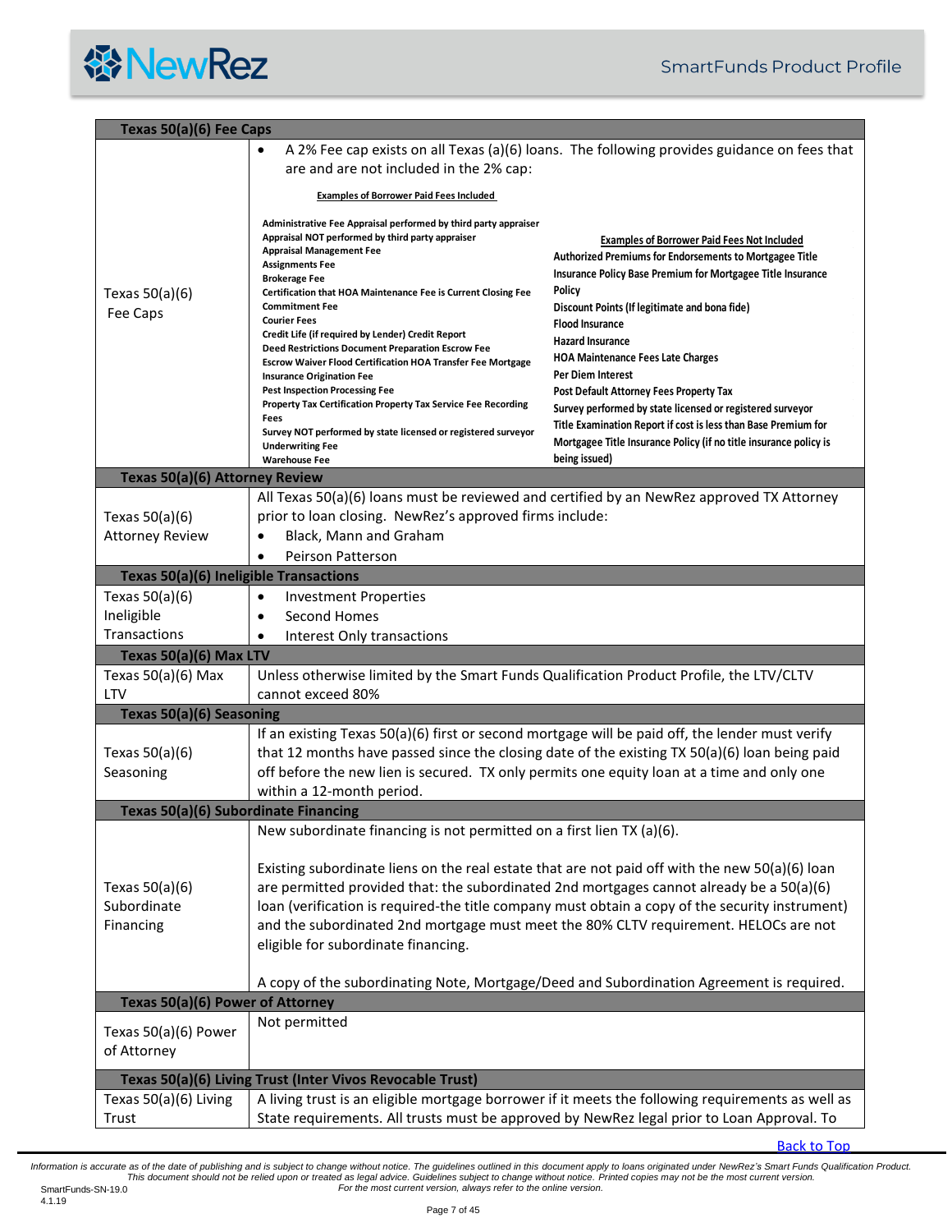| Texas 50(a)(6) Fee Caps | |
|---|---|
| Texas 50(a)(6) Fee Caps | • A 2% Fee cap exists on all Texas (a)(6) loans. The following provides guidance on fees that are and are not included in the 2% cap:<br><br>**Examples of Borrower Paid Fees Included**<br><br>Administrative Fee Appraisal performed by third party appraiser<br>Appraisal NOT performed by third party appraiser<br>Appraisal Management Fee<br>Assignments Fee<br>Brokerage Fee<br>Certification that HOA Maintenance Fee is Current Closing Fee<br>Commitment Fee<br>Courier Fees<br>Credit Life (if required by Lender) Credit Report<br>Deed Restrictions Document Preparation Escrow Fee<br>Escrow Waiver Flood Certification HOA Transfer Fee Mortgage Insurance Origination Fee<br>Pest Inspection Processing Fee<br>Property Tax Certification Property Tax Service Fee Recording Fees<br>Survey NOT performed by state licensed or registered surveyor<br>Underwriting Fee<br>Warehouse Fee<br><br>**Examples of Borrower Paid Fees Not Included**<br><br>Authorized Premiums for Endorsements to Mortgagee Title Insurance Policy Base Premium for Mortgagee Title Insurance Policy<br>Discount Points (If legitimate and bona fide)<br>Flood Insurance<br>Hazard Insurance<br>HOA Maintenance Fees Late Charges<br>Per Diem Interest<br>Post Default Attorney Fees Property Tax<br>Survey performed by state licensed or registered surveyor<br>Title Examination Report if cost is less than Base Premium for Mortgagee Title Insurance Policy (if no title insurance policy is being issued) |
| **Texas 50(a)(6) Attorney Review** | |
| Texas 50(a)(6) Attorney Review | All Texas 50(a)(6) loans must be reviewed and certified by an NewRez approved TX Attorney prior to loan closing. NewRez's approved firms include:<br>• Black, Mann and Graham<br>• Peirson Patterson |
| **Texas 50(a)(6) Ineligible Transactions** | |
| Texas 50(a)(6) Ineligible Transactions | • Investment Properties<br>• Second Homes<br>• Interest Only transactions |
| **Texas 50(a)(6) Max LTV** | |
| Texas 50(a)(6) Max LTV | Unless otherwise limited by the Smart Funds Qualification Product Profile, the LTV/CLTV cannot exceed 80% |
| **Texas 50(a)(6) Seasoning** | |
| Texas 50(a)(6) Seasoning | If an existing Texas 50(a)(6) first or second mortgage will be paid off, the lender must verify that 12 months have passed since the closing date of the existing TX 50(a)(6) loan being paid off before the new lien is secured. TX only permits one equity loan at a time and only one within a 12-month period. |
| **Texas 50(a)(6) Subordinate Financing** | |
| Texas 50(a)(6) Subordinate Financing | New subordinate financing is not permitted on a first lien TX (a)(6).<br><br>Existing subordinate liens on the real estate that are not paid off with the new 50(a)(6) loan are permitted provided that: the subordinated 2nd mortgages cannot already be a 50(a)(6) loan (verification is required-the title company must obtain a copy of the security instrument) and the subordinated 2nd mortgage must meet the 80% CLTV requirement. HELOCs are not eligible for subordinate financing.<br><br>A copy of the subordinating Note, Mortgage/Deed and Subordination Agreement is required. |
| **Texas 50(a)(6) Power of Attorney** | |
| Texas 50(a)(6) Power of Attorney | Not permitted |
| **Texas 50(a)(6) Living Trust (Inter Vivos Revocable Trust)** | |
| Texas 50(a)(6) Living Trust | A living trust is an eligible mortgage borrower if it meets the following requirements as well as State requirements. All trusts must be approved by NewRez legal prior to Loan Approval. To |

Back to Top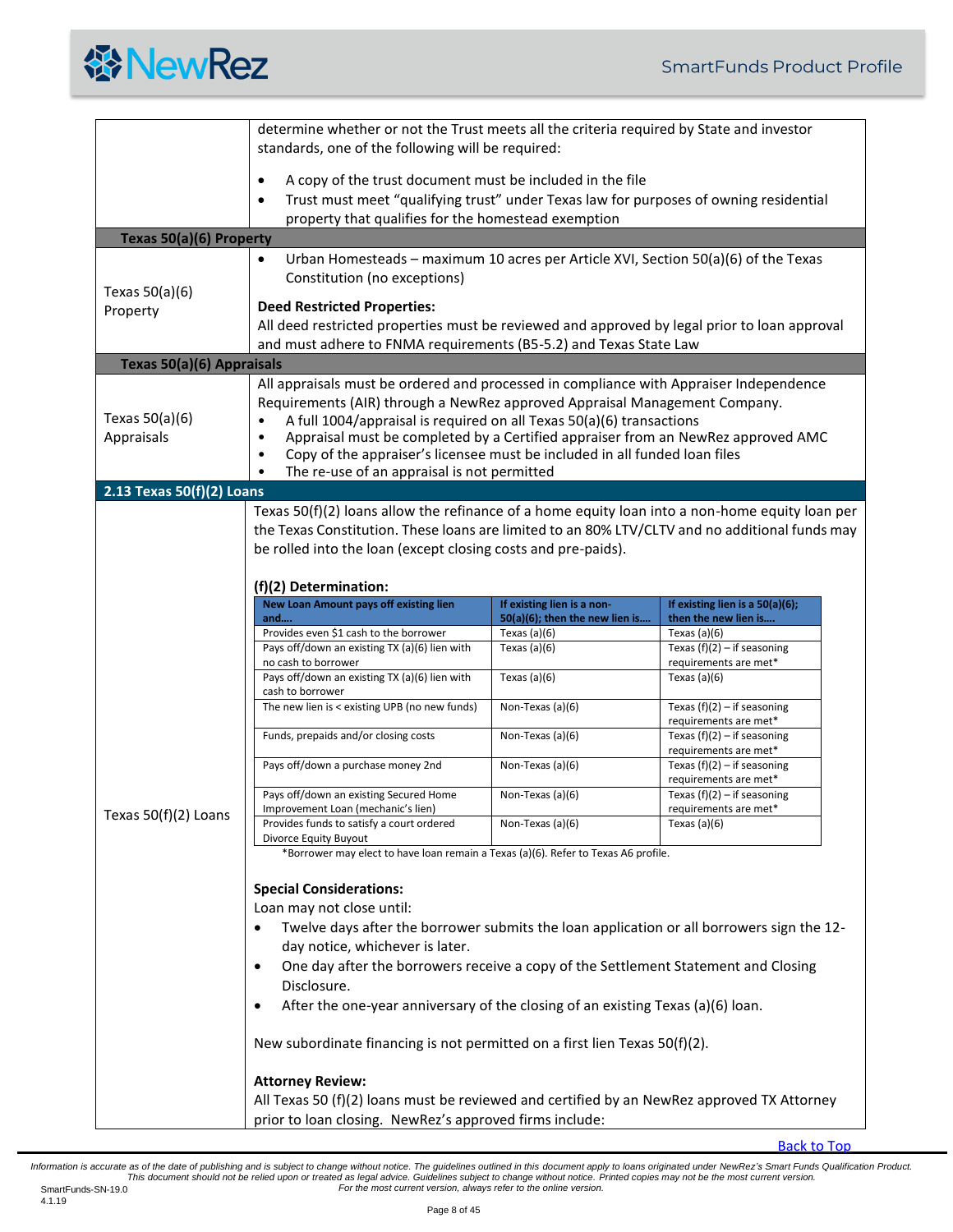determine whether or not the Trust meets all the criteria required by State and investor standards, one of the following will be required:

- A copy of the trust document must be included in the file
- Trust must meet "qualifying trust" under Texas law for purposes of owning residential property that qualifies for the homestead exemption

**Texas 50(a)(6) Property**

Texas 50(a)(6) Property

- Urban Homesteads – maximum 10 acres per Article XVI, Section 50(a)(6) of the Texas Constitution (no exceptions)

**Deed Restricted Properties:**
All deed restricted properties must be reviewed and approved by legal prior to loan approval and must adhere to FNMA requirements (B5-5.2) and Texas State Law

**Texas 50(a)(6) Appraisals**

Texas 50(a)(6) Appraisals

All appraisals must be ordered and processed in compliance with Appraiser Independence Requirements (AIR) through a NewRez approved Appraisal Management Company.

- A full 1004/appraisal is required on all Texas 50(a)(6) transactions
- Appraisal must be completed by a Certified appraiser from an NewRez approved AMC
- Copy of the appraiser's licensee must be included in all funded loan files
- The re-use of an appraisal is not permitted

## 2.13 Texas 50(f)(2) Loans

Texas 50(f)(2) Loans

Texas 50(f)(2) loans allow the refinance of a home equity loan into a non-home equity loan per the Texas Constitution. These loans are limited to an 80% LTV/CLTV and no additional funds may be rolled into the loan (except closing costs and pre-paids).

**(f)(2) Determination:**

| New Loan Amount pays off existing lien and…. | If existing lien is a non-50(a)(6); then the new lien is…. | If existing lien is a 50(a)(6); then the new lien is…. |
|---|---|---|
| Provides even $1 cash to the borrower | Texas (a)(6) | Texas (a)(6) |
| Pays off/down an existing TX (a)(6) lien with no cash to borrower | Texas (a)(6) | Texas (f)(2) – if seasoning requirements are met* |
| Pays off/down an existing TX (a)(6) lien with cash to borrower | Texas (a)(6) | Texas (a)(6) |
| The new lien is < existing UPB (no new funds) | Non-Texas (a)(6) | Texas (f)(2) – if seasoning requirements are met* |
| Funds, prepaids and/or closing costs | Non-Texas (a)(6) | Texas (f)(2) – if seasoning requirements are met* |
| Pays off/down a purchase money 2nd | Non-Texas (a)(6) | Texas (f)(2) – if seasoning requirements are met* |
| Pays off/down an existing Secured Home Improvement Loan (mechanic's lien) | Non-Texas (a)(6) | Texas (f)(2) – if seasoning requirements are met* |
| Provides funds to satisfy a court ordered Divorce Equity Buyout | Non-Texas (a)(6) | Texas (a)(6) |

*Borrower may elect to have loan remain a Texas (a)(6). Refer to Texas A6 profile.

**Special Considerations:**
Loan may not close until:

- Twelve days after the borrower submits the loan application or all borrowers sign the 12-day notice, whichever is later.
- One day after the borrowers receive a copy of the Settlement Statement and Closing Disclosure.
- After the one-year anniversary of the closing of an existing Texas (a)(6) loan.

New subordinate financing is not permitted on a first lien Texas 50(f)(2).

**Attorney Review:**
All Texas 50 (f)(2) loans must be reviewed and certified by an NewRez approved TX Attorney prior to loan closing. NewRez's approved firms include: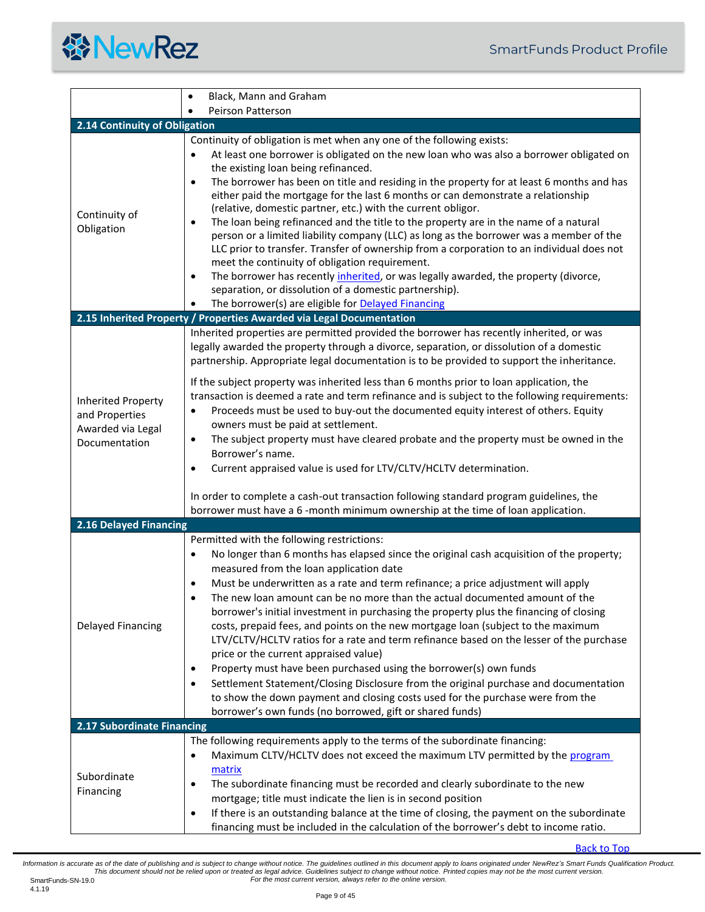| | |
|---|---|
| | • Black, Mann and Graham<br>• Peirson Patterson |

## 2.14 Continuity of Obligation

| | |
|---|---|
| Continuity of Obligation | Continuity of obligation is met when any one of the following exists:<br>• At least one borrower is obligated on the new loan who was also a borrower obligated on the existing loan being refinanced.<br>• The borrower has been on title and residing in the property for at least 6 months and has either paid the mortgage for the last 6 months or can demonstrate a relationship (relative, domestic partner, etc.) with the current obligor.<br>• The loan being refinanced and the title to the property are in the name of a natural person or a limited liability company (LLC) as long as the borrower was a member of the LLC prior to transfer. Transfer of ownership from a corporation to an individual does not meet the continuity of obligation requirement.<br>• The borrower has recently inherited, or was legally awarded, the property (divorce, separation, or dissolution of a domestic partnership).<br>• The borrower(s) are eligible for Delayed Financing |

## 2.15 Inherited Property / Properties Awarded via Legal Documentation

| | |
|---|---|
| Inherited Property and Properties Awarded via Legal Documentation | Inherited properties are permitted provided the borrower has recently inherited, or was legally awarded the property through a divorce, separation, or dissolution of a domestic partnership. Appropriate legal documentation is to be provided to support the inheritance.<br><br>If the subject property was inherited less than 6 months prior to loan application, the transaction is deemed a rate and term refinance and is subject to the following requirements:<br>• Proceeds must be used to buy-out the documented equity interest of others. Equity owners must be paid at settlement.<br>• The subject property must have cleared probate and the property must be owned in the Borrower's name.<br>• Current appraised value is used for LTV/CLTV/HCLTV determination.<br><br>In order to complete a cash-out transaction following standard program guidelines, the borrower must have a 6 -month minimum ownership at the time of loan application. |

## 2.16 Delayed Financing

| | |
|---|---|
| Delayed Financing | Permitted with the following restrictions:<br>• No longer than 6 months has elapsed since the original cash acquisition of the property; measured from the loan application date<br>• Must be underwritten as a rate and term refinance; a price adjustment will apply<br>• The new loan amount can be no more than the actual documented amount of the borrower's initial investment in purchasing the property plus the financing of closing costs, prepaid fees, and points on the new mortgage loan (subject to the maximum LTV/CLTV/HCLTV ratios for a rate and term refinance based on the lesser of the purchase price or the current appraised value)<br>• Property must have been purchased using the borrower(s) own funds<br>• Settlement Statement/Closing Disclosure from the original purchase and documentation to show the down payment and closing costs used for the purchase were from the borrower's own funds (no borrowed, gift or shared funds) |

## 2.17 Subordinate Financing

| | |
|---|---|
| Subordinate Financing | The following requirements apply to the terms of the subordinate financing:<br>• Maximum CLTV/HCLTV does not exceed the maximum LTV permitted by the program matrix<br>• The subordinate financing must be recorded and clearly subordinate to the new mortgage; title must indicate the lien is in second position<br>• If there is an outstanding balance at the time of closing, the payment on the subordinate financing must be included in the calculation of the borrower's debt to income ratio. |

Back to Top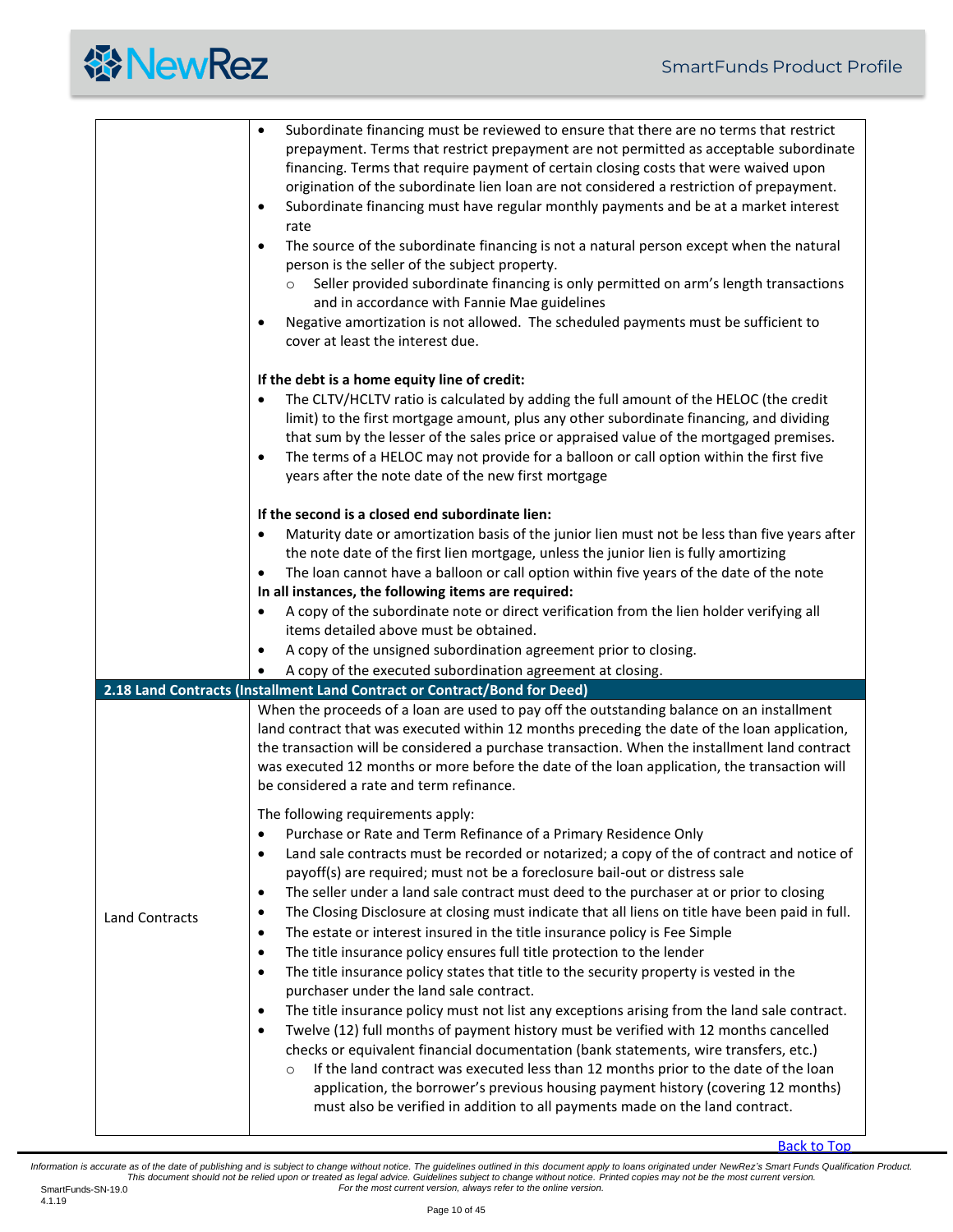| | |
|---|---|
| | • Subordinate financing must be reviewed to ensure that there are no terms that restrict prepayment. Terms that restrict prepayment are not permitted as acceptable subordinate financing. Terms that require payment of certain closing costs that were waived upon origination of the subordinate lien loan are not considered a restriction of prepayment.<br>• Subordinate financing must have regular monthly payments and be at a market interest rate<br>• The source of the subordinate financing is not a natural person except when the natural person is the seller of the subject property.<br>  ○ Seller provided subordinate financing is only permitted on arm's length transactions and in accordance with Fannie Mae guidelines<br>• Negative amortization is not allowed. The scheduled payments must be sufficient to cover at least the interest due.<br><br>**If the debt is a home equity line of credit:**<br>• The CLTV/HCLTV ratio is calculated by adding the full amount of the HELOC (the credit limit) to the first mortgage amount, plus any other subordinate financing, and dividing that sum by the lesser of the sales price or appraised value of the mortgaged premises.<br>• The terms of a HELOC may not provide for a balloon or call option within the first five years after the note date of the new first mortgage<br><br>**If the second is a closed end subordinate lien:**<br>• Maturity date or amortization basis of the junior lien must not be less than five years after the note date of the first lien mortgage, unless the junior lien is fully amortizing<br>• The loan cannot have a balloon or call option within five years of the date of the note<br>**In all instances, the following items are required:**<br>• A copy of the subordinate note or direct verification from the lien holder verifying all items detailed above must be obtained.<br>• A copy of the unsigned subordination agreement prior to closing.<br>• A copy of the executed subordination agreement at closing. |
| **2.18 Land Contracts (Installment Land Contract or Contract/Bond for Deed)** | |
| Land Contracts | When the proceeds of a loan are used to pay off the outstanding balance on an installment land contract that was executed within 12 months preceding the date of the loan application, the transaction will be considered a purchase transaction. When the installment land contract was executed 12 months or more before the date of the loan application, the transaction will be considered a rate and term refinance.<br><br>The following requirements apply:<br>• Purchase or Rate and Term Refinance of a Primary Residence Only<br>• Land sale contracts must be recorded or notarized; a copy of the contract and notice of payoff(s) are required; must not be a foreclosure bail-out or distress sale<br>• The seller under a land sale contract must deed to the purchaser at or prior to closing<br>• The Closing Disclosure at closing must indicate that all liens on title have been paid in full.<br>• The estate or interest insured in the title insurance policy is Fee Simple<br>• The title insurance policy ensures full title protection to the lender<br>• The title insurance policy states that title to the security property is vested in the purchaser under the land sale contract.<br>• The title insurance policy must not list any exceptions arising from the land sale contract.<br>• Twelve (12) full months of payment history must be verified with 12 months cancelled checks or equivalent financial documentation (bank statements, wire transfers, etc.)<br>  ○ If the land contract was executed less than 12 months prior to the date of the loan application, the borrower's previous housing payment history (covering 12 months) must also be verified in addition to all payments made on the land contract. |

Back to Top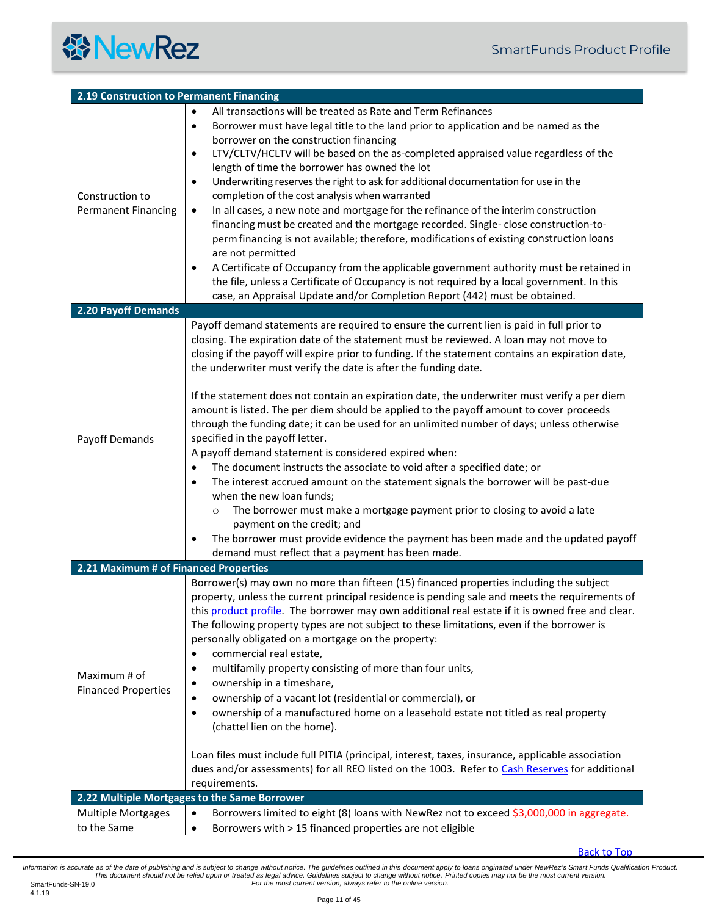## 2.19 Construction to Permanent Financing

| | |
|---|---|
| Construction to Permanent Financing | • All transactions will be treated as Rate and Term Refinances<br>• Borrower must have legal title to the land prior to application and be named as the borrower on the construction financing<br>• LTV/CLTV/HCLTV will be based on the as-completed appraised value regardless of the length of time the borrower has owned the lot<br>• Underwriting reserves the right to ask for additional documentation for use in the completion of the cost analysis when warranted<br>• In all cases, a new note and mortgage for the refinance of the interim construction financing must be created and the mortgage recorded. Single- close construction-to-perm financing is not available; therefore, modifications of existing construction loans are not permitted<br>• A Certificate of Occupancy from the applicable government authority must be retained in the file, unless a Certificate of Occupancy is not required by a local government. In this case, an Appraisal Update and/or Completion Report (442) must be obtained. |

## 2.20 Payoff Demands

| | |
|---|---|
| Payoff Demands | Payoff demand statements are required to ensure the current lien is paid in full prior to closing. The expiration date of the statement must be reviewed. A loan may not move to closing if the payoff will expire prior to funding. If the statement contains an expiration date, the underwriter must verify the date is after the funding date.<br><br>If the statement does not contain an expiration date, the underwriter must verify a per diem amount is listed. The per diem should be applied to the payoff amount to cover proceeds through the funding date; it can be used for an unlimited number of days; unless otherwise specified in the payoff letter.<br>A payoff demand statement is considered expired when:<br>• The document instructs the associate to void after a specified date; or<br>• The interest accrued amount on the statement signals the borrower will be past-due when the new loan funds;<br>  ○ The borrower must make a mortgage payment prior to closing to avoid a late payment on the credit; and<br>• The borrower must provide evidence the payment has been made and the updated payoff demand must reflect that a payment has been made. |

## 2.21 Maximum # of Financed Properties

| | |
|---|---|
| Maximum # of Financed Properties | Borrower(s) may own no more than fifteen (15) financed properties including the subject property, unless the current principal residence is pending sale and meets the requirements of this product profile. The borrower may own additional real estate if it is owned free and clear. The following property types are not subject to these limitations, even if the borrower is personally obligated on a mortgage on the property:<br>• commercial real estate,<br>• multifamily property consisting of more than four units,<br>• ownership in a timeshare,<br>• ownership of a vacant lot (residential or commercial), or<br>• ownership of a manufactured home on a leasehold estate not titled as real property (chattel lien on the home).<br><br>Loan files must include full PITIA (principal, interest, taxes, insurance, applicable association dues and/or assessments) for all REO listed on the 1003. Refer to Cash Reserves for additional requirements. |

## 2.22 Multiple Mortgages to the Same Borrower

| | |
|---|---|
| Multiple Mortgages to the Same | • Borrowers limited to eight (8) loans with NewRez not to exceed $3,000,000 in aggregate.<br>• Borrowers with > 15 financed properties are not eligible |

Back to Top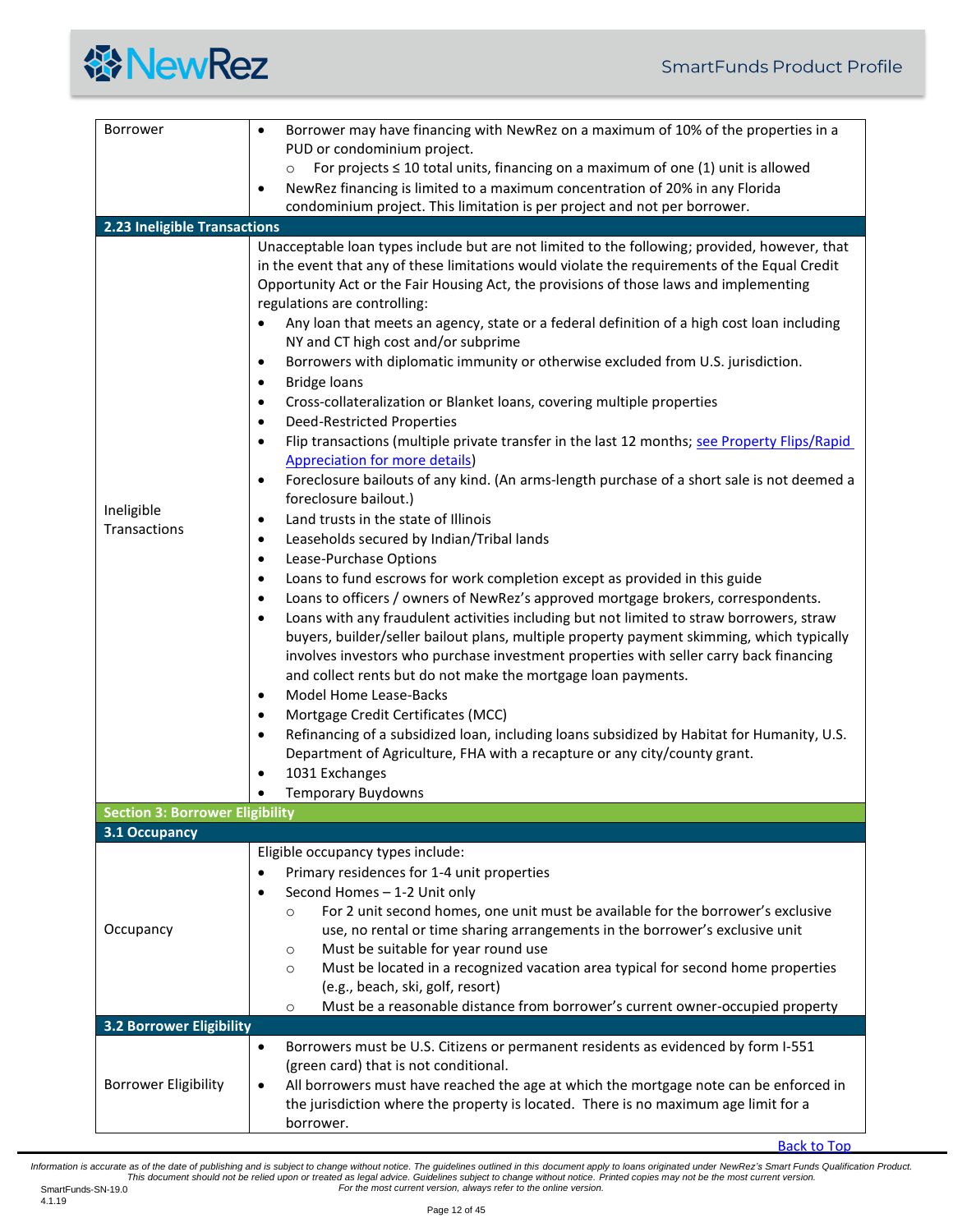| | |
|---|---|
| Borrower | • Borrower may have financing with NewRez on a maximum of 10% of the properties in a PUD or condominium project.<br>&nbsp;&nbsp;&nbsp;&nbsp;○ For projects ≤ 10 total units, financing on a maximum of one (1) unit is allowed<br>• NewRez financing is limited to a maximum concentration of 20% in any Florida condominium project. This limitation is per project and not per borrower. |

**2.23 Ineligible Transactions**

| | |
|---|---|
| Ineligible Transactions | Unacceptable loan types include but are not limited to the following; provided, however, that in the event that any of these limitations would violate the requirements of the Equal Credit Opportunity Act or the Fair Housing Act, the provisions of those laws and implementing regulations are controlling:<br>• Any loan that meets an agency, state or a federal definition of a high cost loan including NY and CT high cost and/or subprime<br>• Borrowers with diplomatic immunity or otherwise excluded from U.S. jurisdiction.<br>• Bridge loans<br>• Cross-collateralization or Blanket loans, covering multiple properties<br>• Deed-Restricted Properties<br>• Flip transactions (multiple private transfer in the last 12 months; see Property Flips/Rapid Appreciation for more details)<br>• Foreclosure bailouts of any kind. (An arms-length purchase of a short sale is not deemed a foreclosure bailout.)<br>• Land trusts in the state of Illinois<br>• Leaseholds secured by Indian/Tribal lands<br>• Lease-Purchase Options<br>• Loans to fund escrows for work completion except as provided in this guide<br>• Loans to officers / owners of NewRez's approved mortgage brokers, correspondents.<br>• Loans with any fraudulent activities including but not limited to straw borrowers, straw buyers, builder/seller bailout plans, multiple property payment skimming, which typically involves investors who purchase investment properties with seller carry back financing and collect rents but do not make the mortgage loan payments.<br>• Model Home Lease-Backs<br>• Mortgage Credit Certificates (MCC)<br>• Refinancing of a subsidized loan, including loans subsidized by Habitat for Humanity, U.S. Department of Agriculture, FHA with a recapture or any city/county grant.<br>• 1031 Exchanges<br>• Temporary Buydowns |

## Section 3: Borrower Eligibility

**3.1 Occupancy**

| | |
|---|---|
| Occupancy | Eligible occupancy types include:<br>• Primary residences for 1-4 unit properties<br>• Second Homes – 1-2 Unit only<br>&nbsp;&nbsp;&nbsp;&nbsp;○ For 2 unit second homes, one unit must be available for the borrower's exclusive use, no rental or time sharing arrangements in the borrower's exclusive unit<br>&nbsp;&nbsp;&nbsp;&nbsp;○ Must be suitable for year round use<br>&nbsp;&nbsp;&nbsp;&nbsp;○ Must be located in a recognized vacation area typical for second home properties (e.g., beach, ski, golf, resort)<br>&nbsp;&nbsp;&nbsp;&nbsp;○ Must be a reasonable distance from borrower's current owner-occupied property |

**3.2 Borrower Eligibility**

| | |
|---|---|
| Borrower Eligibility | • Borrowers must be U.S. Citizens or permanent residents as evidenced by form I-551 (green card) that is not conditional.<br>• All borrowers must have reached the age at which the mortgage note can be enforced in the jurisdiction where the property is located. There is no maximum age limit for a borrower. |

Back to Top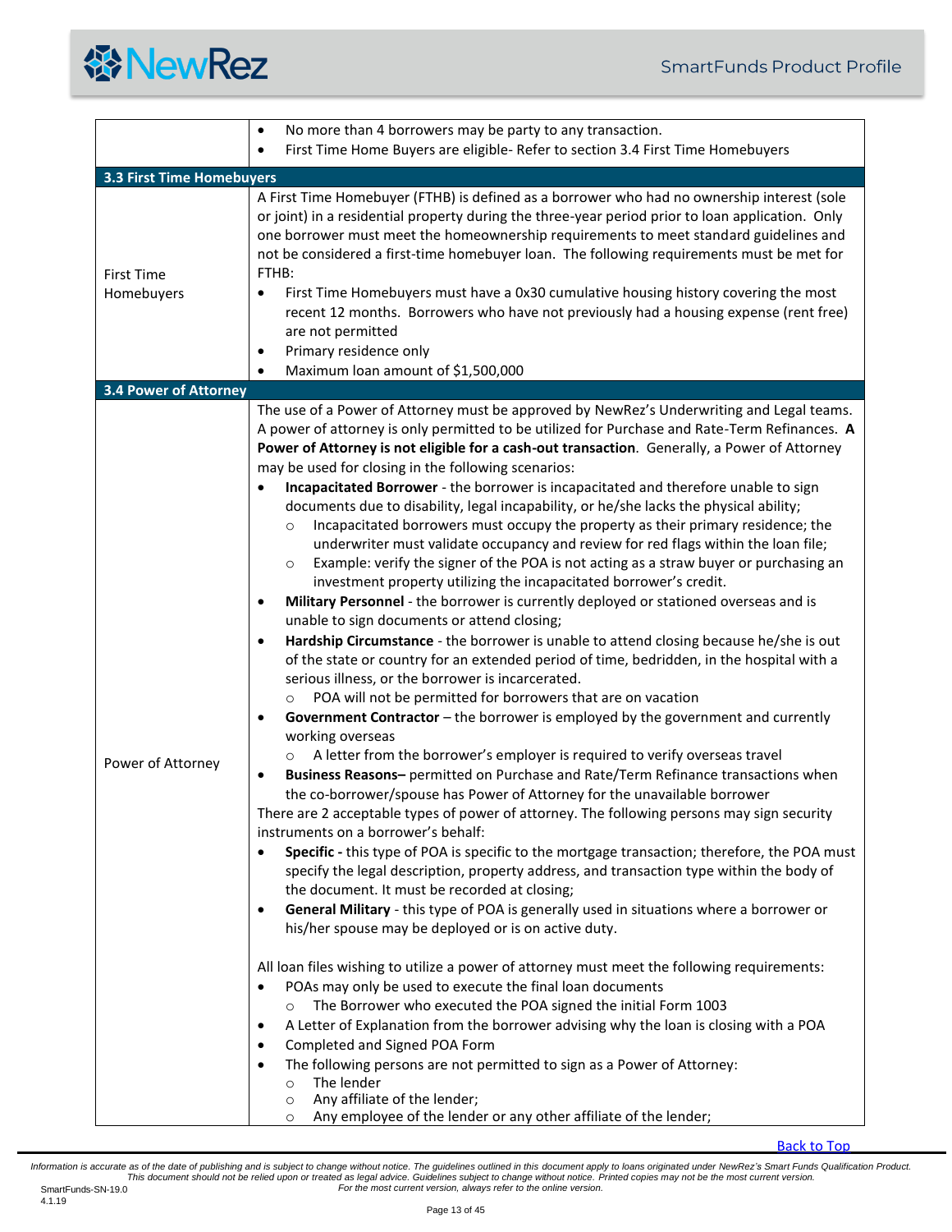| | |
|---|---|
| | • No more than 4 borrowers may be party to any transaction.<br>• First Time Home Buyers are eligible- Refer to section 3.4 First Time Homebuyers |

**3.3 First Time Homebuyers**

| | |
|---|---|
| First Time Homebuyers | A First Time Homebuyer (FTHB) is defined as a borrower who had no ownership interest (sole or joint) in a residential property during the three-year period prior to loan application. Only one borrower must meet the homeownership requirements to meet standard guidelines and not be considered a first-time homebuyer loan. The following requirements must be met for FTHB:<br>• First Time Homebuyers must have a 0x30 cumulative housing history covering the most recent 12 months. Borrowers who have not previously had a housing expense (rent free) are not permitted<br>• Primary residence only<br>• Maximum loan amount of $1,500,000 |

**3.4 Power of Attorney**

| | |
|---|---|
| Power of Attorney | The use of a Power of Attorney must be approved by NewRez's Underwriting and Legal teams. A power of attorney is only permitted to be utilized for Purchase and Rate-Term Refinances. **A Power of Attorney is not eligible for a cash-out transaction**. Generally, a Power of Attorney may be used for closing in the following scenarios:<br>• **Incapacitated Borrower** - the borrower is incapacitated and therefore unable to sign documents due to disability, legal incapability, or he/she lacks the physical ability;<br>&nbsp;&nbsp;&nbsp;&nbsp;○ Incapacitated borrowers must occupy the property as their primary residence; the underwriter must validate occupancy and review for red flags within the loan file;<br>&nbsp;&nbsp;&nbsp;&nbsp;○ Example: verify the signer of the POA is not acting as a straw buyer or purchasing an investment property utilizing the incapacitated borrower's credit.<br>• **Military Personnel** - the borrower is currently deployed or stationed overseas and is unable to sign documents or attend closing;<br>• **Hardship Circumstance** - the borrower is unable to attend closing because he/she is out of the state or country for an extended period of time, bedridden, in the hospital with a serious illness, or the borrower is incarcerated.<br>&nbsp;&nbsp;&nbsp;&nbsp;○ POA will not be permitted for borrowers that are on vacation<br>• **Government Contractor** – the borrower is employed by the government and currently working overseas<br>&nbsp;&nbsp;&nbsp;&nbsp;○ A letter from the borrower's employer is required to verify overseas travel<br>• **Business Reasons–** permitted on Purchase and Rate/Term Refinance transactions when the co-borrower/spouse has Power of Attorney for the unavailable borrower<br>There are 2 acceptable types of power of attorney. The following persons may sign security instruments on a borrower's behalf:<br>• **Specific -** this type of POA is specific to the mortgage transaction; therefore, the POA must specify the legal description, property address, and transaction type within the body of the document. It must be recorded at closing;<br>• **General Military** - this type of POA is generally used in situations where a borrower or his/her spouse may be deployed or is on active duty.<br><br>All loan files wishing to utilize a power of attorney must meet the following requirements:<br>• POAs may only be used to execute the final loan documents<br>&nbsp;&nbsp;&nbsp;&nbsp;○ The Borrower who executed the POA signed the initial Form 1003<br>• A Letter of Explanation from the borrower advising why the loan is closing with a POA<br>• Completed and Signed POA Form<br>• The following persons are not permitted to sign as a Power of Attorney:<br>&nbsp;&nbsp;&nbsp;&nbsp;○ The lender<br>&nbsp;&nbsp;&nbsp;&nbsp;○ Any affiliate of the lender;<br>&nbsp;&nbsp;&nbsp;&nbsp;○ Any employee of the lender or any other affiliate of the lender; |

Back to Top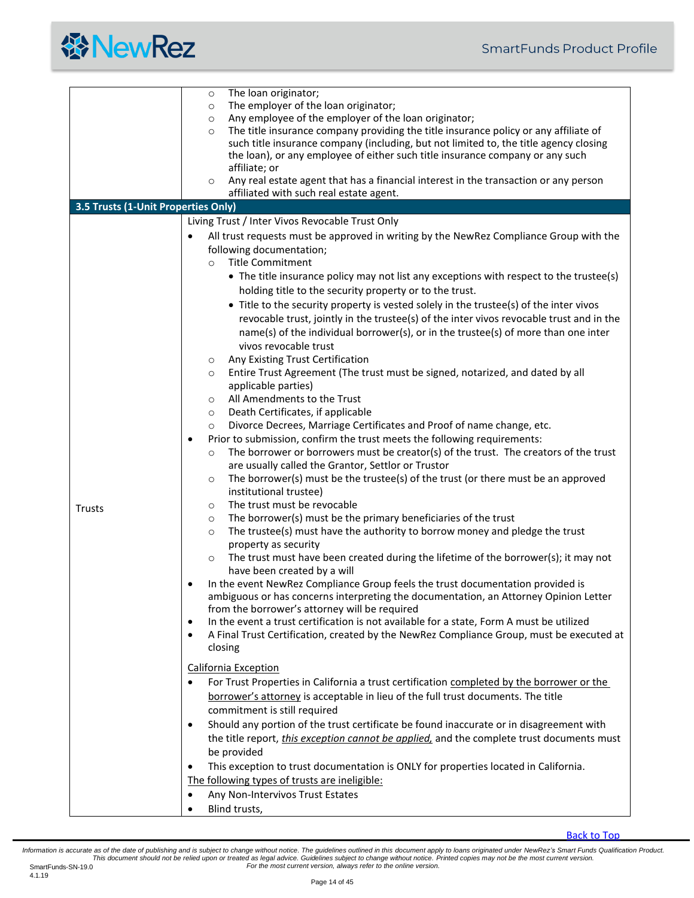|  |  |
|---|---|
|  | ○ The loan originator;<br>○ The employer of the loan originator;<br>○ Any employee of the employer of the loan originator;<br>○ The title insurance company providing the title insurance policy or any affiliate of such title insurance company (including, but not limited to, the title agency closing the loan), or any employee of either such title insurance company or any such affiliate; or<br>○ Any real estate agent that has a financial interest in the transaction or any person affiliated with such real estate agent. |
| **3.5 Trusts (1-Unit Properties Only)** |  |
| Trusts | Living Trust / Inter Vivos Revocable Trust Only<br>• All trust requests must be approved in writing by the NewRez Compliance Group with the following documentation;<br>○ Title Commitment<br>• The title insurance policy may not list any exceptions with respect to the trustee(s) holding title to the security property or to the trust.<br>• Title to the security property is vested solely in the trustee(s) of the inter vivos revocable trust, jointly in the trustee(s) of the inter vivos revocable trust and in the name(s) of the individual borrower(s), or in the trustee(s) of more than one inter vivos revocable trust<br>○ Any Existing Trust Certification<br>○ Entire Trust Agreement (The trust must be signed, notarized, and dated by all applicable parties)<br>○ All Amendments to the Trust<br>○ Death Certificates, if applicable<br>○ Divorce Decrees, Marriage Certificates and Proof of name change, etc.<br>• Prior to submission, confirm the trust meets the following requirements:<br>○ The borrower or borrowers must be creator(s) of the trust. The creators of the trust are usually called the Grantor, Settlor or Trustor<br>○ The borrower(s) must be the trustee(s) of the trust (or there must be an approved institutional trustee)<br>○ The trust must be revocable<br>○ The borrower(s) must be the primary beneficiaries of the trust<br>○ The trustee(s) must have the authority to borrow money and pledge the trust property as security<br>○ The trust must have been created during the lifetime of the borrower(s); it may not have been created by a will<br>• In the event NewRez Compliance Group feels the trust documentation provided is ambiguous or has concerns interpreting the documentation, an Attorney Opinion Letter from the borrower's attorney will be required<br>• In the event a trust certification is not available for a state, Form A must be utilized<br>• A Final Trust Certification, created by the NewRez Compliance Group, must be executed at closing<br><br><u>California Exception</u><br>• For Trust Properties in California a trust certification <u>completed by the borrower or the borrower's attorney</u> is acceptable in lieu of the full trust documents. The title commitment is still required<br>• Should any portion of the trust certificate be found inaccurate or in disagreement with the title report, <u>*this exception cannot be applied,*</u> and the complete trust documents must be provided<br>• This exception to trust documentation is ONLY for properties located in California.<br><u>The following types of trusts are ineligible:</u><br>• Any Non-Intervivos Trust Estates<br>• Blind trusts, |

Back to Top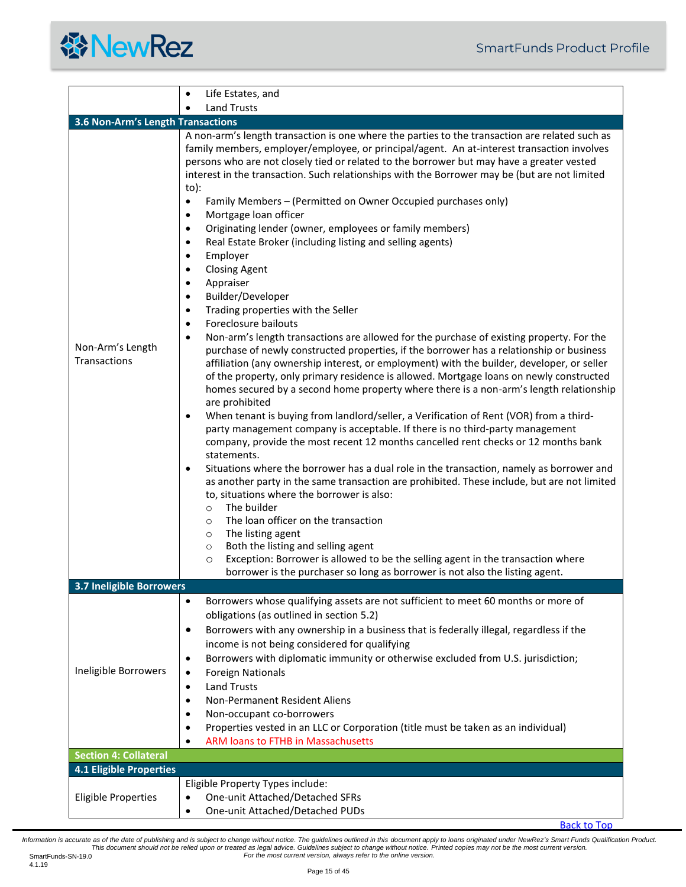| | |
|---|---|
| | • Life Estates, and<br>• Land Trusts |

### 3.6 Non-Arm's Length Transactions

| | |
|---|---|
| Non-Arm's Length Transactions | A non-arm's length transaction is one where the parties to the transaction are related such as family members, employer/employee, or principal/agent. An at-interest transaction involves persons who are not closely tied or related to the borrower but may have a greater vested interest in the transaction. Such relationships with the Borrower may be (but are not limited to):<br>• Family Members – (Permitted on Owner Occupied purchases only)<br>• Mortgage loan officer<br>• Originating lender (owner, employees or family members)<br>• Real Estate Broker (including listing and selling agents)<br>• Employer<br>• Closing Agent<br>• Appraiser<br>• Builder/Developer<br>• Trading properties with the Seller<br>• Foreclosure bailouts<br>• Non-arm's length transactions are allowed for the purchase of existing property. For the purchase of newly constructed properties, if the borrower has a relationship or business affiliation (any ownership interest, or employment) with the builder, developer, or seller of the property, only primary residence is allowed. Mortgage loans on newly constructed homes secured by a second home property where there is a non-arm's length relationship are prohibited<br>• When tenant is buying from landlord/seller, a Verification of Rent (VOR) from a third-party management company is acceptable. If there is no third-party management company, provide the most recent 12 months cancelled rent checks or 12 months bank statements.<br>• Situations where the borrower has a dual role in the transaction, namely as borrower and as another party in the same transaction are prohibited. These include, but are not limited to, situations where the borrower is also:<br>&nbsp;&nbsp;○ The builder<br>&nbsp;&nbsp;○ The loan officer on the transaction<br>&nbsp;&nbsp;○ The listing agent<br>&nbsp;&nbsp;○ Both the listing and selling agent<br>&nbsp;&nbsp;○ Exception: Borrower is allowed to be the selling agent in the transaction where borrower is the purchaser so long as borrower is not also the listing agent. |

### 3.7 Ineligible Borrowers

| | |
|---|---|
| Ineligible Borrowers | • Borrowers whose qualifying assets are not sufficient to meet 60 months or more of obligations (as outlined in section 5.2)<br>• Borrowers with any ownership in a business that is federally illegal, regardless if the income is not being considered for qualifying<br>• Borrowers with diplomatic immunity or otherwise excluded from U.S. jurisdiction;<br>• Foreign Nationals<br>• Land Trusts<br>• Non-Permanent Resident Aliens<br>• Non-occupant co-borrowers<br>• Properties vested in an LLC or Corporation (title must be taken as an individual)<br>• ARM loans to FTHB in Massachusetts |

## Section 4: Collateral

### 4.1 Eligible Properties

| | |
|---|---|
| Eligible Properties | Eligible Property Types include:<br>• One-unit Attached/Detached SFRs<br>• One-unit Attached/Detached PUDs |

Back to Top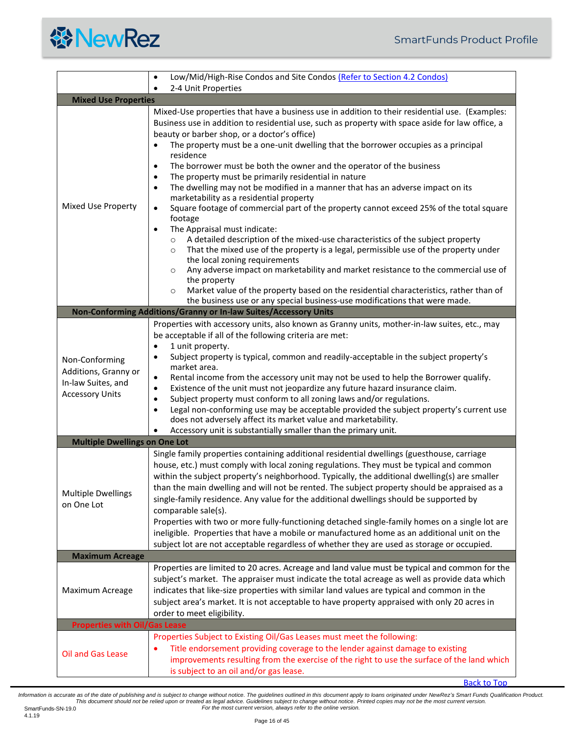| | |
|---|---|
| | • Low/Mid/High-Rise Condos and Site Condos (Refer to Section 4.2 Condos)<br>• 2-4 Unit Properties |
| **Mixed Use Properties** | |
| Mixed Use Property | Mixed-Use properties that have a business use in addition to their residential use. (Examples: Business use in addition to residential use, such as property with space aside for law office, a beauty or barber shop, or a doctor's office)<br>• The property must be a one-unit dwelling that the borrower occupies as a principal residence<br>• The borrower must be both the owner and the operator of the business<br>• The property must be primarily residential in nature<br>• The dwelling may not be modified in a manner that has an adverse impact on its marketability as a residential property<br>• Square footage of commercial part of the property cannot exceed 25% of the total square footage<br>• The Appraisal must indicate:<br>&nbsp;&nbsp;&nbsp;○ A detailed description of the mixed-use characteristics of the subject property<br>&nbsp;&nbsp;&nbsp;○ That the mixed use of the property is a legal, permissible use of the property under the local zoning requirements<br>&nbsp;&nbsp;&nbsp;○ Any adverse impact on marketability and market resistance to the commercial use of the property<br>&nbsp;&nbsp;&nbsp;○ Market value of the property based on the residential characteristics, rather than of the business use or any special business-use modifications that were made. |
| **Non-Conforming Additions/Granny or In-law Suites/Accessory Units** | |
| Non-Conforming Additions, Granny or In-law Suites, and Accessory Units | Properties with accessory units, also known as Granny units, mother-in-law suites, etc., may be acceptable if all of the following criteria are met:<br>• 1 unit property.<br>• Subject property is typical, common and readily-acceptable in the subject property's market area.<br>• Rental income from the accessory unit may not be used to help the Borrower qualify.<br>• Existence of the unit must not jeopardize any future hazard insurance claim.<br>• Subject property must conform to all zoning laws and/or regulations.<br>• Legal non-conforming use may be acceptable provided the subject property's current use does not adversely affect its market value and marketability.<br>• Accessory unit is substantially smaller than the primary unit. |
| **Multiple Dwellings on One Lot** | |
| Multiple Dwellings on One Lot | Single family properties containing additional residential dwellings (guesthouse, carriage house, etc.) must comply with local zoning regulations. They must be typical and common within the subject property's neighborhood. Typically, the additional dwelling(s) are smaller than the main dwelling and will not be rented. The subject property should be appraised as a single-family residence. Any value for the additional dwellings should be supported by comparable sale(s).<br>Properties with two or more fully-functioning detached single-family homes on a single lot are ineligible. Properties that have a mobile or manufactured home as an additional unit on the subject lot are not acceptable regardless of whether they are used as storage or occupied. |
| **Maximum Acreage** | |
| Maximum Acreage | Properties are limited to 20 acres. Acreage and land value must be typical and common for the subject's market. The appraiser must indicate the total acreage as well as provide data which indicates that like-size properties with similar land values are typical and common in the subject area's market. It is not acceptable to have property appraised with only 20 acres in order to meet eligibility. |
| **Properties with Oil/Gas Lease** | |
| Oil and Gas Lease | Properties Subject to Existing Oil/Gas Leases must meet the following:<br>• Title endorsement providing coverage to the lender against damage to existing improvements resulting from the exercise of the right to use the surface of the land which is subject to an oil and/or gas lease. |

Back to Top

*Information is accurate as of the date of publishing and is subject to change without notice. The guidelines outlined in this document apply to loans originated under NewRez's Smart Funds Qualification Product. This document should not be relied upon or treated as legal advice. Guidelines subject to change without notice. Printed copies may not be the most current version. For the most current version, always refer to the online version.*

SmartFunds-SN-19.0
4.1.19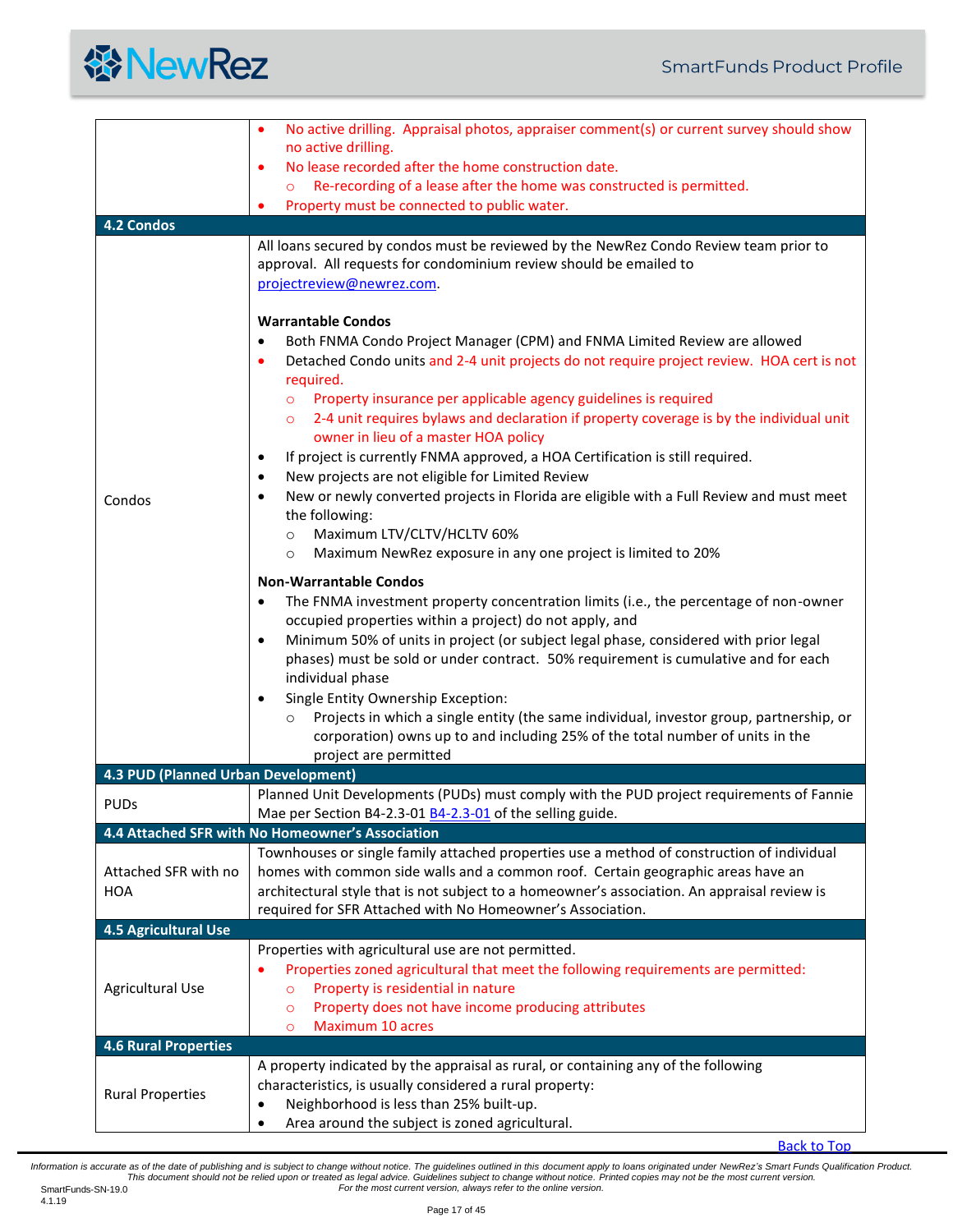| | |
|---|---|
| | • No active drilling. Appraisal photos, appraiser comment(s) or current survey should show no active drilling.<br>• No lease recorded after the home construction date.<br>  ○ Re-recording of a lease after the home was constructed is permitted.<br>• Property must be connected to public water. |
| **4.2 Condos** | |
| Condos | All loans secured by condos must be reviewed by the NewRez Condo Review team prior to approval. All requests for condominium review should be emailed to [projectreview@newrez.com](mailto:projectreview@newrez.com).<br><br>**Warrantable Condos**<br>• Both FNMA Condo Project Manager (CPM) and FNMA Limited Review are allowed<br>• Detached Condo units and 2-4 unit projects do not require project review. HOA cert is not required.<br>  ○ Property insurance per applicable agency guidelines is required<br>  ○ 2-4 unit requires bylaws and declaration if property coverage is by the individual unit owner in lieu of a master HOA policy<br>• If project is currently FNMA approved, a HOA Certification is still required.<br>• New projects are not eligible for Limited Review<br>• New or newly converted projects in Florida are eligible with a Full Review and must meet the following:<br>  ○ Maximum LTV/CLTV/HCLTV 60%<br>  ○ Maximum NewRez exposure in any one project is limited to 20%<br><br>**Non-Warrantable Condos**<br>• The FNMA investment property concentration limits (i.e., the percentage of non-owner occupied properties within a project) do not apply, and<br>• Minimum 50% of units in project (or subject legal phase, considered with prior legal phases) must be sold or under contract. 50% requirement is cumulative and for each individual phase<br>• Single Entity Ownership Exception:<br>  ○ Projects in which a single entity (the same individual, investor group, partnership, or corporation) owns up to and including 25% of the total number of units in the project are permitted |
| **4.3 PUD (Planned Urban Development)** | |
| PUDs | Planned Unit Developments (PUDs) must comply with the PUD project requirements of Fannie Mae per Section B4-2.3-01 B4-2.3-01 of the selling guide. |
| **4.4 Attached SFR with No Homeowner's Association** | |
| Attached SFR with no HOA | Townhouses or single family attached properties use a method of construction of individual homes with common side walls and a common roof. Certain geographic areas have an architectural style that is not subject to a homeowner's association. An appraisal review is required for SFR Attached with No Homeowner's Association. |
| **4.5 Agricultural Use** | |
| Agricultural Use | Properties with agricultural use are not permitted.<br>• Properties zoned agricultural that meet the following requirements are permitted:<br>  ○ Property is residential in nature<br>  ○ Property does not have income producing attributes<br>  ○ Maximum 10 acres |
| **4.6 Rural Properties** | |
| Rural Properties | A property indicated by the appraisal as rural, or containing any of the following characteristics, is usually considered a rural property:<br>• Neighborhood is less than 25% built-up.<br>• Area around the subject is zoned agricultural. |

Back to Top

*Information is accurate as of the date of publishing and is subject to change without notice. The guidelines outlined in this document apply to loans originated under NewRez's Smart Funds Qualification Product. This document should not be relied upon or treated as legal advice. Guidelines subject to change without notice. Printed copies may not be the most current version. For the most current version, always refer to the online version.*

SmartFunds-SN-19.0
4.1.19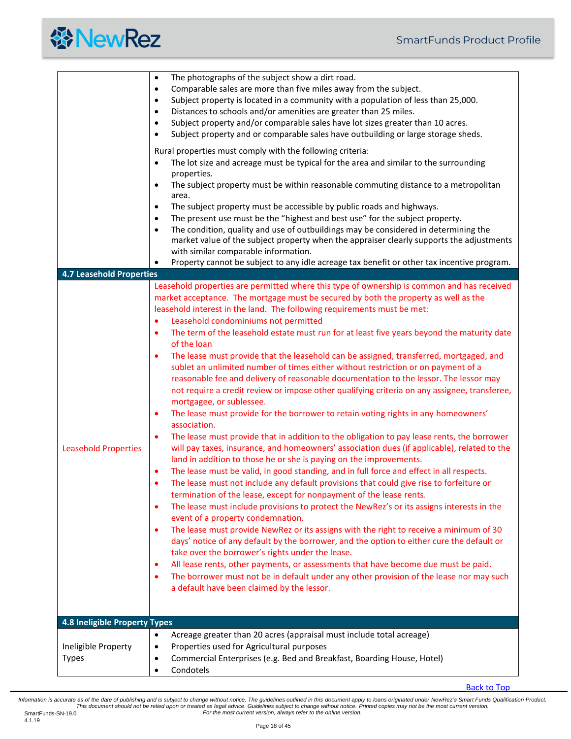|  |  |
|---|---|
|  | • The photographs of the subject show a dirt road.<br>• Comparable sales are more than five miles away from the subject.<br>• Subject property is located in a community with a population of less than 25,000.<br>• Distances to schools and/or amenities are greater than 25 miles.<br>• Subject property and/or comparable sales have lot sizes greater than 10 acres.<br>• Subject property and or comparable sales have outbuilding or large storage sheds.<br><br>Rural properties must comply with the following criteria:<br>• The lot size and acreage must be typical for the area and similar to the surrounding properties.<br>• The subject property must be within reasonable commuting distance to a metropolitan area.<br>• The subject property must be accessible by public roads and highways.<br>• The present use must be the "highest and best use" for the subject property.<br>• The condition, quality and use of outbuildings may be considered in determining the market value of the subject property when the appraiser clearly supports the adjustments with similar comparable information.<br>• Property cannot be subject to any idle acreage tax benefit or other tax incentive program. |
| **4.7 Leasehold Properties** |  |
| Leasehold Properties | Leasehold properties are permitted where this type of ownership is common and has received market acceptance. The mortgage must be secured by both the property as well as the leasehold interest in the land. The following requirements must be met:<br>• Leasehold condominiums not permitted<br>• The term of the leasehold estate must run for at least five years beyond the maturity date of the loan<br>• The lease must provide that the leasehold can be assigned, transferred, mortgaged, and sublet an unlimited number of times either without restriction or on payment of a reasonable fee and delivery of reasonable documentation to the lessor. The lessor may not require a credit review or impose other qualifying criteria on any assignee, transferee, mortgagee, or sublessee.<br>• The lease must provide for the borrower to retain voting rights in any homeowners' association.<br>• The lease must provide that in addition to the obligation to pay lease rents, the borrower will pay taxes, insurance, and homeowners' association dues (if applicable), related to the land in addition to those he or she is paying on the improvements.<br>• The lease must be valid, in good standing, and in full force and effect in all respects.<br>• The lease must not include any default provisions that could give rise to forfeiture or termination of the lease, except for nonpayment of the lease rents.<br>• The lease must include provisions to protect the NewRez's or its assigns interests in the event of a property condemnation.<br>• The lease must provide NewRez or its assigns with the right to receive a minimum of 30 days' notice of any default by the borrower, and the option to either cure the default or take over the borrower's rights under the lease.<br>• All lease rents, other payments, or assessments that have become due must be paid.<br>• The borrower must not be in default under any other provision of the lease nor may such a default have been claimed by the lessor. |
| **4.8 Ineligible Property Types** |  |
| Ineligible Property Types | • Acreage greater than 20 acres (appraisal must include total acreage)<br>• Properties used for Agricultural purposes<br>• Commercial Enterprises (e.g. Bed and Breakfast, Boarding House, Hotel)<br>• Condotels |

Back to Top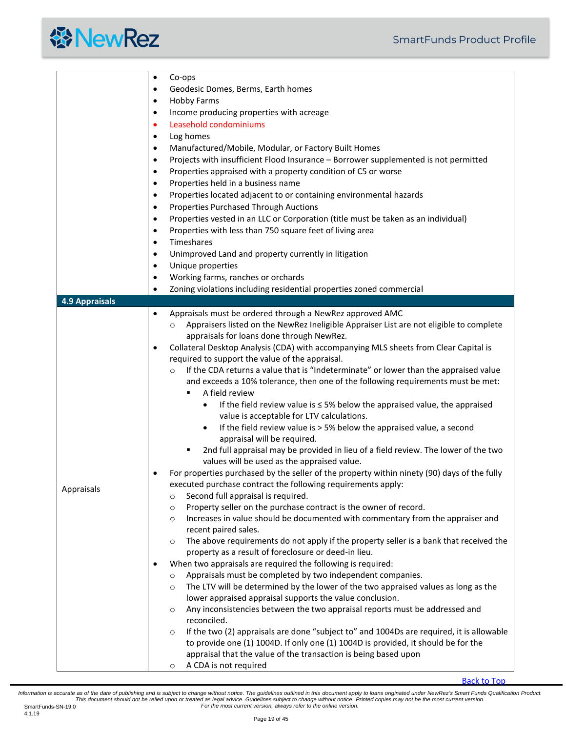| | |
|---|---|
| | • Co-ops<br>• Geodesic Domes, Berms, Earth homes<br>• Hobby Farms<br>• Income producing properties with acreage<br>• Leasehold condominiums<br>• Log homes<br>• Manufactured/Mobile, Modular, or Factory Built Homes<br>• Projects with insufficient Flood Insurance – Borrower supplemented is not permitted<br>• Properties appraised with a property condition of C5 or worse<br>• Properties held in a business name<br>• Properties located adjacent to or containing environmental hazards<br>• Properties Purchased Through Auctions<br>• Properties vested in an LLC or Corporation (title must be taken as an individual)<br>• Properties with less than 750 square feet of living area<br>• Timeshares<br>• Unimproved Land and property currently in litigation<br>• Unique properties<br>• Working farms, ranches or orchards<br>• Zoning violations including residential properties zoned commercial |
| **4.9 Appraisals** | |
| Appraisals | • Appraisals must be ordered through a NewRez approved AMC<br>  ○ Appraisers listed on the NewRez Ineligible Appraiser List are not eligible to complete appraisals for loans done through NewRez.<br>• Collateral Desktop Analysis (CDA) with accompanying MLS sheets from Clear Capital is required to support the value of the appraisal.<br>  ○ If the CDA returns a value that is "Indeterminate" or lower than the appraised value and exceeds a 10% tolerance, then one of the following requirements must be met:<br>    ▪ A field review<br>      • If the field review value is ≤ 5% below the appraised value, the appraised value is acceptable for LTV calculations.<br>      • If the field review value is > 5% below the appraised value, a second appraisal will be required.<br>    ▪ 2nd full appraisal may be provided in lieu of a field review. The lower of the two values will be used as the appraised value.<br>• For properties purchased by the seller of the property within ninety (90) days of the fully executed purchase contract the following requirements apply:<br>  ○ Second full appraisal is required.<br>  ○ Property seller on the purchase contract is the owner of record.<br>  ○ Increases in value should be documented with commentary from the appraiser and recent paired sales.<br>  ○ The above requirements do not apply if the property seller is a bank that received the property as a result of foreclosure or deed-in lieu.<br>• When two appraisals are required the following is required:<br>  ○ Appraisals must be completed by two independent companies.<br>  ○ The LTV will be determined by the lower of the two appraised values as long as the lower appraised appraisal supports the value conclusion.<br>  ○ Any inconsistencies between the two appraisal reports must be addressed and reconciled.<br>  ○ If the two (2) appraisals are done "subject to" and 1004Ds are required, it is allowable to provide one (1) 1004D. If only one (1) 1004D is provided, it should be for the appraisal that the value of the transaction is being based upon<br>  ○ A CDA is not required |

Back to Top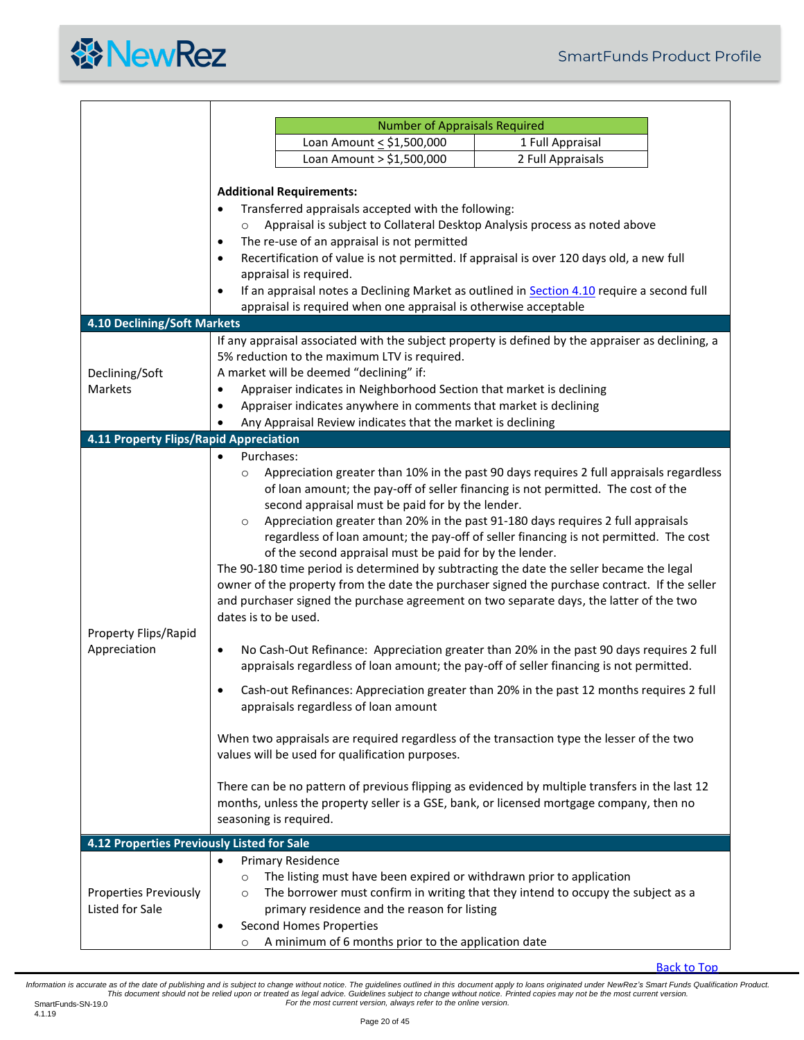| Number of Appraisals Required | |
|---|---|
| Loan Amount ≤ $1,500,000 | 1 Full Appraisal |
| Loan Amount > $1,500,000 | 2 Full Appraisals |

**Additional Requirements:**

- Transferred appraisals accepted with the following:
  - Appraisal is subject to Collateral Desktop Analysis process as noted above
- The re-use of an appraisal is not permitted
- Recertification of value is not permitted. If appraisal is over 120 days old, a new full appraisal is required.
- If an appraisal notes a Declining Market as outlined in Section 4.10 require a second full appraisal is required when one appraisal is otherwise acceptable

## 4.10 Declining/Soft Markets

**Declining/Soft Markets**

If any appraisal associated with the subject property is defined by the appraiser as declining, a 5% reduction to the maximum LTV is required.

A market will be deemed "declining" if:

- Appraiser indicates in Neighborhood Section that market is declining
- Appraiser indicates anywhere in comments that market is declining
- Any Appraisal Review indicates that the market is declining

## 4.11 Property Flips/Rapid Appreciation

**Property Flips/Rapid Appreciation**

- Purchases:
  - Appreciation greater than 10% in the past 90 days requires 2 full appraisals regardless of loan amount; the pay-off of seller financing is not permitted. The cost of the second appraisal must be paid for by the lender.
  - Appreciation greater than 20% in the past 91-180 days requires 2 full appraisals regardless of loan amount; the pay-off of seller financing is not permitted. The cost of the second appraisal must be paid for by the lender.

The 90-180 time period is determined by subtracting the date the seller became the legal owner of the property from the date the purchaser signed the purchase contract. If the seller and purchaser signed the purchase agreement on two separate days, the latter of the two dates is to be used.

- No Cash-Out Refinance: Appreciation greater than 20% in the past 90 days requires 2 full appraisals regardless of loan amount; the pay-off of seller financing is not permitted.

- Cash-out Refinances: Appreciation greater than 20% in the past 12 months requires 2 full appraisals regardless of loan amount

When two appraisals are required regardless of the transaction type the lesser of the two values will be used for qualification purposes.

There can be no pattern of previous flipping as evidenced by multiple transfers in the last 12 months, unless the property seller is a GSE, bank, or licensed mortgage company, then no seasoning is required.

## 4.12 Properties Previously Listed for Sale

**Properties Previously Listed for Sale**

- Primary Residence
  - The listing must have been expired or withdrawn prior to application
  - The borrower must confirm in writing that they intend to occupy the subject as a primary residence and the reason for listing
- Second Homes Properties
  - A minimum of 6 months prior to the application date

Back to Top

*Information is accurate as of the date of publishing and is subject to change without notice. The guidelines outlined in this document apply to loans originated under NewRez's Smart Funds Qualification Product. This document should not be relied upon or treated as legal advice. Guidelines subject to change without notice. Printed copies may not be the most current version. For the most current version, always refer to the online version.*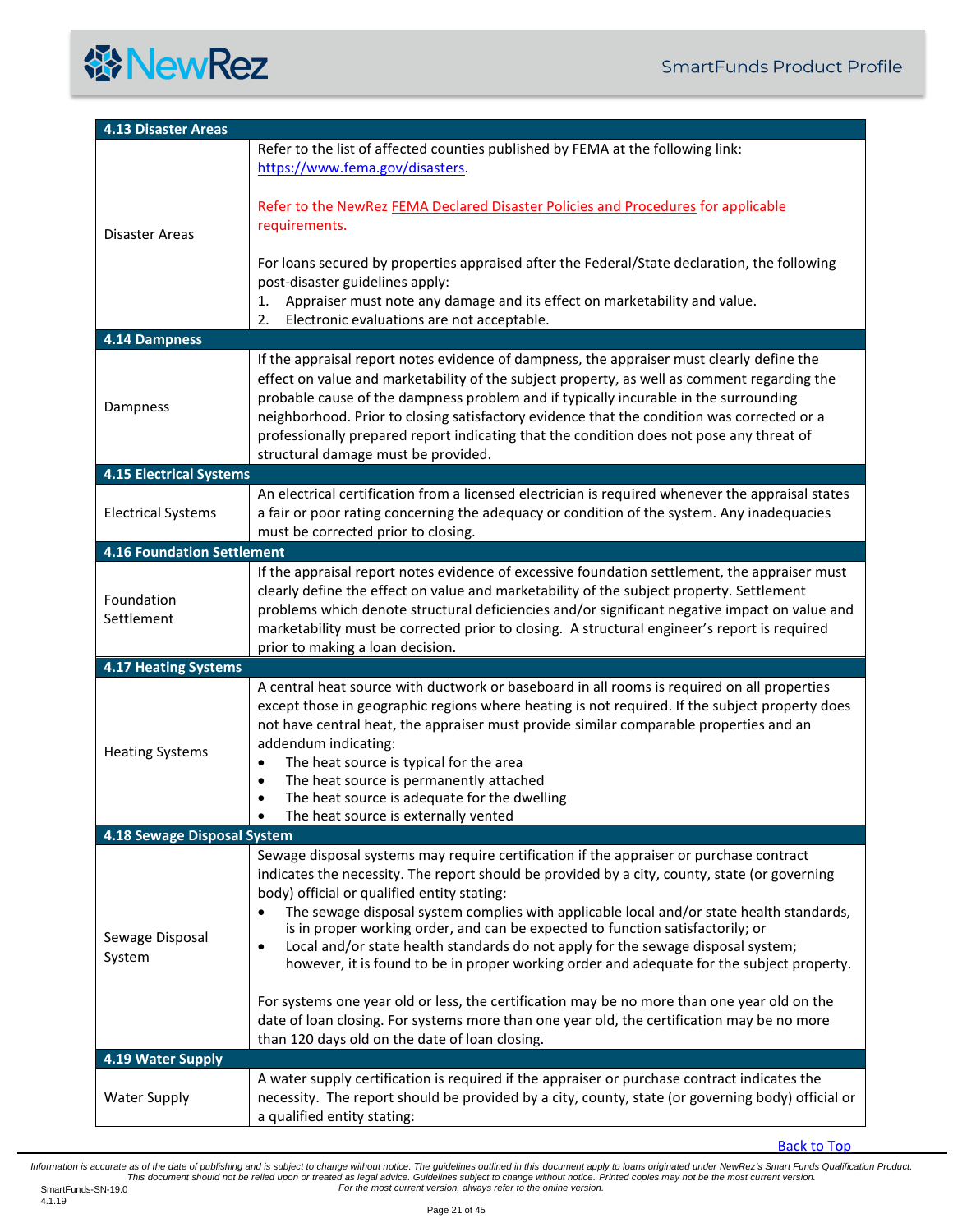| 4.13 Disaster Areas | |
|---|---|
| Disaster Areas | Refer to the list of affected counties published by FEMA at the following link: [https://www.fema.gov/disasters](https://www.fema.gov/disasters).<br><br>Refer to the NewRez FEMA Declared Disaster Policies and Procedures for applicable requirements.<br><br>For loans secured by properties appraised after the Federal/State declaration, the following post-disaster guidelines apply:<br>1. Appraiser must note any damage and its effect on marketability and value.<br>2. Electronic evaluations are not acceptable. |
| **4.14 Dampness** | |
| Dampness | If the appraisal report notes evidence of dampness, the appraiser must clearly define the effect on value and marketability of the subject property, as well as comment regarding the probable cause of the dampness problem and if typically incurable in the surrounding neighborhood. Prior to closing satisfactory evidence that the condition was corrected or a professionally prepared report indicating that the condition does not pose any threat of structural damage must be provided. |
| **4.15 Electrical Systems** | |
| Electrical Systems | An electrical certification from a licensed electrician is required whenever the appraisal states a fair or poor rating concerning the adequacy or condition of the system. Any inadequacies must be corrected prior to closing. |
| **4.16 Foundation Settlement** | |
| Foundation Settlement | If the appraisal report notes evidence of excessive foundation settlement, the appraiser must clearly define the effect on value and marketability of the subject property. Settlement problems which denote structural deficiencies and/or significant negative impact on value and marketability must be corrected prior to closing. A structural engineer's report is required prior to making a loan decision. |
| **4.17 Heating Systems** | |
| Heating Systems | A central heat source with ductwork or baseboard in all rooms is required on all properties except those in geographic regions where heating is not required. If the subject property does not have central heat, the appraiser must provide similar comparable properties and an addendum indicating:<br>• The heat source is typical for the area<br>• The heat source is permanently attached<br>• The heat source is adequate for the dwelling<br>• The heat source is externally vented |
| **4.18 Sewage Disposal System** | |
| Sewage Disposal System | Sewage disposal systems may require certification if the appraiser or purchase contract indicates the necessity. The report should be provided by a city, county, state (or governing body) official or qualified entity stating:<br>• The sewage disposal system complies with applicable local and/or state health standards, is in proper working order, and can be expected to function satisfactorily; or<br>• Local and/or state health standards do not apply for the sewage disposal system; however, it is found to be in proper working order and adequate for the subject property.<br><br>For systems one year old or less, the certification may be no more than one year old on the date of loan closing. For systems more than one year old, the certification may be no more than 120 days old on the date of loan closing. |
| **4.19 Water Supply** | |
| Water Supply | A water supply certification is required if the appraiser or purchase contract indicates the necessity. The report should be provided by a city, county, state (or governing body) official or a qualified entity stating: |

Back to Top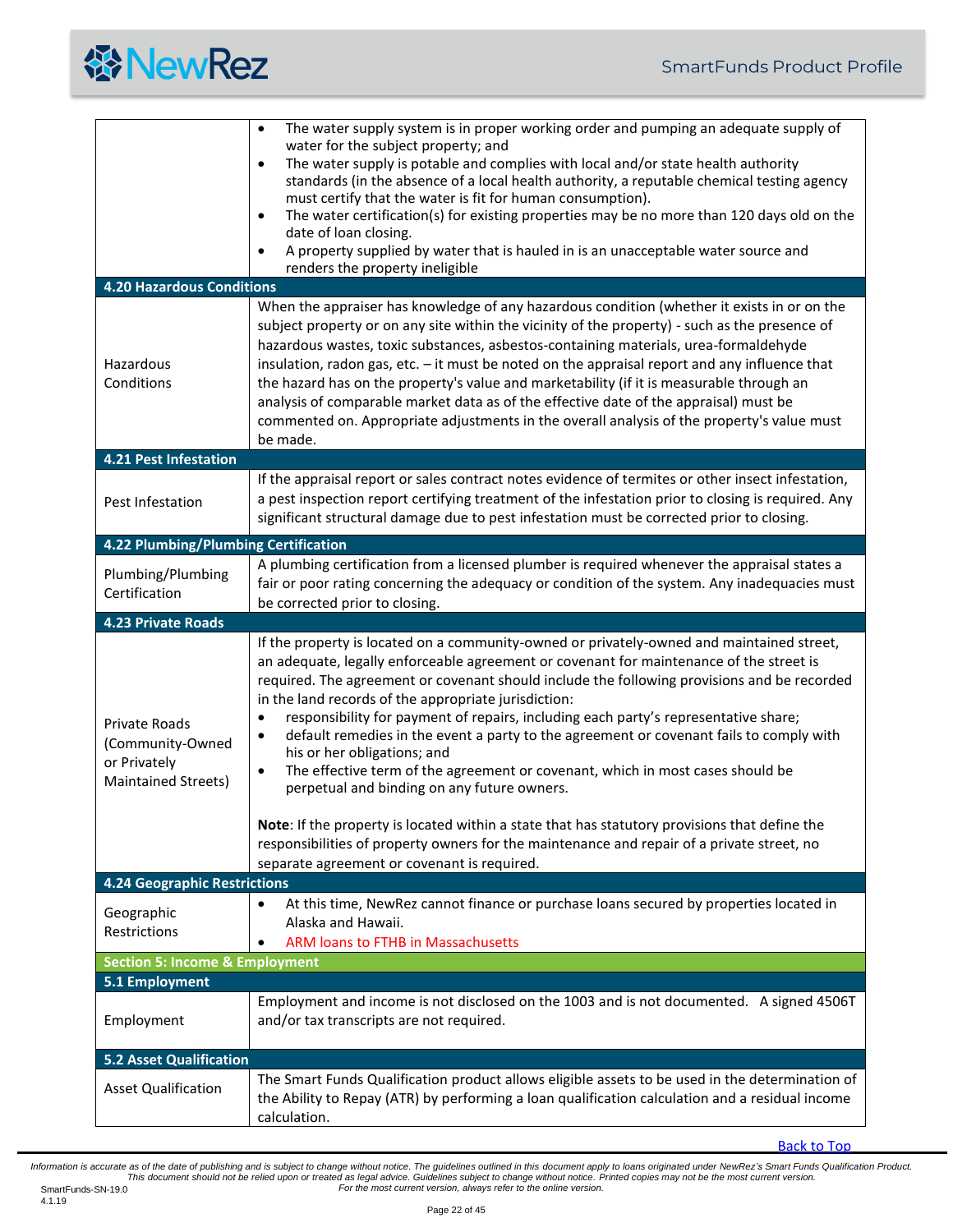| | |
|---|---|
| | • The water supply system is in proper working order and pumping an adequate supply of water for the subject property; and<br>• The water supply is potable and complies with local and/or state health authority standards (in the absence of a local health authority, a reputable chemical testing agency must certify that the water is fit for human consumption).<br>• The water certification(s) for existing properties may be no more than 120 days old on the date of loan closing.<br>• A property supplied by water that is hauled in is an unacceptable water source and renders the property ineligible |
| **4.20 Hazardous Conditions** | |
| Hazardous Conditions | When the appraiser has knowledge of any hazardous condition (whether it exists in or on the subject property or on any site within the vicinity of the property) - such as the presence of hazardous wastes, toxic substances, asbestos-containing materials, urea-formaldehyde insulation, radon gas, etc. – it must be noted on the appraisal report and any influence that the hazard has on the property's value and marketability (if it is measurable through an analysis of comparable market data as of the effective date of the appraisal) must be commented on. Appropriate adjustments in the overall analysis of the property's value must be made. |
| **4.21 Pest Infestation** | |
| Pest Infestation | If the appraisal report or sales contract notes evidence of termites or other insect infestation, a pest inspection report certifying treatment of the infestation prior to closing is required. Any significant structural damage due to pest infestation must be corrected prior to closing. |
| **4.22 Plumbing/Plumbing Certification** | |
| Plumbing/Plumbing Certification | A plumbing certification from a licensed plumber is required whenever the appraisal states a fair or poor rating concerning the adequacy or condition of the system. Any inadequacies must be corrected prior to closing. |
| **4.23 Private Roads** | |
| Private Roads (Community-Owned or Privately Maintained Streets) | If the property is located on a community-owned or privately-owned and maintained street, an adequate, legally enforceable agreement or covenant for maintenance of the street is required. The agreement or covenant should include the following provisions and be recorded in the land records of the appropriate jurisdiction:<br>• responsibility for payment of repairs, including each party's representative share;<br>• default remedies in the event a party to the agreement or covenant fails to comply with his or her obligations; and<br>• The effective term of the agreement or covenant, which in most cases should be perpetual and binding on any future owners.<br><br>**Note**: If the property is located within a state that has statutory provisions that define the responsibilities of property owners for the maintenance and repair of a private street, no separate agreement or covenant is required. |
| **4.24 Geographic Restrictions** | |
| Geographic Restrictions | • At this time, NewRez cannot finance or purchase loans secured by properties located in Alaska and Hawaii.<br>• ARM loans to FTHB in Massachusetts |
| **Section 5: Income & Employment** | |
| **5.1 Employment** | |
| Employment | Employment and income is not disclosed on the 1003 and is not documented. A signed 4506T and/or tax transcripts are not required. |
| **5.2 Asset Qualification** | |
| Asset Qualification | The Smart Funds Qualification product allows eligible assets to be used in the determination of the Ability to Repay (ATR) by performing a loan qualification calculation and a residual income calculation. |

Back to Top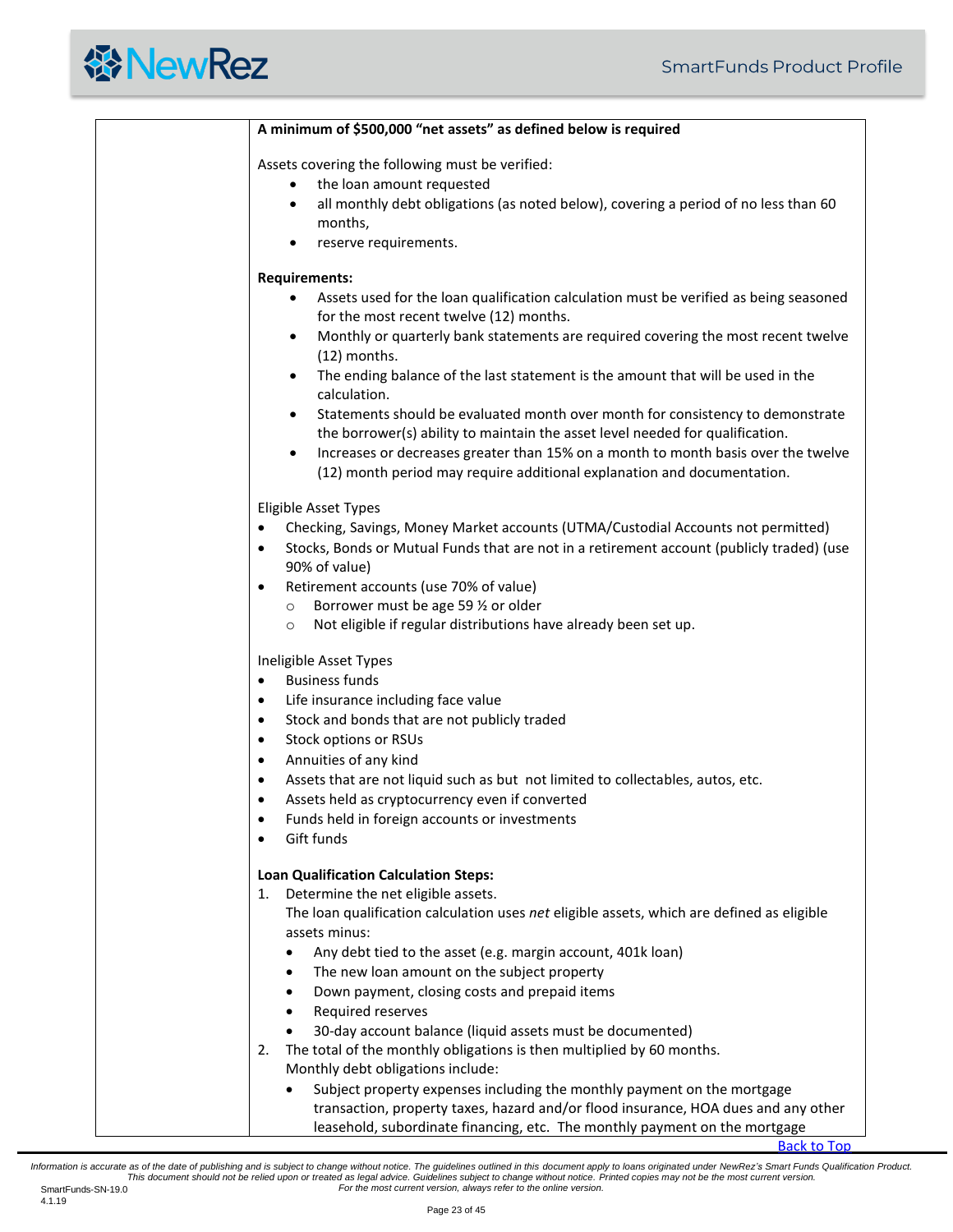**A minimum of $500,000 "net assets" as defined below is required**

Assets covering the following must be verified:

- the loan amount requested
- all monthly debt obligations (as noted below), covering a period of no less than 60 months,
- reserve requirements.

**Requirements:**

- Assets used for the loan qualification calculation must be verified as being seasoned for the most recent twelve (12) months.
- Monthly or quarterly bank statements are required covering the most recent twelve (12) months.
- The ending balance of the last statement is the amount that will be used in the calculation.
- Statements should be evaluated month over month for consistency to demonstrate the borrower(s) ability to maintain the asset level needed for qualification.
- Increases or decreases greater than 15% on a month to month basis over the twelve (12) month period may require additional explanation and documentation.

Eligible Asset Types

- Checking, Savings, Money Market accounts (UTMA/Custodial Accounts not permitted)
- Stocks, Bonds or Mutual Funds that are not in a retirement account (publicly traded) (use 90% of value)
- Retirement accounts (use 70% of value)
  - Borrower must be age 59 ½ or older
  - Not eligible if regular distributions have already been set up.

Ineligible Asset Types

- Business funds
- Life insurance including face value
- Stock and bonds that are not publicly traded
- Stock options or RSUs
- Annuities of any kind
- Assets that are not liquid such as but not limited to collectables, autos, etc.
- Assets held as cryptocurrency even if converted
- Funds held in foreign accounts or investments
- Gift funds

**Loan Qualification Calculation Steps:**

1. Determine the net eligible assets.
   The loan qualification calculation uses *net* eligible assets, which are defined as eligible assets minus:
   - Any debt tied to the asset (e.g. margin account, 401k loan)
   - The new loan amount on the subject property
   - Down payment, closing costs and prepaid items
   - Required reserves
   - 30-day account balance (liquid assets must be documented)
2. The total of the monthly obligations is then multiplied by 60 months.
   Monthly debt obligations include:
   - Subject property expenses including the monthly payment on the mortgage transaction, property taxes, hazard and/or flood insurance, HOA dues and any other leasehold, subordinate financing, etc. The monthly payment on the mortgage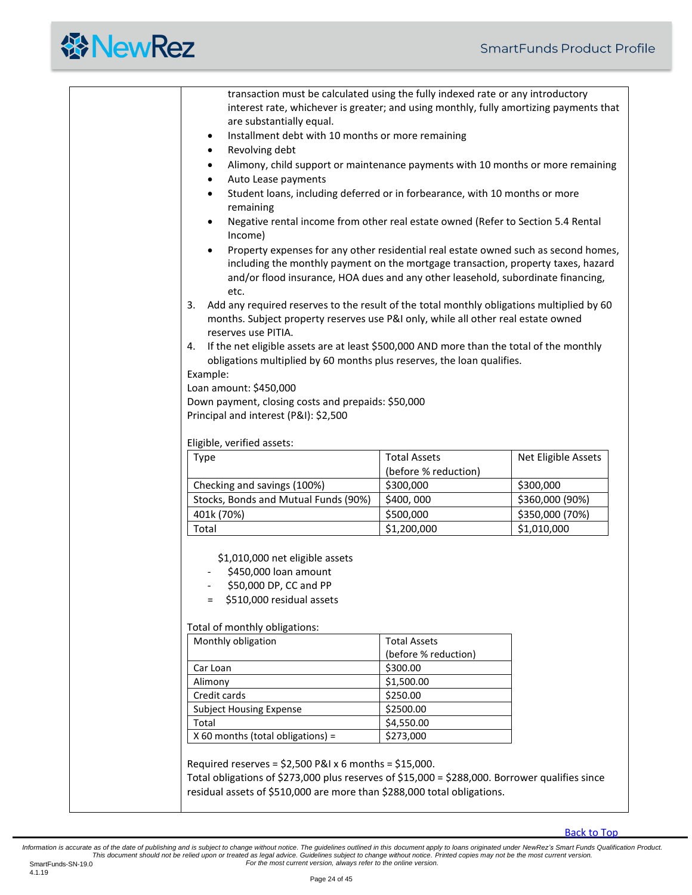transaction must be calculated using the fully indexed rate or any introductory interest rate, whichever is greater; and using monthly, fully amortizing payments that are substantially equal.

- Installment debt with 10 months or more remaining
- Revolving debt
- Alimony, child support or maintenance payments with 10 months or more remaining
- Auto Lease payments
- Student loans, including deferred or in forbearance, with 10 months or more remaining
- Negative rental income from other real estate owned (Refer to Section 5.4 Rental Income)
- Property expenses for any other residential real estate owned such as second homes, including the monthly payment on the mortgage transaction, property taxes, hazard and/or flood insurance, HOA dues and any other leasehold, subordinate financing, etc.

3. Add any required reserves to the result of the total monthly obligations multiplied by 60 months. Subject property reserves use P&I only, while all other real estate owned reserves use PITIA.
4. If the net eligible assets are at least $500,000 AND more than the total of the monthly obligations multiplied by 60 months plus reserves, the loan qualifies.

Example:
Loan amount: $450,000
Down payment, closing costs and prepaids: $50,000
Principal and interest (P&I): $2,500

Eligible, verified assets:

| Type | Total Assets (before % reduction) | Net Eligible Assets |
|---|---|---|
| Checking and savings (100%) | $300,000 | $300,000 |
| Stocks, Bonds and Mutual Funds (90%) | $400, 000 | $360,000 (90%) |
| 401k (70%) | $500,000 | $350,000 (70%) |
| Total | $1,200,000 | $1,010,000 |

$1,010,000 net eligible assets
- $450,000 loan amount
- $50,000 DP, CC and PP
= $510,000 residual assets

Total of monthly obligations:

| Monthly obligation | Total Assets (before % reduction) |
|---|---|
| Car Loan | $300.00 |
| Alimony | $1,500.00 |
| Credit cards | $250.00 |
| Subject Housing Expense | $2500.00 |
| Total | $4,550.00 |
| X 60 months (total obligations) = | $273,000 |

Required reserves = $2,500 P&I x 6 months = $15,000.
Total obligations of $273,000 plus reserves of $15,000 = $288,000. Borrower qualifies since residual assets of $510,000 are more than $288,000 total obligations.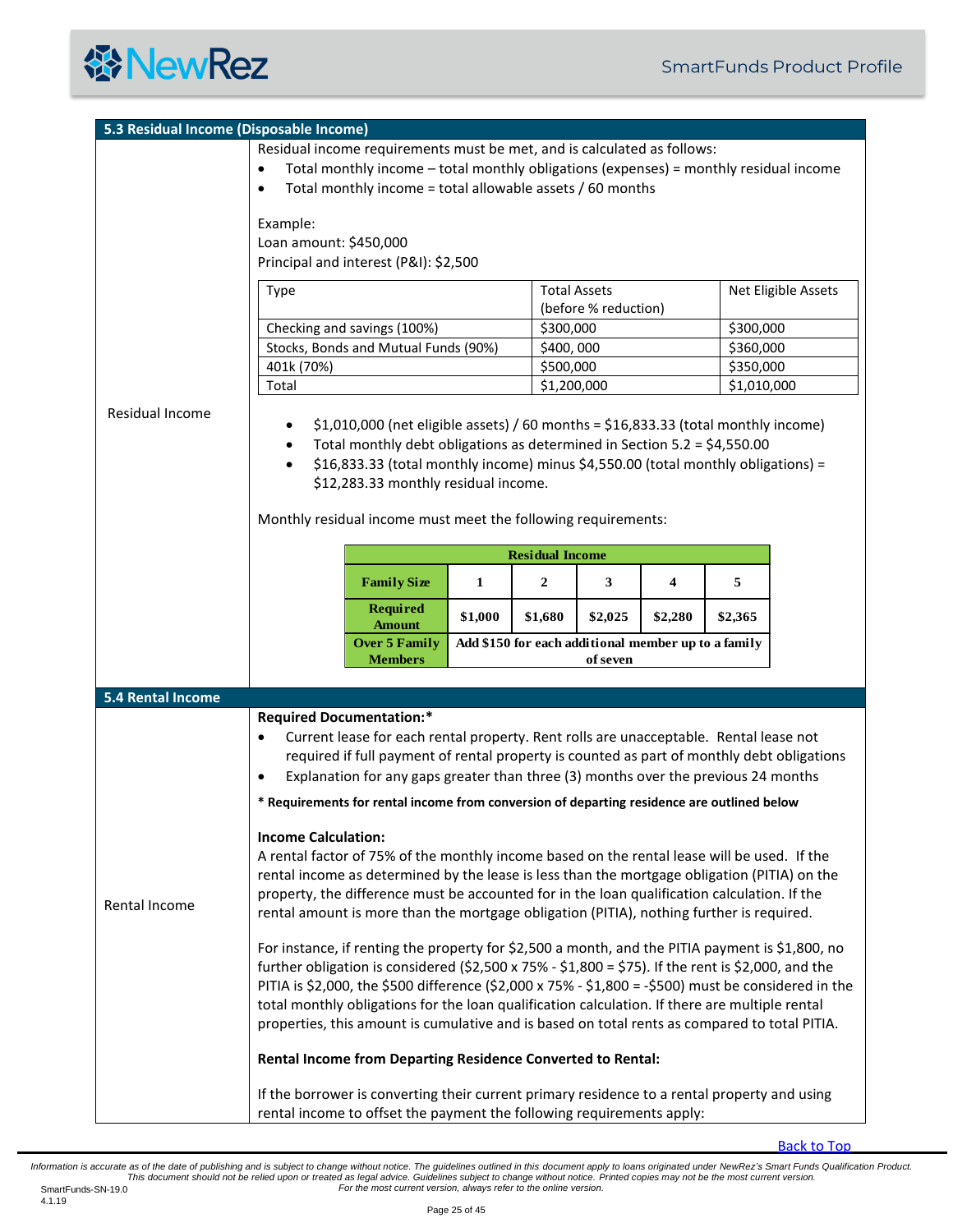## 5.3 Residual Income (Disposable Income)

**Residual Income**

Residual income requirements must be met, and is calculated as follows:

- Total monthly income – total monthly obligations (expenses) = monthly residual income
- Total monthly income = total allowable assets / 60 months

Example:
Loan amount: $450,000
Principal and interest (P&I): $2,500

| Type | Total Assets (before % reduction) | Net Eligible Assets |
|---|---|---|
| Checking and savings (100%) | $300,000 | $300,000 |
| Stocks, Bonds and Mutual Funds (90%) | $400, 000 | $360,000 |
| 401k (70%) | $500,000 | $350,000 |
| Total | $1,200,000 | $1,010,000 |

- $1,010,000 (net eligible assets) / 60 months = $16,833.33 (total monthly income)
- Total monthly debt obligations as determined in Section 5.2 = $4,550.00
- $16,833.33 (total monthly income) minus $4,550.00 (total monthly obligations) = $12,283.33 monthly residual income.

Monthly residual income must meet the following requirements:

| Residual Income | | | | | |
|---|---|---|---|---|---|
| **Family Size** | **1** | **2** | **3** | **4** | **5** |
| **Required Amount** | **$1,000** | **$1,680** | **$2,025** | **$2,280** | **$2,365** |
| **Over 5 Family Members** | **Add $150 for each additional member up to a family of seven** | | | | |

## 5.4 Rental Income

**Rental Income**

**Required Documentation:***

- Current lease for each rental property. Rent rolls are unacceptable. Rental lease not required if full payment of rental property is counted as part of monthly debt obligations
- Explanation for any gaps greater than three (3) months over the previous 24 months

**\* Requirements for rental income from conversion of departing residence are outlined below**

**Income Calculation:**

A rental factor of 75% of the monthly income based on the rental lease will be used. If the rental income as determined by the lease is less than the mortgage obligation (PITIA) on the property, the difference must be accounted for in the loan qualification calculation. If the rental amount is more than the mortgage obligation (PITIA), nothing further is required.

For instance, if renting the property for $2,500 a month, and the PITIA payment is $1,800, no further obligation is considered ($2,500 x 75% - $1,800 = $75). If the rent is $2,000, and the PITIA is $2,000, the $500 difference ($2,000 x 75% - $1,800 = -$500) must be considered in the total monthly obligations for the loan qualification calculation. If there are multiple rental properties, this amount is cumulative and is based on total rents as compared to total PITIA.

**Rental Income from Departing Residence Converted to Rental:**

If the borrower is converting their current primary residence to a rental property and using rental income to offset the payment the following requirements apply: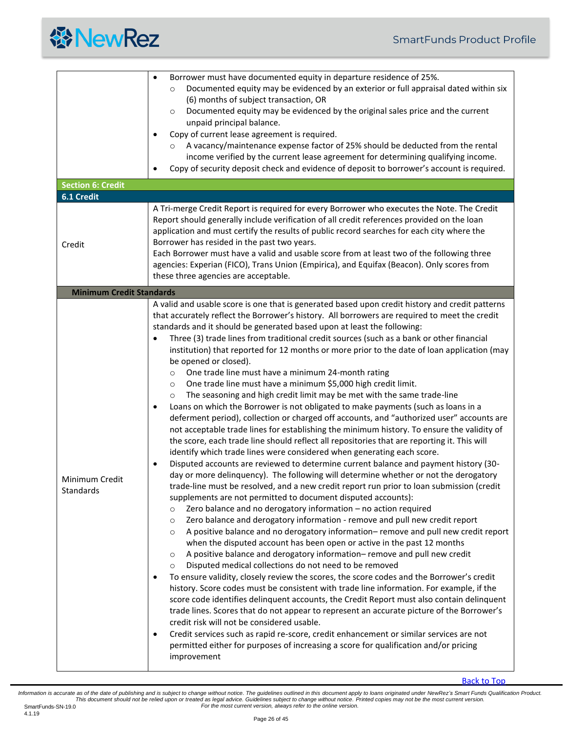| | |
|---|---|
| | • Borrower must have documented equity in departure residence of 25%.<br>  ○ Documented equity may be evidenced by an exterior or full appraisal dated within six (6) months of subject transaction, OR<br>  ○ Documented equity may be evidenced by the original sales price and the current unpaid principal balance.<br>• Copy of current lease agreement is required.<br>  ○ A vacancy/maintenance expense factor of 25% should be deducted from the rental income verified by the current lease agreement for determining qualifying income.<br>• Copy of security deposit check and evidence of deposit to borrower's account is required. |
| **Section 6: Credit** | |
| **6.1 Credit** | |
| Credit | A Tri-merge Credit Report is required for every Borrower who executes the Note. The Credit Report should generally include verification of all credit references provided on the loan application and must certify the results of public record searches for each city where the Borrower has resided in the past two years.<br>Each Borrower must have a valid and usable score from at least two of the following three agencies: Experian (FICO), Trans Union (Empirica), and Equifax (Beacon). Only scores from these three agencies are acceptable. |
| **Minimum Credit Standards** | |
| Minimum Credit Standards | A valid and usable score is one that is generated based upon credit history and credit patterns that accurately reflect the Borrower's history. All borrowers are required to meet the credit standards and it should be generated based upon at least the following:<br>• Three (3) trade lines from traditional credit sources (such as a bank or other financial institution) that reported for 12 months or more prior to the date of loan application (may be opened or closed).<br>  ○ One trade line must have a minimum 24-month rating<br>  ○ One trade line must have a minimum $5,000 high credit limit.<br>  ○ The seasoning and high credit limit may be met with the same trade-line<br>• Loans on which the Borrower is not obligated to make payments (such as loans in a deferment period), collection or charged off accounts, and "authorized user" accounts are not acceptable trade lines for establishing the minimum history. To ensure the validity of the score, each trade line should reflect all repositories that are reporting it. This will identify which trade lines were considered when generating each score.<br>• Disputed accounts are reviewed to determine current balance and payment history (30-day or more delinquency). The following will determine whether or not the derogatory trade-line must be resolved, and a new credit report run prior to loan submission (credit supplements are not permitted to document disputed accounts):<br>  ○ Zero balance and no derogatory information – no action required<br>  ○ Zero balance and derogatory information - remove and pull new credit report<br>  ○ A positive balance and no derogatory information– remove and pull new credit report when the disputed account has been open or active in the past 12 months<br>  ○ A positive balance and derogatory information– remove and pull new credit<br>  ○ Disputed medical collections do not need to be removed<br>• To ensure validity, closely review the scores, the score codes and the Borrower's credit history. Score codes must be consistent with trade line information. For example, if the score code identifies delinquent accounts, the Credit Report must also contain delinquent trade lines. Scores that do not appear to represent an accurate picture of the Borrower's credit risk will not be considered usable.<br>• Credit services such as rapid re-score, credit enhancement or similar services are not permitted either for purposes of increasing a score for qualification and/or pricing improvement |

Back to Top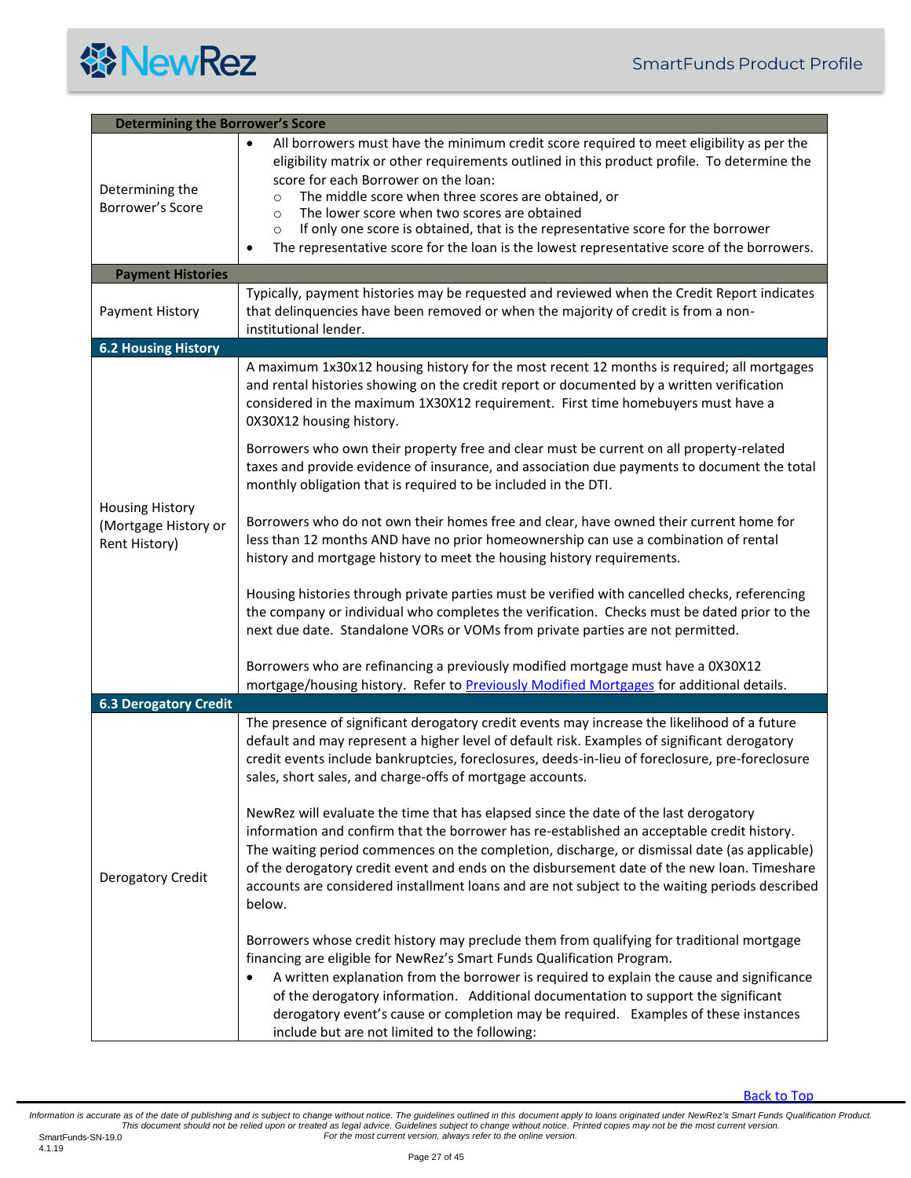| Determining the Borrower's Score | |
|---|---|
| Determining the Borrower's Score | • All borrowers must have the minimum credit score required to meet eligibility as per the eligibility matrix or other requirements outlined in this product profile. To determine the score for each Borrower on the loan:<br>  ○ The middle score when three scores are obtained, or<br>  ○ The lower score when two scores are obtained<br>  ○ If only one score is obtained, that is the representative score for the borrower<br>• The representative score for the loan is the lowest representative score of the borrowers. |
| **Payment Histories** | |
| Payment History | Typically, payment histories may be requested and reviewed when the Credit Report indicates that delinquencies have been removed or when the majority of credit is from a non-institutional lender. |
| **6.2 Housing History** | |
| Housing History (Mortgage History or Rent History) | A maximum 1x30x12 housing history for the most recent 12 months is required; all mortgages and rental histories showing on the credit report or documented by a written verification considered in the maximum 1X30X12 requirement. First time homebuyers must have a 0X30X12 housing history.<br><br>Borrowers who own their property free and clear must be current on all property-related taxes and provide evidence of insurance, and association due payments to document the total monthly obligation that is required to be included in the DTI.<br><br>Borrowers who do not own their homes free and clear, have owned their current home for less than 12 months AND have no prior homeownership can use a combination of rental history and mortgage history to meet the housing history requirements.<br><br>Housing histories through private parties must be verified with cancelled checks, referencing the company or individual who completes the verification. Checks must be dated prior to the next due date. Standalone VORs or VOMs from private parties are not permitted.<br><br>Borrowers who are refinancing a previously modified mortgage must have a 0X30X12 mortgage/housing history. Refer to Previously Modified Mortgages for additional details. |
| **6.3 Derogatory Credit** | |
| Derogatory Credit | The presence of significant derogatory credit events may increase the likelihood of a future default and may represent a higher level of default risk. Examples of significant derogatory credit events include bankruptcies, foreclosures, deeds-in-lieu of foreclosure, pre-foreclosure sales, short sales, and charge-offs of mortgage accounts.<br><br>NewRez will evaluate the time that has elapsed since the date of the last derogatory information and confirm that the borrower has re-established an acceptable credit history. The waiting period commences on the completion, discharge, or dismissal date (as applicable) of the derogatory credit event and ends on the disbursement date of the new loan. Timeshare accounts are considered installment loans and are not subject to the waiting periods described below.<br><br>Borrowers whose credit history may preclude them from qualifying for traditional mortgage financing are eligible for NewRez's Smart Funds Qualification Program.<br>• A written explanation from the borrower is required to explain the cause and significance of the derogatory information. Additional documentation to support the significant derogatory event's cause or completion may be required. Examples of these instances include but are not limited to the following: |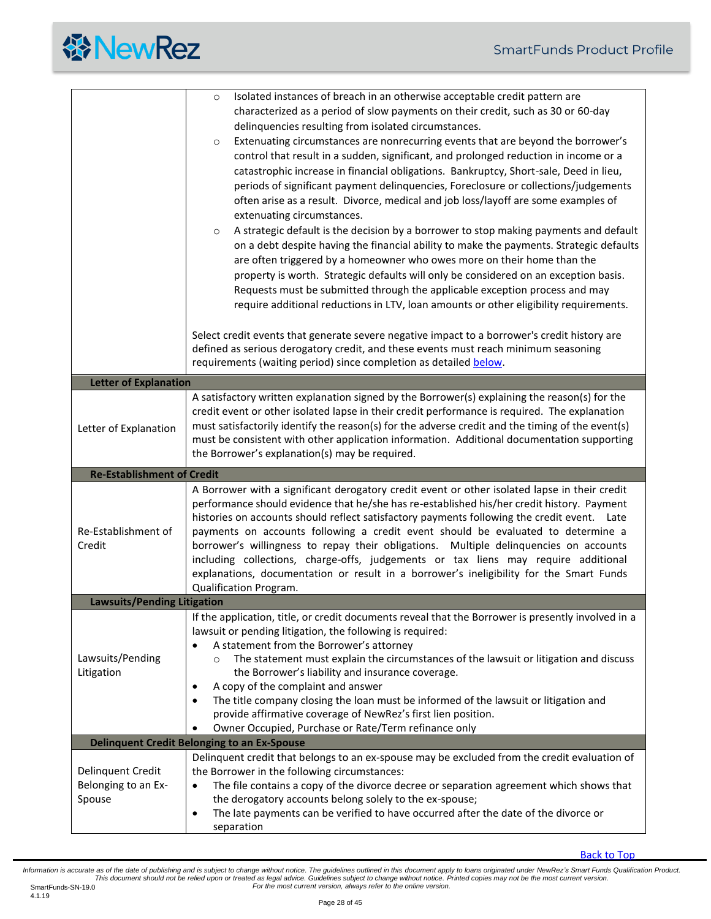| | |
|---|---|
| | ◦ Isolated instances of breach in an otherwise acceptable credit pattern are characterized as a period of slow payments on their credit, such as 30 or 60-day delinquencies resulting from isolated circumstances.<br>◦ Extenuating circumstances are nonrecurring events that are beyond the borrower's control that result in a sudden, significant, and prolonged reduction in income or a catastrophic increase in financial obligations. Bankruptcy, Short-sale, Deed in lieu, periods of significant payment delinquencies, Foreclosure or collections/judgements often arise as a result. Divorce, medical and job loss/layoff are some examples of extenuating circumstances.<br>◦ A strategic default is the decision by a borrower to stop making payments and default on a debt despite having the financial ability to make the payments. Strategic defaults are often triggered by a homeowner who owes more on their home than the property is worth. Strategic defaults will only be considered on an exception basis. Requests must be submitted through the applicable exception process and may require additional reductions in LTV, loan amounts or other eligibility requirements.<br><br>Select credit events that generate severe negative impact to a borrower's credit history are defined as serious derogatory credit, and these events must reach minimum seasoning requirements (waiting period) since completion as detailed below. |
| **Letter of Explanation** | |
| Letter of Explanation | A satisfactory written explanation signed by the Borrower(s) explaining the reason(s) for the credit event or other isolated lapse in their credit performance is required. The explanation must satisfactorily identify the reason(s) for the adverse credit and the timing of the event(s) must be consistent with other application information. Additional documentation supporting the Borrower's explanation(s) may be required. |
| **Re-Establishment of Credit** | |
| Re-Establishment of Credit | A Borrower with a significant derogatory credit event or other isolated lapse in their credit performance should evidence that he/she has re-established his/her credit history. Payment histories on accounts should reflect satisfactory payments following the credit event. Late payments on accounts following a credit event should be evaluated to determine a borrower's willingness to repay their obligations. Multiple delinquencies on accounts including collections, charge-offs, judgements or tax liens may require additional explanations, documentation or result in a borrower's ineligibility for the Smart Funds Qualification Program. |
| **Lawsuits/Pending Litigation** | |
| Lawsuits/Pending Litigation | If the application, title, or credit documents reveal that the Borrower is presently involved in a lawsuit or pending litigation, the following is required:<br>• A statement from the Borrower's attorney<br>◦ The statement must explain the circumstances of the lawsuit or litigation and discuss the Borrower's liability and insurance coverage.<br>• A copy of the complaint and answer<br>• The title company closing the loan must be informed of the lawsuit or litigation and provide affirmative coverage of NewRez's first lien position.<br>• Owner Occupied, Purchase or Rate/Term refinance only |
| **Delinquent Credit Belonging to an Ex-Spouse** | |
| Delinquent Credit Belonging to an Ex-Spouse | Delinquent credit that belongs to an ex-spouse may be excluded from the credit evaluation of the Borrower in the following circumstances:<br>• The file contains a copy of the divorce decree or separation agreement which shows that the derogatory accounts belong solely to the ex-spouse;<br>• The late payments can be verified to have occurred after the date of the divorce or separation |

Back to Top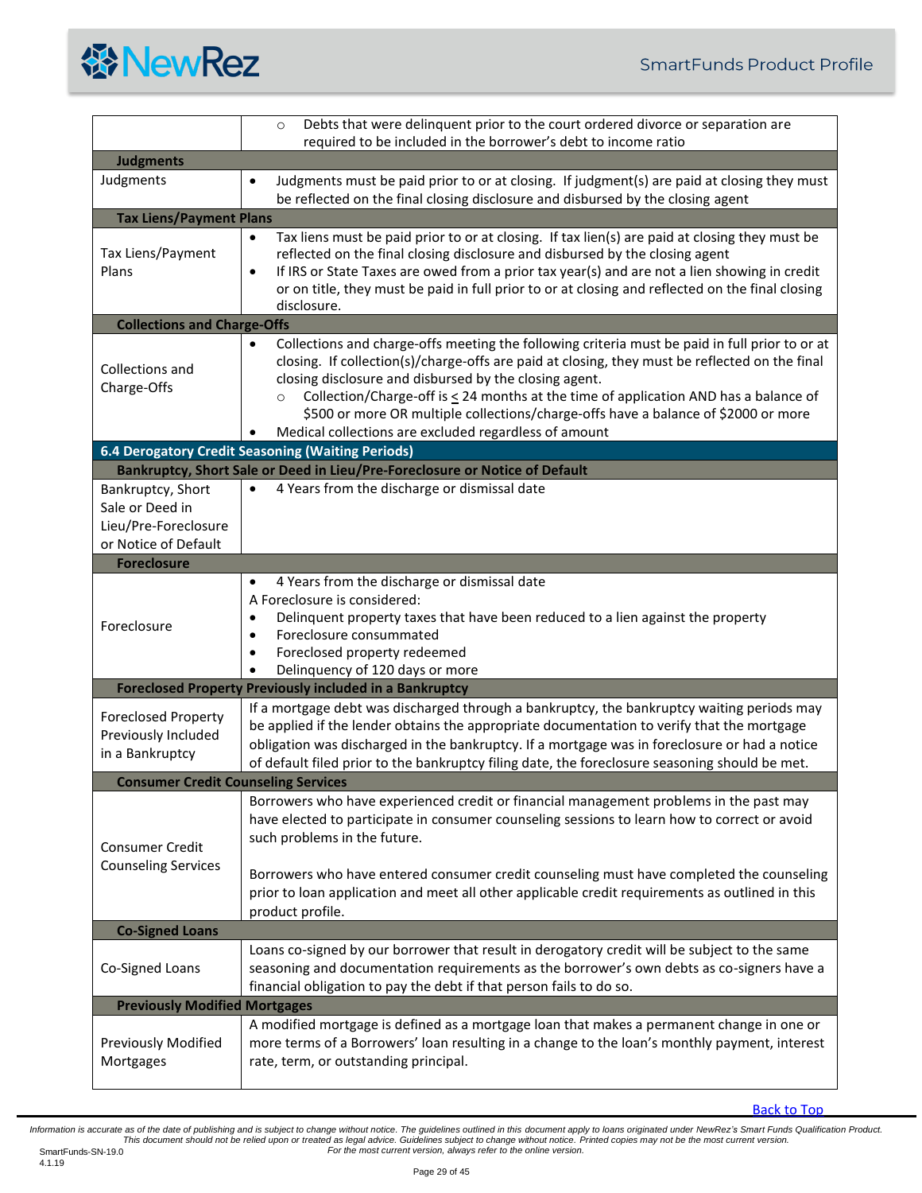| | |
|---|---|
| | ○ Debts that were delinquent prior to the court ordered divorce or separation are required to be included in the borrower's debt to income ratio |
| **Judgments** | |
| Judgments | • Judgments must be paid prior to or at closing. If judgment(s) are paid at closing they must be reflected on the final closing disclosure and disbursed by the closing agent |
| **Tax Liens/Payment Plans** | |
| Tax Liens/Payment Plans | • Tax liens must be paid prior to or at closing. If tax lien(s) are paid at closing they must be reflected on the final closing disclosure and disbursed by the closing agent<br>• If IRS or State Taxes are owed from a prior tax year(s) and are not a lien showing in credit or on title, they must be paid in full prior to or at closing and reflected on the final closing disclosure. |
| **Collections and Charge-Offs** | |
| Collections and Charge-Offs | • Collections and charge-offs meeting the following criteria must be paid in full prior to or at closing. If collection(s)/charge-offs are paid at closing, they must be reflected on the final closing disclosure and disbursed by the closing agent.<br>○ Collection/Charge-off is ≤ 24 months at the time of application AND has a balance of $500 or more OR multiple collections/charge-offs have a balance of $2000 or more<br>• Medical collections are excluded regardless of amount |
| **6.4 Derogatory Credit Seasoning (Waiting Periods)** | |
| **Bankruptcy, Short Sale or Deed in Lieu/Pre-Foreclosure or Notice of Default** | |
| Bankruptcy, Short Sale or Deed in Lieu/Pre-Foreclosure or Notice of Default | • 4 Years from the discharge or dismissal date |
| **Foreclosure** | |
| Foreclosure | • 4 Years from the discharge or dismissal date<br>A Foreclosure is considered:<br>• Delinquent property taxes that have been reduced to a lien against the property<br>• Foreclosure consummated<br>• Foreclosed property redeemed<br>• Delinquency of 120 days or more |
| **Foreclosed Property Previously included in a Bankruptcy** | |
| Foreclosed Property Previously Included in a Bankruptcy | If a mortgage debt was discharged through a bankruptcy, the bankruptcy waiting periods may be applied if the lender obtains the appropriate documentation to verify that the mortgage obligation was discharged in the bankruptcy. If a mortgage was in foreclosure or had a notice of default filed prior to the bankruptcy filing date, the foreclosure seasoning should be met. |
| **Consumer Credit Counseling Services** | |
| Consumer Credit Counseling Services | Borrowers who have experienced credit or financial management problems in the past may have elected to participate in consumer counseling sessions to learn how to correct or avoid such problems in the future.<br><br>Borrowers who have entered consumer credit counseling must have completed the counseling prior to loan application and meet all other applicable credit requirements as outlined in this product profile. |
| **Co-Signed Loans** | |
| Co-Signed Loans | Loans co-signed by our borrower that result in derogatory credit will be subject to the same seasoning and documentation requirements as the borrower's own debts as co-signers have a financial obligation to pay the debt if that person fails to do so. |
| **Previously Modified Mortgages** | |
| Previously Modified Mortgages | A modified mortgage is defined as a mortgage loan that makes a permanent change in one or more terms of a Borrowers' loan resulting in a change to the loan's monthly payment, interest rate, term, or outstanding principal. |

Back to Top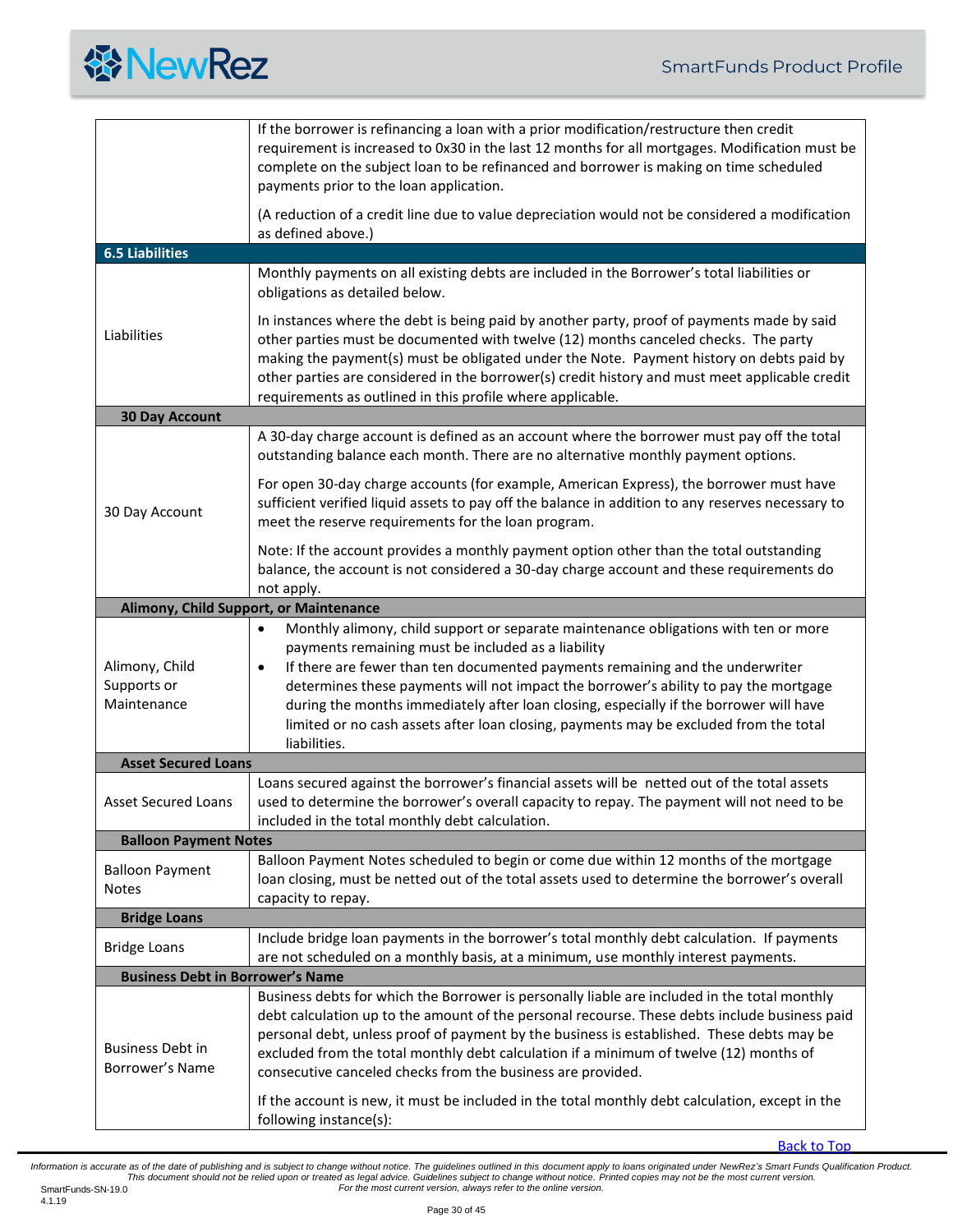| | |
|---|---|
| | If the borrower is refinancing a loan with a prior modification/restructure then credit requirement is increased to 0x30 in the last 12 months for all mortgages. Modification must be complete on the subject loan to be refinanced and borrower is making on time scheduled payments prior to the loan application.<br><br>(A reduction of a credit line due to value depreciation would not be considered a modification as defined above.) |
| **6.5 Liabilities** | |
| Liabilities | Monthly payments on all existing debts are included in the Borrower's total liabilities or obligations as detailed below.<br><br>In instances where the debt is being paid by another party, proof of payments made by said other parties must be documented with twelve (12) months canceled checks. The party making the payment(s) must be obligated under the Note. Payment history on debts paid by other parties are considered in the borrower(s) credit history and must meet applicable credit requirements as outlined in this profile where applicable. |
| **30 Day Account** | |
| 30 Day Account | A 30-day charge account is defined as an account where the borrower must pay off the total outstanding balance each month. There are no alternative monthly payment options.<br><br>For open 30-day charge accounts (for example, American Express), the borrower must have sufficient verified liquid assets to pay off the balance in addition to any reserves necessary to meet the reserve requirements for the loan program.<br><br>Note: If the account provides a monthly payment option other than the total outstanding balance, the account is not considered a 30-day charge account and these requirements do not apply. |
| **Alimony, Child Support, or Maintenance** | |
| Alimony, Child Supports or Maintenance | • Monthly alimony, child support or separate maintenance obligations with ten or more payments remaining must be included as a liability<br>• If there are fewer than ten documented payments remaining and the underwriter determines these payments will not impact the borrower's ability to pay the mortgage during the months immediately after loan closing, especially if the borrower will have limited or no cash assets after loan closing, payments may be excluded from the total liabilities. |
| **Asset Secured Loans** | |
| Asset Secured Loans | Loans secured against the borrower's financial assets will be netted out of the total assets used to determine the borrower's overall capacity to repay. The payment will not need to be included in the total monthly debt calculation. |
| **Balloon Payment Notes** | |
| Balloon Payment Notes | Balloon Payment Notes scheduled to begin or come due within 12 months of the mortgage loan closing, must be netted out of the total assets used to determine the borrower's overall capacity to repay. |
| **Bridge Loans** | |
| Bridge Loans | Include bridge loan payments in the borrower's total monthly debt calculation. If payments are not scheduled on a monthly basis, at a minimum, use monthly interest payments. |
| **Business Debt in Borrower's Name** | |
| Business Debt in Borrower's Name | Business debts for which the Borrower is personally liable are included in the total monthly debt calculation up to the amount of the personal recourse. These debts include business paid personal debt, unless proof of payment by the business is established. These debts may be excluded from the total monthly debt calculation if a minimum of twelve (12) months of consecutive canceled checks from the business are provided.<br><br>If the account is new, it must be included in the total monthly debt calculation, except in the following instance(s): |

Back to Top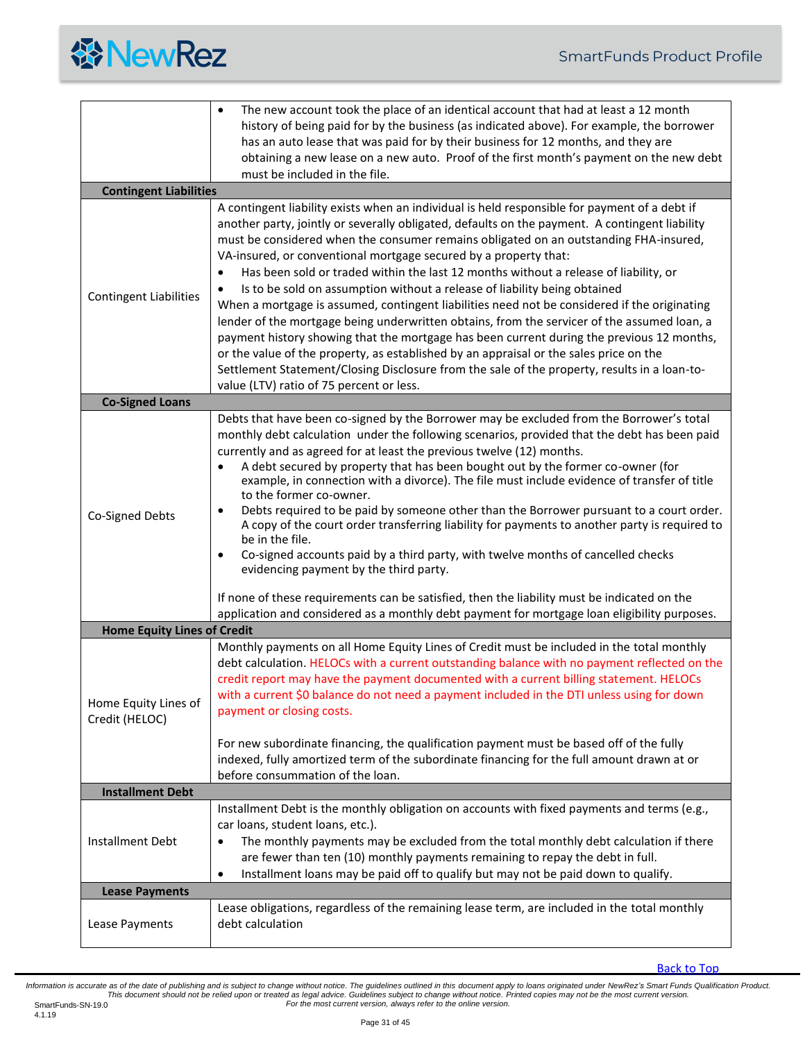| | |
|---|---|
| | • The new account took the place of an identical account that had at least a 12 month history of being paid for by the business (as indicated above). For example, the borrower has an auto lease that was paid for by their business for 12 months, and they are obtaining a new lease on a new auto. Proof of the first month's payment on the new debt must be included in the file. |
| **Contingent Liabilities** | |
| Contingent Liabilities | A contingent liability exists when an individual is held responsible for payment of a debt if another party, jointly or severally obligated, defaults on the payment. A contingent liability must be considered when the consumer remains obligated on an outstanding FHA-insured, VA-insured, or conventional mortgage secured by a property that:<br>• Has been sold or traded within the last 12 months without a release of liability, or<br>• Is to be sold on assumption without a release of liability being obtained<br>When a mortgage is assumed, contingent liabilities need not be considered if the originating lender of the mortgage being underwritten obtains, from the servicer of the assumed loan, a payment history showing that the mortgage has been current during the previous 12 months, or the value of the property, as established by an appraisal or the sales price on the Settlement Statement/Closing Disclosure from the sale of the property, results in a loan-to-value (LTV) ratio of 75 percent or less. |
| **Co-Signed Loans** | |
| Co-Signed Debts | Debts that have been co-signed by the Borrower may be excluded from the Borrower's total monthly debt calculation under the following scenarios, provided that the debt has been paid currently and as agreed for at least the previous twelve (12) months.<br>• A debt secured by property that has been bought out by the former co-owner (for example, in connection with a divorce). The file must include evidence of transfer of title to the former co-owner.<br>• Debts required to be paid by someone other than the Borrower pursuant to a court order. A copy of the court order transferring liability for payments to another party is required to be in the file.<br>• Co-signed accounts paid by a third party, with twelve months of cancelled checks evidencing payment by the third party.<br><br>If none of these requirements can be satisfied, then the liability must be indicated on the application and considered as a monthly debt payment for mortgage loan eligibility purposes. |
| **Home Equity Lines of Credit** | |
| Home Equity Lines of Credit (HELOC) | Monthly payments on all Home Equity Lines of Credit must be included in the total monthly debt calculation. HELOCs with a current outstanding balance with no payment reflected on the credit report may have the payment documented with a current billing statement. HELOCs with a current $0 balance do not need a payment included in the DTI unless using for down payment or closing costs.<br><br>For new subordinate financing, the qualification payment must be based off of the fully indexed, fully amortized term of the subordinate financing for the full amount drawn at or before consummation of the loan. |
| **Installment Debt** | |
| Installment Debt | Installment Debt is the monthly obligation on accounts with fixed payments and terms (e.g., car loans, student loans, etc.).<br>• The monthly payments may be excluded from the total monthly debt calculation if there are fewer than ten (10) monthly payments remaining to repay the debt in full.<br>• Installment loans may be paid off to qualify but may not be paid down to qualify. |
| **Lease Payments** | |
| Lease Payments | Lease obligations, regardless of the remaining lease term, are included in the total monthly debt calculation |

Back to Top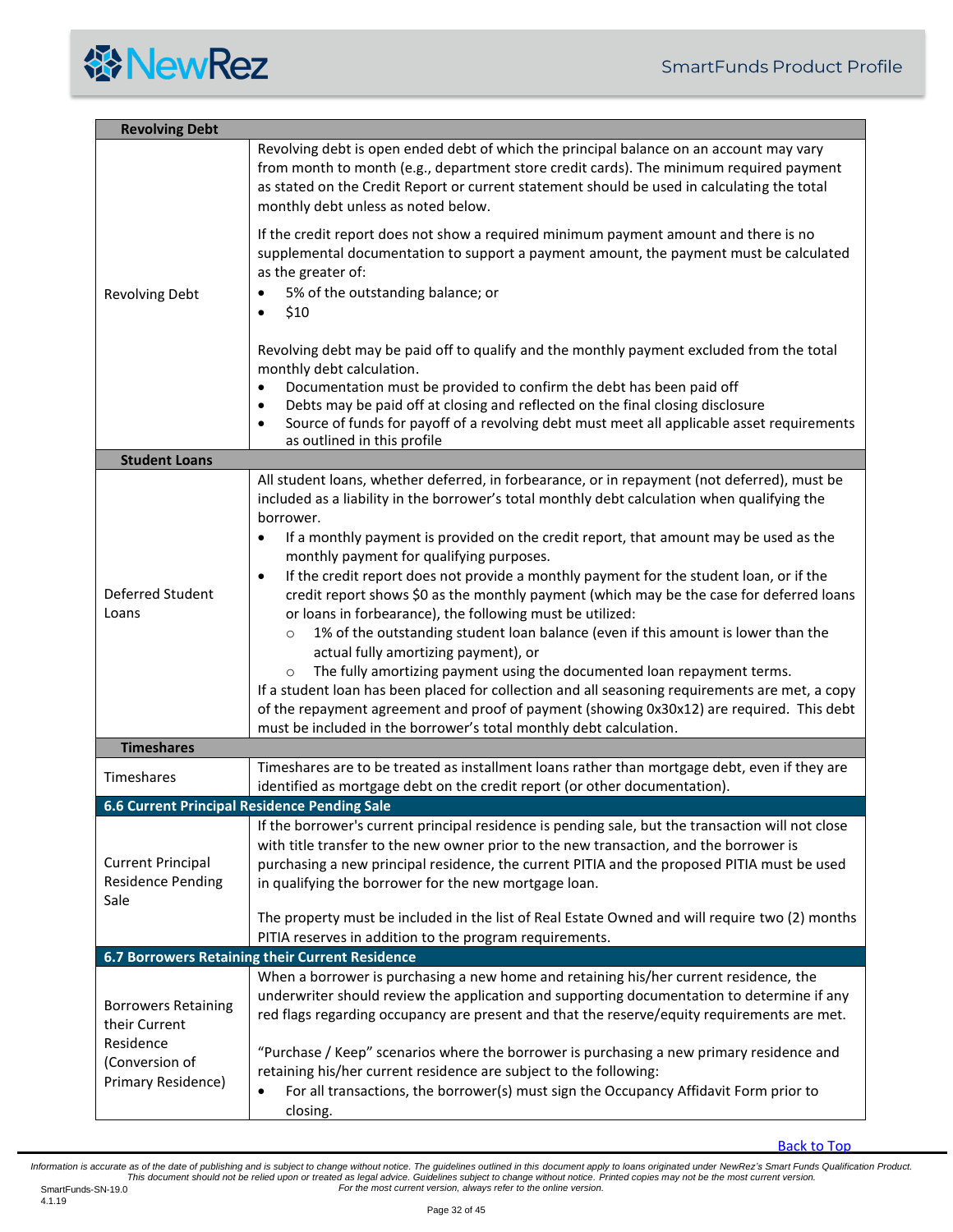| Revolving Debt | |
|---|---|
| Revolving Debt | Revolving debt is open ended debt of which the principal balance on an account may vary from month to month (e.g., department store credit cards). The minimum required payment as stated on the Credit Report or current statement should be used in calculating the total monthly debt unless as noted below.<br><br>If the credit report does not show a required minimum payment amount and there is no supplemental documentation to support a payment amount, the payment must be calculated as the greater of:<br>• 5% of the outstanding balance; or<br>• $10<br><br>Revolving debt may be paid off to qualify and the monthly payment excluded from the total monthly debt calculation.<br>• Documentation must be provided to confirm the debt has been paid off<br>• Debts may be paid off at closing and reflected on the final closing disclosure<br>• Source of funds for payoff of a revolving debt must meet all applicable asset requirements as outlined in this profile |
| **Student Loans** | |
| Deferred Student Loans | All student loans, whether deferred, in forbearance, or in repayment (not deferred), must be included as a liability in the borrower's total monthly debt calculation when qualifying the borrower.<br>• If a monthly payment is provided on the credit report, that amount may be used as the monthly payment for qualifying purposes.<br>• If the credit report does not provide a monthly payment for the student loan, or if the credit report shows $0 as the monthly payment (which may be the case for deferred loans or loans in forbearance), the following must be utilized:<br>&nbsp;&nbsp;&nbsp;&nbsp;○ 1% of the outstanding student loan balance (even if this amount is lower than the actual fully amortizing payment), or<br>&nbsp;&nbsp;&nbsp;&nbsp;○ The fully amortizing payment using the documented loan repayment terms.<br>If a student loan has been placed for collection and all seasoning requirements are met, a copy of the repayment agreement and proof of payment (showing 0x30x12) are required. This debt must be included in the borrower's total monthly debt calculation. |
| **Timeshares** | |
| Timeshares | Timeshares are to be treated as installment loans rather than mortgage debt, even if they are identified as mortgage debt on the credit report (or other documentation). |
| **6.6 Current Principal Residence Pending Sale** | |
| Current Principal Residence Pending Sale | If the borrower's current principal residence is pending sale, but the transaction will not close with title transfer to the new owner prior to the new transaction, and the borrower is purchasing a new principal residence, the current PITIA and the proposed PITIA must be used in qualifying the borrower for the new mortgage loan.<br><br>The property must be included in the list of Real Estate Owned and will require two (2) months PITIA reserves in addition to the program requirements. |
| **6.7 Borrowers Retaining their Current Residence** | |
| Borrowers Retaining their Current Residence (Conversion of Primary Residence) | When a borrower is purchasing a new home and retaining his/her current residence, the underwriter should review the application and supporting documentation to determine if any red flags regarding occupancy are present and that the reserve/equity requirements are met.<br><br>"Purchase / Keep" scenarios where the borrower is purchasing a new primary residence and retaining his/her current residence are subject to the following:<br>• For all transactions, the borrower(s) must sign the Occupancy Affidavit Form prior to closing. |

Back to Top

*Information is accurate as of the date of publishing and is subject to change without notice. The guidelines outlined in this document apply to loans originated under NewRez's Smart Funds Qualification Product. This document should not be relied upon or treated as legal advice. Guidelines subject to change without notice. Printed copies may not be the most current version. For the most current version, always refer to the online version.*

SmartFunds-SN-19.0
4.1.19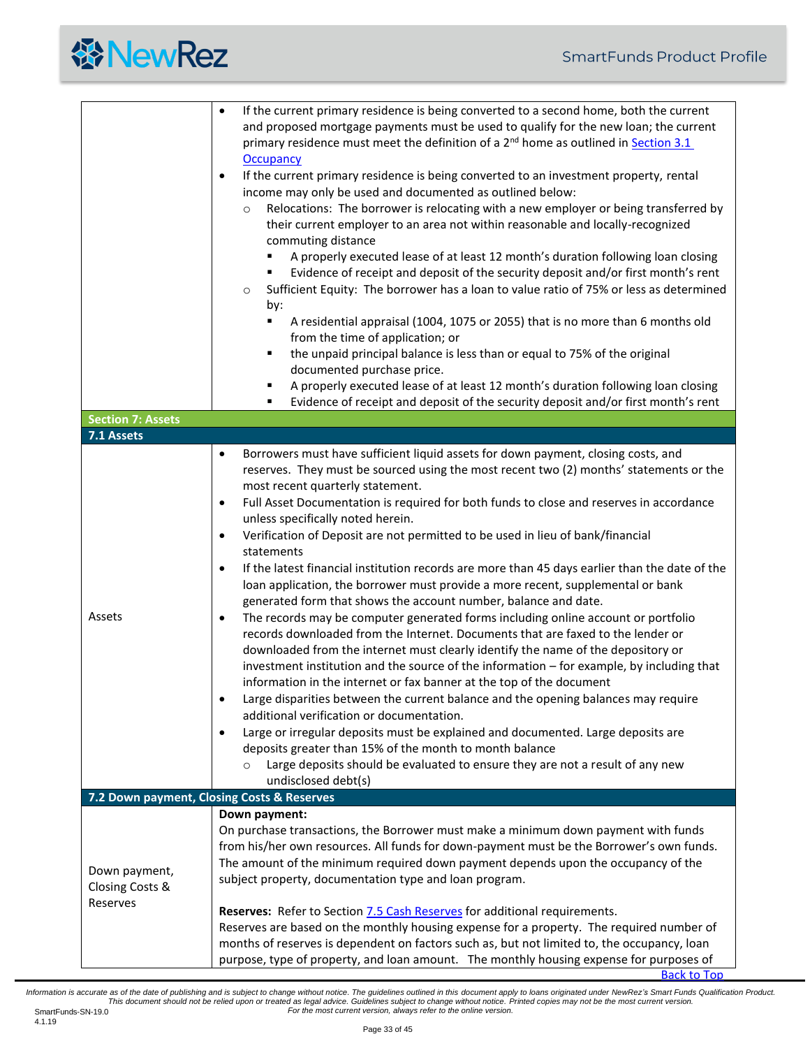|  |  |
|---|---|
|  | • If the current primary residence is being converted to a second home, both the current and proposed mortgage payments must be used to qualify for the new loan; the current primary residence must meet the definition of a 2nd home as outlined in Section 3.1 Occupancy<br>• If the current primary residence is being converted to an investment property, rental income may only be used and documented as outlined below:<br>  ○ Relocations: The borrower is relocating with a new employer or being transferred by their current employer to an area not within reasonable and locally-recognized commuting distance<br>    ▪ A properly executed lease of at least 12 month's duration following loan closing<br>    ▪ Evidence of receipt and deposit of the security deposit and/or first month's rent<br>  ○ Sufficient Equity: The borrower has a loan to value ratio of 75% or less as determined by:<br>    ▪ A residential appraisal (1004, 1075 or 2055) that is no more than 6 months old from the time of application; or<br>    ▪ the unpaid principal balance is less than or equal to 75% of the original documented purchase price.<br>    ▪ A properly executed lease of at least 12 month's duration following loan closing<br>    ▪ Evidence of receipt and deposit of the security deposit and/or first month's rent |

## Section 7: Assets

### 7.1 Assets

|  |  |
|---|---|
| Assets | • Borrowers must have sufficient liquid assets for down payment, closing costs, and reserves. They must be sourced using the most recent two (2) months' statements or the most recent quarterly statement.<br>• Full Asset Documentation is required for both funds to close and reserves in accordance unless specifically noted herein.<br>• Verification of Deposit are not permitted to be used in lieu of bank/financial statements<br>• If the latest financial institution records are more than 45 days earlier than the date of the loan application, the borrower must provide a more recent, supplemental or bank generated form that shows the account number, balance and date.<br>• The records may be computer generated forms including online account or portfolio records downloaded from the Internet. Documents that are faxed to the lender or downloaded from the internet must clearly identify the name of the depository or investment institution and the source of the information – for example, by including that information in the internet or fax banner at the top of the document<br>• Large disparities between the current balance and the opening balances may require additional verification or documentation.<br>• Large or irregular deposits must be explained and documented. Large deposits are deposits greater than 15% of the month to month balance<br>  ○ Large deposits should be evaluated to ensure they are not a result of any new undisclosed debt(s) |

### 7.2 Down payment, Closing Costs & Reserves

|  |  |
|---|---|
| Down payment, Closing Costs & Reserves | **Down payment:**<br>On purchase transactions, the Borrower must make a minimum down payment with funds from his/her own resources. All funds for down-payment must be the Borrower's own funds. The amount of the minimum required down payment depends upon the occupancy of the subject property, documentation type and loan program.<br><br>**Reserves:** Refer to Section 7.5 Cash Reserves for additional requirements.<br>Reserves are based on the monthly housing expense for a property. The required number of months of reserves is dependent on factors such as, but not limited to, the occupancy, loan purpose, type of property, and loan amount. The monthly housing expense for purposes of |

Back to Top

*Information is accurate as of the date of publishing and is subject to change without notice. The guidelines outlined in this document apply to loans originated under NewRez's Smart Funds Qualification Product. This document should not be relied upon or treated as legal advice. Guidelines subject to change without notice. Printed copies may not be the most current version. For the most current version, always refer to the online version.*

SmartFunds-SN-19.0
4.1.19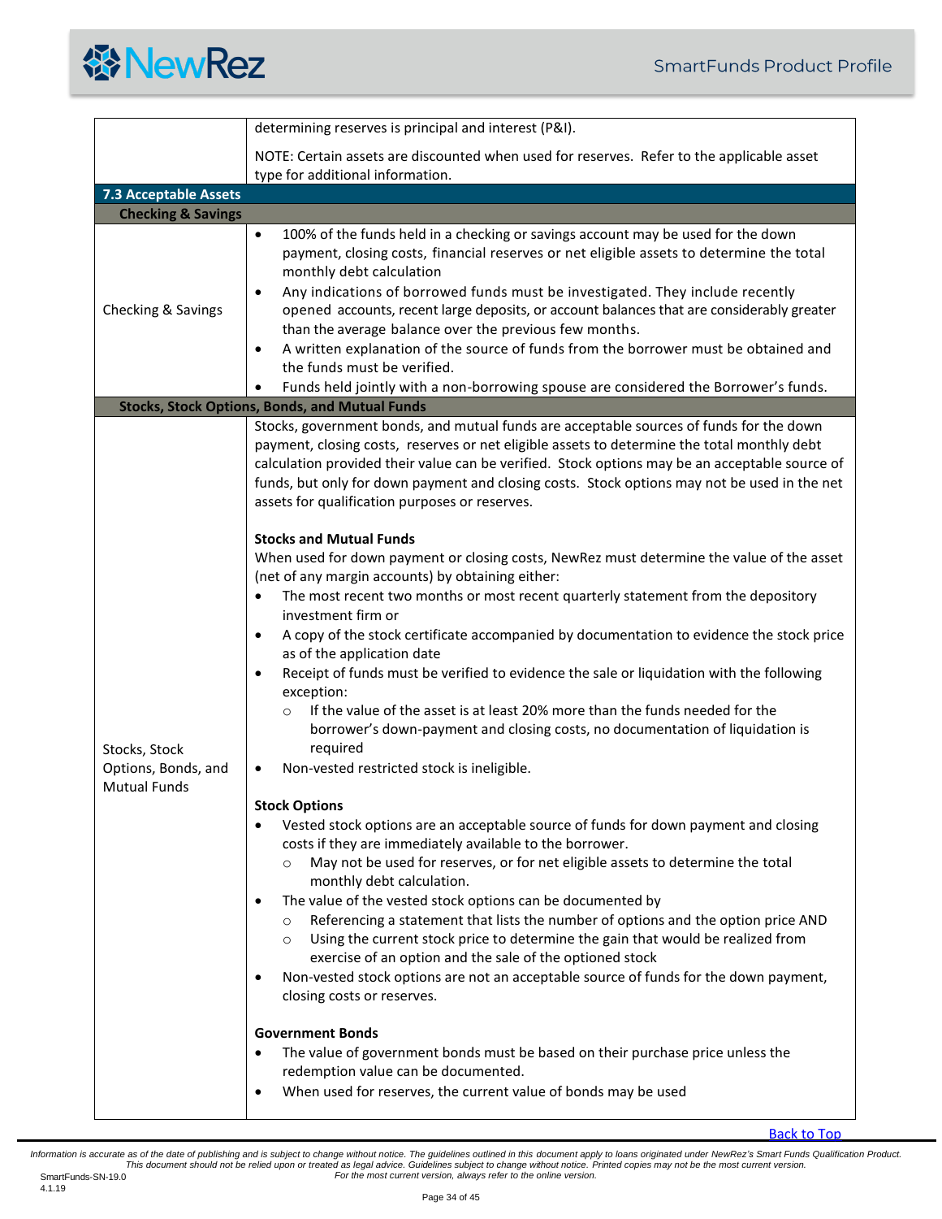| | |
|---|---|
| | determining reserves is principal and interest (P&I).<br><br>NOTE: Certain assets are discounted when used for reserves. Refer to the applicable asset type for additional information. |
| **7.3 Acceptable Assets** | |
| **Checking & Savings** | |
| Checking & Savings | • 100% of the funds held in a checking or savings account may be used for the down payment, closing costs, financial reserves or net eligible assets to determine the total monthly debt calculation<br>• Any indications of borrowed funds must be investigated. They include recently opened accounts, recent large deposits, or account balances that are considerably greater than the average balance over the previous few months.<br>• A written explanation of the source of funds from the borrower must be obtained and the funds must be verified.<br>• Funds held jointly with a non-borrowing spouse are considered the Borrower's funds. |
| **Stocks, Stock Options, Bonds, and Mutual Funds** | |
| Stocks, Stock Options, Bonds, and Mutual Funds | Stocks, government bonds, and mutual funds are acceptable sources of funds for the down payment, closing costs, reserves or net eligible assets to determine the total monthly debt calculation provided their value can be verified. Stock options may be an acceptable source of funds, but only for down payment and closing costs. Stock options may not be used in the net assets for qualification purposes or reserves.<br><br>**Stocks and Mutual Funds**<br>When used for down payment or closing costs, NewRez must determine the value of the asset (net of any margin accounts) by obtaining either:<br>• The most recent two months or most recent quarterly statement from the depository investment firm or<br>• A copy of the stock certificate accompanied by documentation to evidence the stock price as of the application date<br>• Receipt of funds must be verified to evidence the sale or liquidation with the following exception:<br>&nbsp;&nbsp;&nbsp;&nbsp;○ If the value of the asset is at least 20% more than the funds needed for the borrower's down-payment and closing costs, no documentation of liquidation is required<br>• Non-vested restricted stock is ineligible.<br><br>**Stock Options**<br>• Vested stock options are an acceptable source of funds for down payment and closing costs if they are immediately available to the borrower.<br>&nbsp;&nbsp;&nbsp;&nbsp;○ May not be used for reserves, or for net eligible assets to determine the total monthly debt calculation.<br>• The value of the vested stock options can be documented by<br>&nbsp;&nbsp;&nbsp;&nbsp;○ Referencing a statement that lists the number of options and the option price AND<br>&nbsp;&nbsp;&nbsp;&nbsp;○ Using the current stock price to determine the gain that would be realized from exercise of an option and the sale of the optioned stock<br>• Non-vested stock options are not an acceptable source of funds for the down payment, closing costs or reserves.<br><br>**Government Bonds**<br>• The value of government bonds must be based on their purchase price unless the redemption value can be documented.<br>• When used for reserves, the current value of bonds may be used |

Back to Top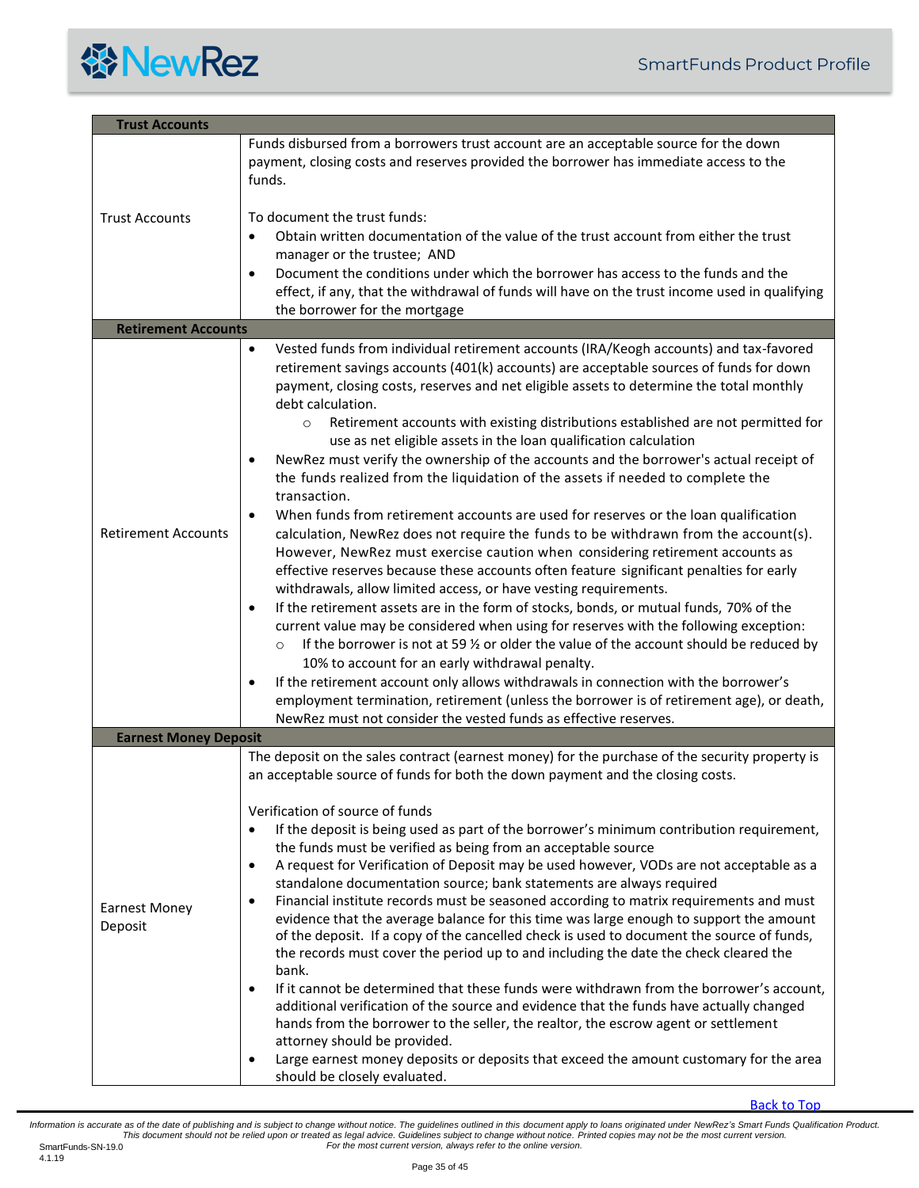| Trust Accounts | |
|---|---|
| Trust Accounts | Funds disbursed from a borrowers trust account are an acceptable source for the down payment, closing costs and reserves provided the borrower has immediate access to the funds.<br><br>To document the trust funds:<br>• Obtain written documentation of the value of the trust account from either the trust manager or the trustee; AND<br>• Document the conditions under which the borrower has access to the funds and the effect, if any, that the withdrawal of funds will have on the trust income used in qualifying the borrower for the mortgage |
| **Retirement Accounts** | |
| Retirement Accounts | • Vested funds from individual retirement accounts (IRA/Keogh accounts) and tax-favored retirement savings accounts (401(k) accounts) are acceptable sources of funds for down payment, closing costs, reserves and net eligible assets to determine the total monthly debt calculation.<br>  ○ Retirement accounts with existing distributions established are not permitted for use as net eligible assets in the loan qualification calculation<br>• NewRez must verify the ownership of the accounts and the borrower's actual receipt of the funds realized from the liquidation of the assets if needed to complete the transaction.<br>• When funds from retirement accounts are used for reserves or the loan qualification calculation, NewRez does not require the funds to be withdrawn from the account(s). However, NewRez must exercise caution when considering retirement accounts as effective reserves because these accounts often feature significant penalties for early withdrawals, allow limited access, or have vesting requirements.<br>• If the retirement assets are in the form of stocks, bonds, or mutual funds, 70% of the current value may be considered when using for reserves with the following exception:<br>  ○ If the borrower is not at 59 ½ or older the value of the account should be reduced by 10% to account for an early withdrawal penalty.<br>• If the retirement account only allows withdrawals in connection with the borrower's employment termination, retirement (unless the borrower is of retirement age), or death, NewRez must not consider the vested funds as effective reserves. |
| **Earnest Money Deposit** | |
| Earnest Money Deposit | The deposit on the sales contract (earnest money) for the purchase of the security property is an acceptable source of funds for both the down payment and the closing costs.<br><br>Verification of source of funds<br>• If the deposit is being used as part of the borrower's minimum contribution requirement, the funds must be verified as being from an acceptable source<br>• A request for Verification of Deposit may be used however, VODs are not acceptable as a standalone documentation source; bank statements are always required<br>• Financial institute records must be seasoned according to matrix requirements and must evidence that the average balance for this time was large enough to support the amount of the deposit. If a copy of the cancelled check is used to document the source of funds, the records must cover the period up to and including the date the check cleared the bank.<br>• If it cannot be determined that these funds were withdrawn from the borrower's account, additional verification of the source and evidence that the funds have actually changed hands from the borrower to the seller, the realtor, the escrow agent or settlement attorney should be provided.<br>• Large earnest money deposits or deposits that exceed the amount customary for the area should be closely evaluated. |

Back to Top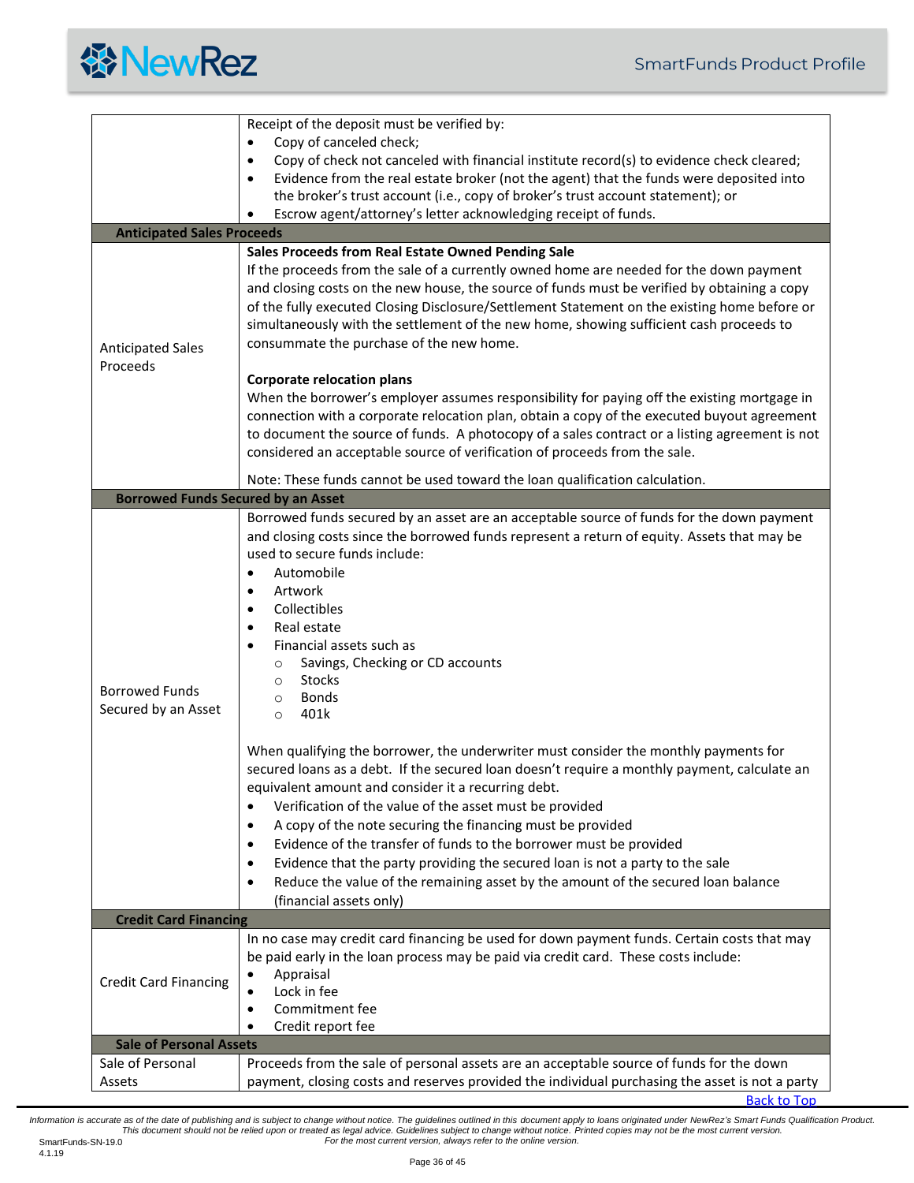| | |
|---|---|
| | Receipt of the deposit must be verified by:<br>• Copy of canceled check;<br>• Copy of check not canceled with financial institute record(s) to evidence check cleared;<br>• Evidence from the real estate broker (not the agent) that the funds were deposited into the broker's trust account (i.e., copy of broker's trust account statement); or<br>• Escrow agent/attorney's letter acknowledging receipt of funds. |
| **Anticipated Sales Proceeds** | |
| Anticipated Sales Proceeds | **Sales Proceeds from Real Estate Owned Pending Sale**<br>If the proceeds from the sale of a currently owned home are needed for the down payment and closing costs on the new house, the source of funds must be verified by obtaining a copy of the fully executed Closing Disclosure/Settlement Statement on the existing home before or simultaneously with the settlement of the new home, showing sufficient cash proceeds to consummate the purchase of the new home.<br><br>**Corporate relocation plans**<br>When the borrower's employer assumes responsibility for paying off the existing mortgage in connection with a corporate relocation plan, obtain a copy of the executed buyout agreement to document the source of funds. A photocopy of a sales contract or a listing agreement is not considered an acceptable source of verification of proceeds from the sale.<br><br>Note: These funds cannot be used toward the loan qualification calculation. |
| **Borrowed Funds Secured by an Asset** | |
| Borrowed Funds Secured by an Asset | Borrowed funds secured by an asset are an acceptable source of funds for the down payment and closing costs since the borrowed funds represent a return of equity. Assets that may be used to secure funds include:<br>• Automobile<br>• Artwork<br>• Collectibles<br>• Real estate<br>• Financial assets such as<br>&nbsp;&nbsp;&nbsp;&nbsp;○ Savings, Checking or CD accounts<br>&nbsp;&nbsp;&nbsp;&nbsp;○ Stocks<br>&nbsp;&nbsp;&nbsp;&nbsp;○ Bonds<br>&nbsp;&nbsp;&nbsp;&nbsp;○ 401k<br><br>When qualifying the borrower, the underwriter must consider the monthly payments for secured loans as a debt. If the secured loan doesn't require a monthly payment, calculate an equivalent amount and consider it a recurring debt.<br>• Verification of the value of the asset must be provided<br>• A copy of the note securing the financing must be provided<br>• Evidence of the transfer of funds to the borrower must be provided<br>• Evidence that the party providing the secured loan is not a party to the sale<br>• Reduce the value of the remaining asset by the amount of the secured loan balance (financial assets only) |
| **Credit Card Financing** | |
| Credit Card Financing | In no case may credit card financing be used for down payment funds. Certain costs that may be paid early in the loan process may be paid via credit card. These costs include:<br>• Appraisal<br>• Lock in fee<br>• Commitment fee<br>• Credit report fee |
| **Sale of Personal Assets** | |
| Sale of Personal Assets | Proceeds from the sale of personal assets are an acceptable source of funds for the down payment, closing costs and reserves provided the individual purchasing the asset is not a party |

Back to Top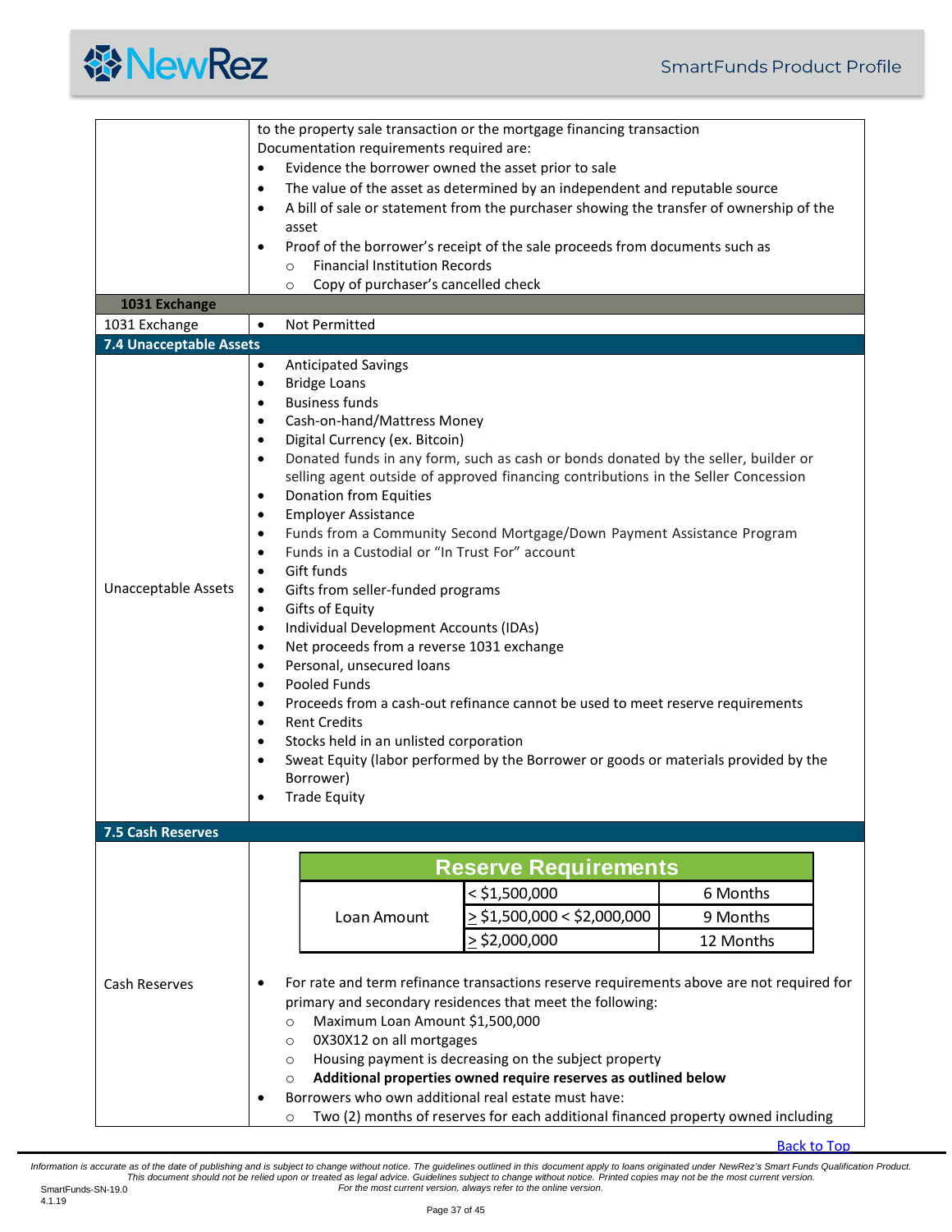to the property sale transaction or the mortgage financing transaction
Documentation requirements required are:

- Evidence the borrower owned the asset prior to sale
- The value of the asset as determined by an independent and reputable source
- A bill of sale or statement from the purchaser showing the transfer of ownership of the asset
- Proof of the borrower's receipt of the sale proceeds from documents such as
  - Financial Institution Records
  - Copy of purchaser's cancelled check

**1031 Exchange**

| 1031 Exchange | • Not Permitted |
|---|---|

## 7.4 Unacceptable Assets

**Unacceptable Assets**

- Anticipated Savings
- Bridge Loans
- Business funds
- Cash-on-hand/Mattress Money
- Digital Currency (ex. Bitcoin)
- Donated funds in any form, such as cash or bonds donated by the seller, builder or selling agent outside of approved financing contributions in the Seller Concession
- Donation from Equities
- Employer Assistance
- Funds from a Community Second Mortgage/Down Payment Assistance Program
- Funds in a Custodial or "In Trust For" account
- Gift funds
- Gifts from seller-funded programs
- Gifts of Equity
- Individual Development Accounts (IDAs)
- Net proceeds from a reverse 1031 exchange
- Personal, unsecured loans
- Pooled Funds
- Proceeds from a cash-out refinance cannot be used to meet reserve requirements
- Rent Credits
- Stocks held in an unlisted corporation
- Sweat Equity (labor performed by the Borrower or goods or materials provided by the Borrower)
- Trade Equity

## 7.5 Cash Reserves

**Cash Reserves**

| Reserve Requirements | | |
|---|---|---|
| Loan Amount | < $1,500,000 | 6 Months |
| | ≥ $1,500,000 < $2,000,000 | 9 Months |
| | ≥ $2,000,000 | 12 Months |

- For rate and term refinance transactions reserve requirements above are not required for primary and secondary residences that meet the following:
  - Maximum Loan Amount $1,500,000
  - 0X30X12 on all mortgages
  - Housing payment is decreasing on the subject property
  - **Additional properties owned require reserves as outlined below**
- Borrowers who own additional real estate must have:
  - Two (2) months of reserves for each additional financed property owned including

Back to Top

*Information is accurate as of the date of publishing and is subject to change without notice. The guidelines outlined in this document apply to loans originated under NewRez's Smart Funds Qualification Product. This document should not be relied upon or treated as legal advice. Guidelines subject to change without notice. Printed copies may not be the most current version. For the most current version, always refer to the online version.*

SmartFunds-SN-19.0
4.1.19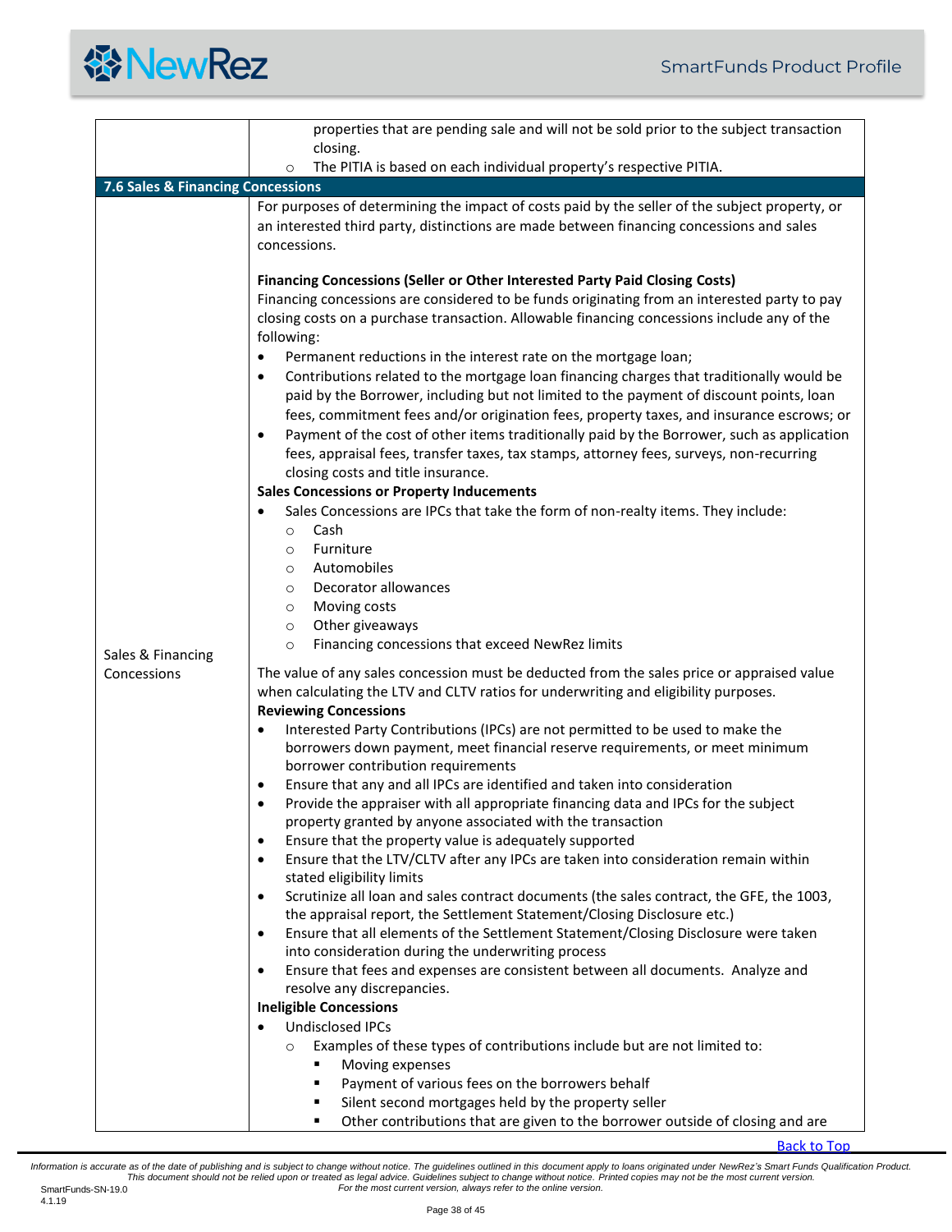| | |
|---|---|
| | properties that are pending sale and will not be sold prior to the subject transaction closing.<br>○ The PITIA is based on each individual property's respective PITIA. |

**7.6 Sales & Financing Concessions**

| | |
|---|---|
| Sales & Financing Concessions | For purposes of determining the impact of costs paid by the seller of the subject property, or an interested third party, distinctions are made between financing concessions and sales concessions.<br><br>**Financing Concessions (Seller or Other Interested Party Paid Closing Costs)**<br>Financing concessions are considered to be funds originating from an interested party to pay closing costs on a purchase transaction. Allowable financing concessions include any of the following:<br>• Permanent reductions in the interest rate on the mortgage loan;<br>• Contributions related to the mortgage loan financing charges that traditionally would be paid by the Borrower, including but not limited to the payment of discount points, loan fees, commitment fees and/or origination fees, property taxes, and insurance escrows; or<br>• Payment of the cost of other items traditionally paid by the Borrower, such as application fees, appraisal fees, transfer taxes, tax stamps, attorney fees, surveys, non-recurring closing costs and title insurance.<br>**Sales Concessions or Property Inducements**<br>• Sales Concessions are IPCs that take the form of non-realty items. They include:<br>○ Cash<br>○ Furniture<br>○ Automobiles<br>○ Decorator allowances<br>○ Moving costs<br>○ Other giveaways<br>○ Financing concessions that exceed NewRez limits<br><br>The value of any sales concession must be deducted from the sales price or appraised value when calculating the LTV and CLTV ratios for underwriting and eligibility purposes.<br>**Reviewing Concessions**<br>• Interested Party Contributions (IPCs) are not permitted to be used to make the borrowers down payment, meet financial reserve requirements, or meet minimum borrower contribution requirements<br>• Ensure that any and all IPCs are identified and taken into consideration<br>• Provide the appraiser with all appropriate financing data and IPCs for the subject property granted by anyone associated with the transaction<br>• Ensure that the property value is adequately supported<br>• Ensure that the LTV/CLTV after any IPCs are taken into consideration remain within stated eligibility limits<br>• Scrutinize all loan and sales contract documents (the sales contract, the GFE, the 1003, the appraisal report, the Settlement Statement/Closing Disclosure etc.)<br>• Ensure that all elements of the Settlement Statement/Closing Disclosure were taken into consideration during the underwriting process<br>• Ensure that fees and expenses are consistent between all documents. Analyze and resolve any discrepancies.<br>**Ineligible Concessions**<br>• Undisclosed IPCs<br>○ Examples of these types of contributions include but are not limited to:<br>▪ Moving expenses<br>▪ Payment of various fees on the borrowers behalf<br>▪ Silent second mortgages held by the property seller<br>▪ Other contributions that are given to the borrower outside of closing and are |

Back to Top

*Information is accurate as of the date of publishing and is subject to change without notice. The guidelines outlined in this document apply to loans originated under NewRez's Smart Funds Qualification Product. This document should not be relied upon or treated as legal advice. Guidelines subject to change without notice. Printed copies may not be the most current version. For the most current version, always refer to the online version.*

SmartFunds-SN-19.0
4.1.19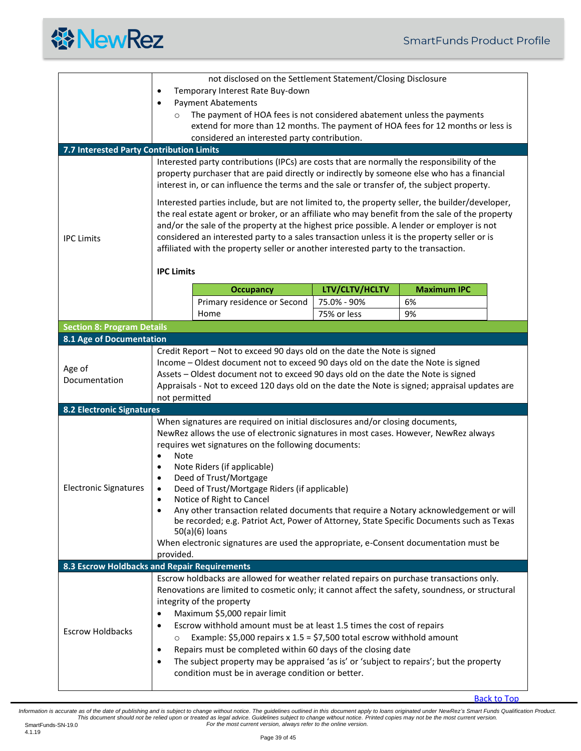not disclosed on the Settlement Statement/Closing Disclosure

- Temporary Interest Rate Buy-down
- Payment Abatements
  - The payment of HOA fees is not considered abatement unless the payments extend for more than 12 months. The payment of HOA fees for 12 months or less is considered an interested party contribution.

## 7.7 Interested Party Contribution Limits

**IPC Limits**

Interested party contributions (IPCs) are costs that are normally the responsibility of the property purchaser that are paid directly or indirectly by someone else who has a financial interest in, or can influence the terms and the sale or transfer of, the subject property.

Interested parties include, but are not limited to, the property seller, the builder/developer, the real estate agent or broker, or an affiliate who may benefit from the sale of the property and/or the sale of the property at the highest price possible. A lender or employer is not considered an interested party to a sales transaction unless it is the property seller or is affiliated with the property seller or another interested party to the transaction.

**IPC Limits**

| Occupancy | LTV/CLTV/HCLTV | Maximum IPC |
|---|---|---|
| Primary residence or Second Home | 75.0% - 90% | 6% |
| | 75% or less | 9% |

# Section 8: Program Details

## 8.1 Age of Documentation

**Age of Documentation**

Credit Report – Not to exceed 90 days old on the date the Note is signed
Income – Oldest document not to exceed 90 days old on the date the Note is signed
Assets – Oldest document not to exceed 90 days old on the date the Note is signed
Appraisals - Not to exceed 120 days old on the date the Note is signed; appraisal updates are not permitted

## 8.2 Electronic Signatures

**Electronic Signatures**

When signatures are required on initial disclosures and/or closing documents, NewRez allows the use of electronic signatures in most cases. However, NewRez always requires wet signatures on the following documents:

- Note
- Note Riders (if applicable)
- Deed of Trust/Mortgage
- Deed of Trust/Mortgage Riders (if applicable)
- Notice of Right to Cancel
- Any other transaction related documents that require a Notary acknowledgement or will be recorded; e.g. Patriot Act, Power of Attorney, State Specific Documents such as Texas 50(a)(6) loans

When electronic signatures are used the appropriate, e-Consent documentation must be provided.

## 8.3 Escrow Holdbacks and Repair Requirements

**Escrow Holdbacks**

Escrow holdbacks are allowed for weather related repairs on purchase transactions only. Renovations are limited to cosmetic only; it cannot affect the safety, soundness, or structural integrity of the property

- Maximum $5,000 repair limit
- Escrow withhold amount must be at least 1.5 times the cost of repairs
  - Example: $5,000 repairs x 1.5 = $7,500 total escrow withhold amount
- Repairs must be completed within 60 days of the closing date
- The subject property may be appraised 'as is' or 'subject to repairs'; but the property condition must be in average condition or better.

Back to Top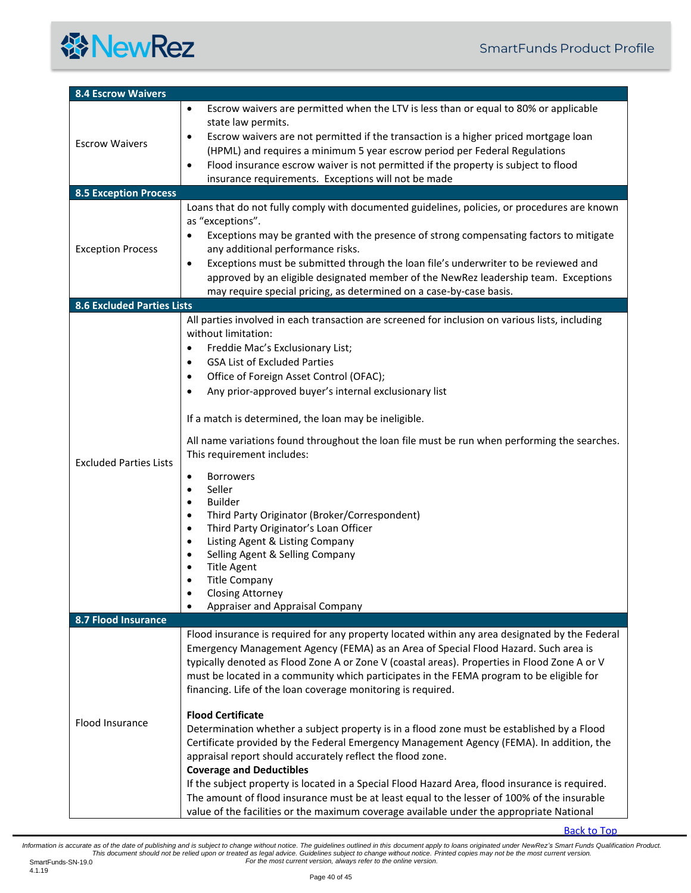| **8.4 Escrow Waivers** | |
|---|---|
| Escrow Waivers | • Escrow waivers are permitted when the LTV is less than or equal to 80% or applicable state law permits.<br>• Escrow waivers are not permitted if the transaction is a higher priced mortgage loan (HPML) and requires a minimum 5 year escrow period per Federal Regulations<br>• Flood insurance escrow waiver is not permitted if the property is subject to flood insurance requirements. Exceptions will not be made |
| **8.5 Exception Process** | |
| Exception Process | Loans that do not fully comply with documented guidelines, policies, or procedures are known as “exceptions”.<br>• Exceptions may be granted with the presence of strong compensating factors to mitigate any additional performance risks.<br>• Exceptions must be submitted through the loan file’s underwriter to be reviewed and approved by an eligible designated member of the NewRez leadership team. Exceptions may require special pricing, as determined on a case-by-case basis. |
| **8.6 Excluded Parties Lists** | |
| Excluded Parties Lists | All parties involved in each transaction are screened for inclusion on various lists, including without limitation:<br>• Freddie Mac’s Exclusionary List;<br>• GSA List of Excluded Parties<br>• Office of Foreign Asset Control (OFAC);<br>• Any prior-approved buyer’s internal exclusionary list<br><br>If a match is determined, the loan may be ineligible.<br><br>All name variations found throughout the loan file must be run when performing the searches. This requirement includes:<br>• Borrowers<br>• Seller<br>• Builder<br>• Third Party Originator (Broker/Correspondent)<br>• Third Party Originator’s Loan Officer<br>• Listing Agent & Listing Company<br>• Selling Agent & Selling Company<br>• Title Agent<br>• Title Company<br>• Closing Attorney<br>• Appraiser and Appraisal Company |
| **8.7 Flood Insurance** | |
| Flood Insurance | Flood insurance is required for any property located within any area designated by the Federal Emergency Management Agency (FEMA) as an Area of Special Flood Hazard. Such area is typically denoted as Flood Zone A or Zone V (coastal areas). Properties in Flood Zone A or V must be located in a community which participates in the FEMA program to be eligible for financing. Life of the loan coverage monitoring is required.<br><br>**Flood Certificate**<br>Determination whether a subject property is in a flood zone must be established by a Flood Certificate provided by the Federal Emergency Management Agency (FEMA). In addition, the appraisal report should accurately reflect the flood zone.<br>**Coverage and Deductibles**<br>If the subject property is located in a Special Flood Hazard Area, flood insurance is required. The amount of flood insurance must be at least equal to the lesser of 100% of the insurable value of the facilities or the maximum coverage available under the appropriate National |

Back to Top

*Information is accurate as of the date of publishing and is subject to change without notice. The guidelines outlined in this document apply to loans originated under NewRez's Smart Funds Qualification Product. This document should not be relied upon or treated as legal advice. Guidelines subject to change without notice. Printed copies may not be the most current version. For the most current version, always refer to the online version.*

SmartFunds-SN-19.0
4.1.19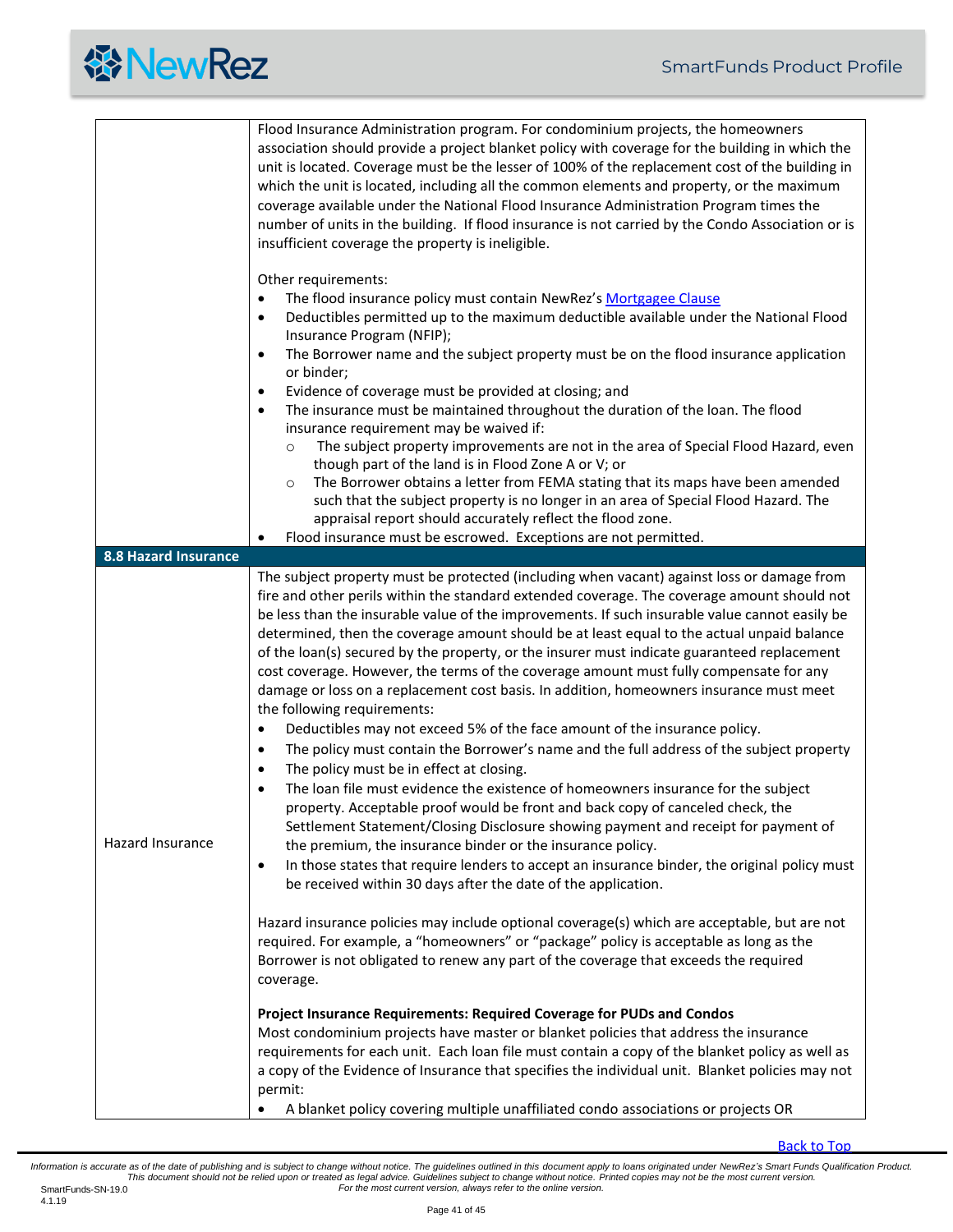| | |
|---|---|
| | Flood Insurance Administration program. For condominium projects, the homeowners association should provide a project blanket policy with coverage for the building in which the unit is located. Coverage must be the lesser of 100% of the replacement cost of the building in which the unit is located, including all the common elements and property, or the maximum coverage available under the National Flood Insurance Administration Program times the number of units in the building. If flood insurance is not carried by the Condo Association or is insufficient coverage the property is ineligible.<br><br>Other requirements:<br>• The flood insurance policy must contain NewRez's Mortgagee Clause<br>• Deductibles permitted up to the maximum deductible available under the National Flood Insurance Program (NFIP);<br>• The Borrower name and the subject property must be on the flood insurance application or binder;<br>• Evidence of coverage must be provided at closing; and<br>• The insurance must be maintained throughout the duration of the loan. The flood insurance requirement may be waived if:<br>  ○ The subject property improvements are not in the area of Special Flood Hazard, even though part of the land is in Flood Zone A or V; or<br>  ○ The Borrower obtains a letter from FEMA stating that its maps have been amended such that the subject property is no longer in an area of Special Flood Hazard. The appraisal report should accurately reflect the flood zone.<br>• Flood insurance must be escrowed. Exceptions are not permitted. |
| **8.8 Hazard Insurance** | |
| Hazard Insurance | The subject property must be protected (including when vacant) against loss or damage from fire and other perils within the standard extended coverage. The coverage amount should not be less than the insurable value of the improvements. If such insurable value cannot easily be determined, then the coverage amount should be at least equal to the actual unpaid balance of the loan(s) secured by the property, or the insurer must indicate guaranteed replacement cost coverage. However, the terms of the coverage amount must fully compensate for any damage or loss on a replacement cost basis. In addition, homeowners insurance must meet the following requirements:<br>• Deductibles may not exceed 5% of the face amount of the insurance policy.<br>• The policy must contain the Borrower's name and the full address of the subject property<br>• The policy must be in effect at closing.<br>• The loan file must evidence the existence of homeowners insurance for the subject property. Acceptable proof would be front and back copy of canceled check, the Settlement Statement/Closing Disclosure showing payment and receipt for payment of the premium, the insurance binder or the insurance policy.<br>• In those states that require lenders to accept an insurance binder, the original policy must be received within 30 days after the date of the application.<br><br>Hazard insurance policies may include optional coverage(s) which are acceptable, but are not required. For example, a "homeowners" or "package" policy is acceptable as long as the Borrower is not obligated to renew any part of the coverage that exceeds the required coverage.<br><br>**Project Insurance Requirements: Required Coverage for PUDs and Condos**<br>Most condominium projects have master or blanket policies that address the insurance requirements for each unit. Each loan file must contain a copy of the blanket policy as well as a copy of the Evidence of Insurance that specifies the individual unit. Blanket policies may not permit:<br>• A blanket policy covering multiple unaffiliated condo associations or projects OR |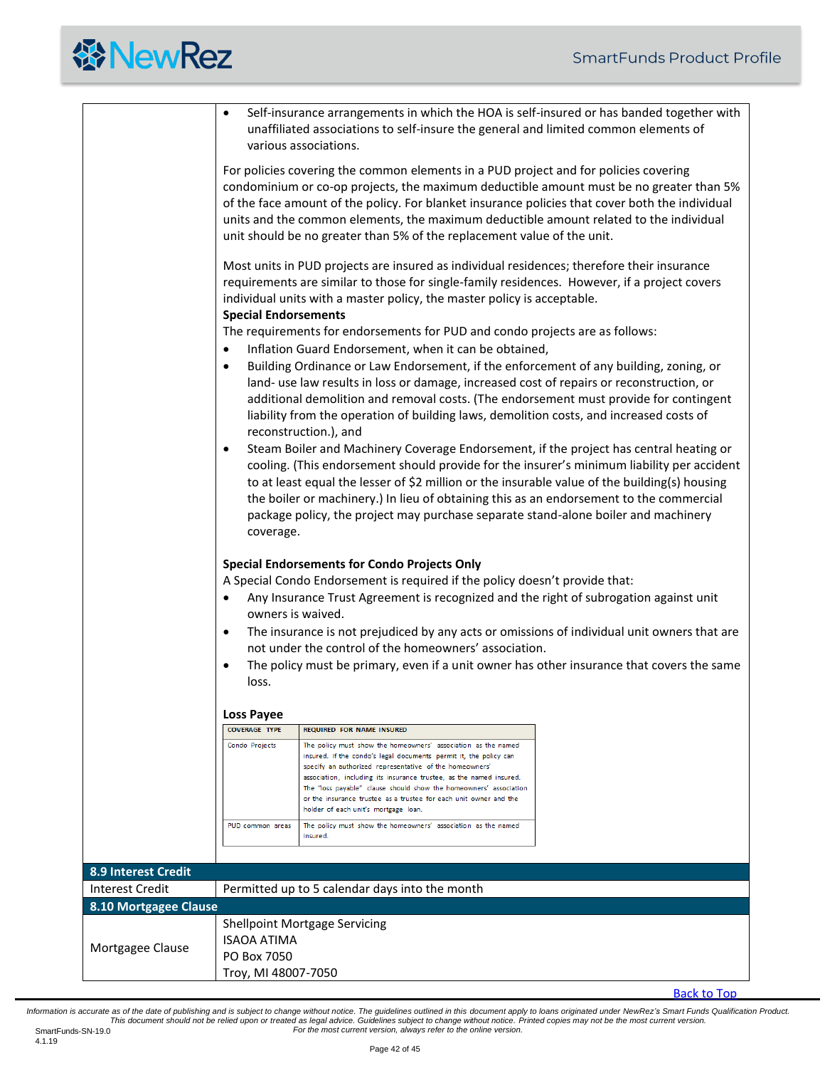- Self-insurance arrangements in which the HOA is self-insured or has banded together with unaffiliated associations to self-insure the general and limited common elements of various associations.

For policies covering the common elements in a PUD project and for policies covering condominium or co-op projects, the maximum deductible amount must be no greater than 5% of the face amount of the policy. For blanket insurance policies that cover both the individual units and the common elements, the maximum deductible amount related to the individual unit should be no greater than 5% of the replacement value of the unit.

Most units in PUD projects are insured as individual residences; therefore their insurance requirements are similar to those for single-family residences. However, if a project covers individual units with a master policy, the master policy is acceptable.

**Special Endorsements**

The requirements for endorsements for PUD and condo projects are as follows:

- Inflation Guard Endorsement, when it can be obtained,
- Building Ordinance or Law Endorsement, if the enforcement of any building, zoning, or land- use law results in loss or damage, increased cost of repairs or reconstruction, or additional demolition and removal costs. (The endorsement must provide for contingent liability from the operation of building laws, demolition costs, and increased costs of reconstruction.), and
- Steam Boiler and Machinery Coverage Endorsement, if the project has central heating or cooling. (This endorsement should provide for the insurer's minimum liability per accident to at least equal the lesser of $2 million or the insurable value of the building(s) housing the boiler or machinery.) In lieu of obtaining this as an endorsement to the commercial package policy, the project may purchase separate stand-alone boiler and machinery coverage.

**Special Endorsements for Condo Projects Only**

A Special Condo Endorsement is required if the policy doesn't provide that:

- Any Insurance Trust Agreement is recognized and the right of subrogation against unit owners is waived.
- The insurance is not prejudiced by any acts or omissions of individual unit owners that are not under the control of the homeowners' association.
- The policy must be primary, even if a unit owner has other insurance that covers the same loss.

**Loss Payee**

| COVERAGE TYPE | REQUIRED FOR NAME INSURED |
|---|---|
| Condo Projects | The policy must show the homeowners' association as the named insured. If the condo's legal documents permit it, the policy can specify an authorized representative of the homeowners' association, including its insurance trustee, as the named insured. The "loss payable" clause should show the homeowners' association or the insurance trustee as a trustee for each unit owner and the holder of each unit's mortgage loan. |
| PUD common areas | The policy must show the homeowners' association as the named insured. |

## 8.9 Interest Credit

| | |
|---|---|
| Interest Credit | Permitted up to 5 calendar days into the month |

## 8.10 Mortgagee Clause

| | |
|---|---|
| Mortgagee Clause | Shellpoint Mortgage Servicing<br>ISAOA ATIMA<br>PO Box 7050<br>Troy, MI 48007-7050 |

Back to Top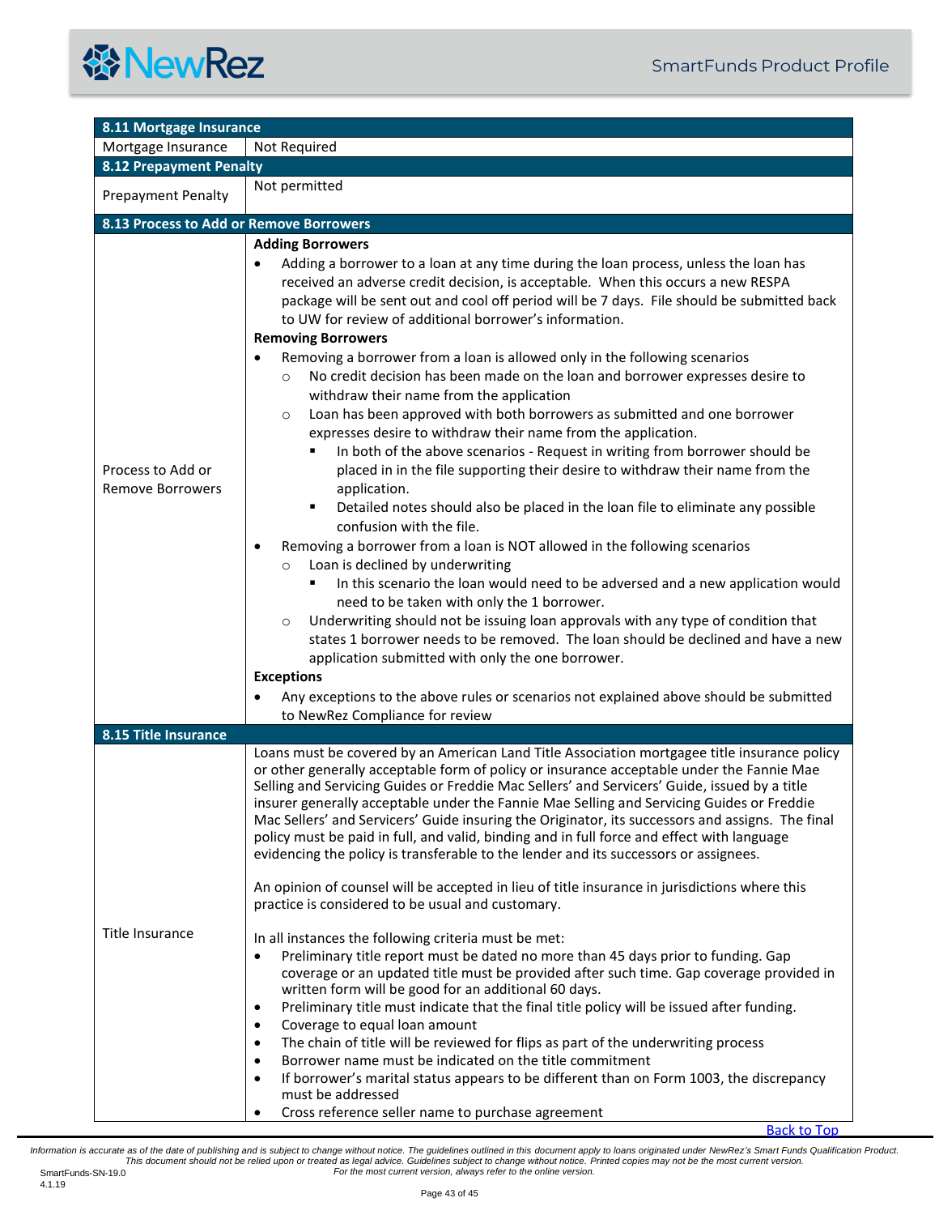| 8.11 Mortgage Insurance | |
|---|---|
| Mortgage Insurance | Not Required |
| **8.12 Prepayment Penalty** | |
| Prepayment Penalty | Not permitted |
| **8.13 Process to Add or Remove Borrowers** | |
| Process to Add or Remove Borrowers | **Adding Borrowers**<br>• Adding a borrower to a loan at any time during the loan process, unless the loan has received an adverse credit decision, is acceptable. When this occurs a new RESPA package will be sent out and cool off period will be 7 days. File should be submitted back to UW for review of additional borrower's information.<br>**Removing Borrowers**<br>• Removing a borrower from a loan is allowed only in the following scenarios<br>  ○ No credit decision has been made on the loan and borrower expresses desire to withdraw their name from the application<br>  ○ Loan has been approved with both borrowers as submitted and one borrower expresses desire to withdraw their name from the application.<br>    ▪ In both of the above scenarios - Request in writing from borrower should be placed in in the file supporting their desire to withdraw their name from the application.<br>    ▪ Detailed notes should also be placed in the loan file to eliminate any possible confusion with the file.<br>• Removing a borrower from a loan is NOT allowed in the following scenarios<br>  ○ Loan is declined by underwriting<br>    ▪ In this scenario the loan would need to be adversed and a new application would need to be taken with only the 1 borrower.<br>  ○ Underwriting should not be issuing loan approvals with any type of condition that states 1 borrower needs to be removed. The loan should be declined and have a new application submitted with only the one borrower.<br>**Exceptions**<br>• Any exceptions to the above rules or scenarios not explained above should be submitted to NewRez Compliance for review |
| **8.15 Title Insurance** | |
| Title Insurance | Loans must be covered by an American Land Title Association mortgagee title insurance policy or other generally acceptable form of policy or insurance acceptable under the Fannie Mae Selling and Servicing Guides or Freddie Mac Sellers' and Servicers' Guide, issued by a title insurer generally acceptable under the Fannie Mae Selling and Servicing Guides or Freddie Mac Sellers' and Servicers' Guide insuring the Originator, its successors and assigns. The final policy must be paid in full, and valid, binding and in full force and effect with language evidencing the policy is transferable to the lender and its successors or assignees.<br><br>An opinion of counsel will be accepted in lieu of title insurance in jurisdictions where this practice is considered to be usual and customary.<br><br>In all instances the following criteria must be met:<br>• Preliminary title report must be dated no more than 45 days prior to funding. Gap coverage or an updated title must be provided after such time. Gap coverage provided in written form will be good for an additional 60 days.<br>• Preliminary title must indicate that the final title policy will be issued after funding.<br>• Coverage to equal loan amount<br>• The chain of title will be reviewed for flips as part of the underwriting process<br>• Borrower name must be indicated on the title commitment<br>• If borrower's marital status appears to be different than on Form 1003, the discrepancy must be addressed<br>• Cross reference seller name to purchase agreement |

Back to Top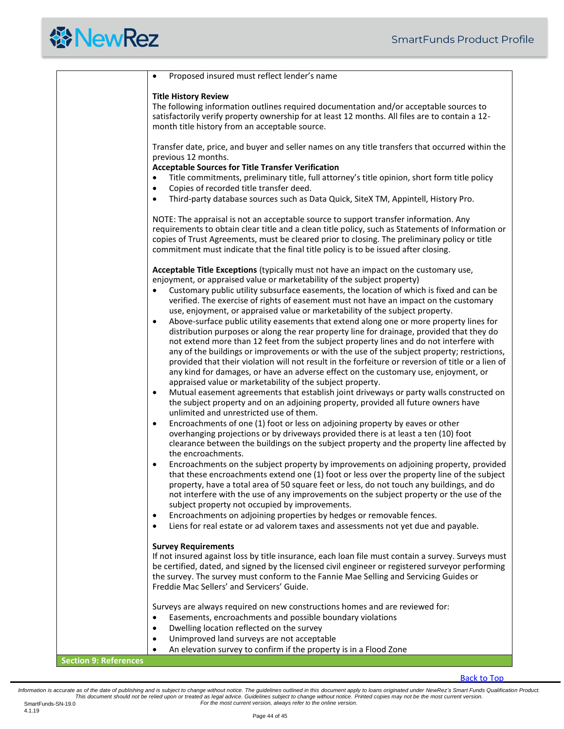- Proposed insured must reflect lender's name

**Title History Review**

The following information outlines required documentation and/or acceptable sources to satisfactorily verify property ownership for at least 12 months. All files are to contain a 12-month title history from an acceptable source.

Transfer date, price, and buyer and seller names on any title transfers that occurred within the previous 12 months.

**Acceptable Sources for Title Transfer Verification**

- Title commitments, preliminary title, full attorney's title opinion, short form title policy
- Copies of recorded title transfer deed.
- Third-party database sources such as Data Quick, SiteX TM, Appintell, History Pro.

NOTE: The appraisal is not an acceptable source to support transfer information. Any requirements to obtain clear title and a clean title policy, such as Statements of Information or copies of Trust Agreements, must be cleared prior to closing. The preliminary policy or title commitment must indicate that the final title policy is to be issued after closing.

**Acceptable Title Exceptions** (typically must not have an impact on the customary use, enjoyment, or appraised value or marketability of the subject property)

- Customary public utility subsurface easements, the location of which is fixed and can be verified. The exercise of rights of easement must not have an impact on the customary use, enjoyment, or appraised value or marketability of the subject property.
- Above-surface public utility easements that extend along one or more property lines for distribution purposes or along the rear property line for drainage, provided that they do not extend more than 12 feet from the subject property lines and do not interfere with any of the buildings or improvements or with the use of the subject property; restrictions, provided that their violation will not result in the forfeiture or reversion of title or a lien of any kind for damages, or have an adverse effect on the customary use, enjoyment, or appraised value or marketability of the subject property.
- Mutual easement agreements that establish joint driveways or party walls constructed on the subject property and on an adjoining property, provided all future owners have unlimited and unrestricted use of them.
- Encroachments of one (1) foot or less on adjoining property by eaves or other overhanging projections or by driveways provided there is at least a ten (10) foot clearance between the buildings on the subject property and the property line affected by the encroachments.
- Encroachments on the subject property by improvements on adjoining property, provided that these encroachments extend one (1) foot or less over the property line of the subject property, have a total area of 50 square feet or less, do not touch any buildings, and do not interfere with the use of any improvements on the subject property or the use of the subject property not occupied by improvements.
- Encroachments on adjoining properties by hedges or removable fences.
- Liens for real estate or ad valorem taxes and assessments not yet due and payable.

**Survey Requirements**

If not insured against loss by title insurance, each loan file must contain a survey. Surveys must be certified, dated, and signed by the licensed civil engineer or registered surveyor performing the survey. The survey must conform to the Fannie Mae Selling and Servicing Guides or Freddie Mac Sellers' and Servicers' Guide.

Surveys are always required on new constructions homes and are reviewed for:

- Easements, encroachments and possible boundary violations
- Dwelling location reflected on the survey
- Unimproved land surveys are not acceptable
- An elevation survey to confirm if the property is in a Flood Zone

## Section 9: References

Back to Top

*Information is accurate as of the date of publishing and is subject to change without notice. The guidelines outlined in this document apply to loans originated under NewRez's Smart Funds Qualification Product. This document should not be relied upon or treated as legal advice. Guidelines subject to change without notice. Printed copies may not be the most current version. For the most current version, always refer to the online version.*

SmartFunds-SN-19.0
4.1.19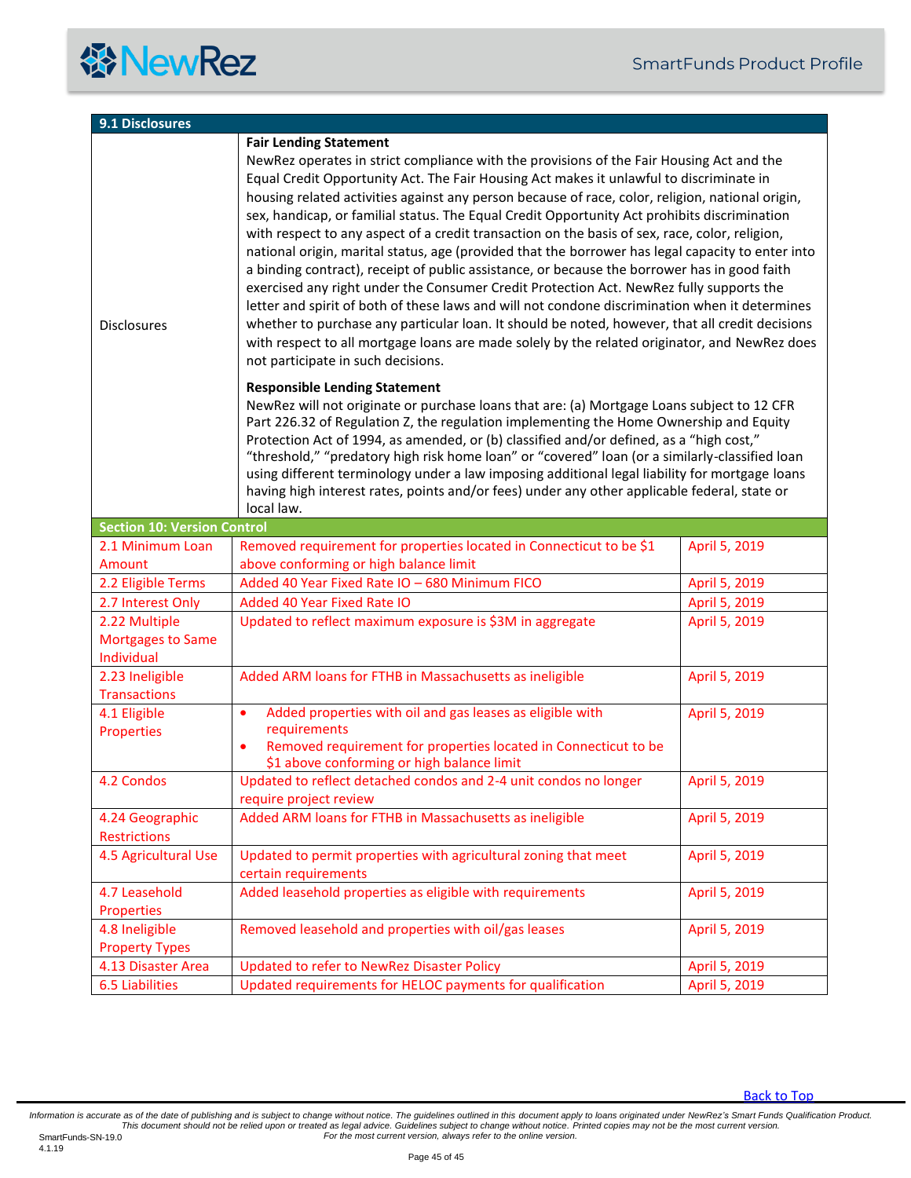| 9.1 Disclosures | |
|---|---|
| Disclosures | **Fair Lending Statement**<br>NewRez operates in strict compliance with the provisions of the Fair Housing Act and the Equal Credit Opportunity Act. The Fair Housing Act makes it unlawful to discriminate in housing related activities against any person because of race, color, religion, national origin, sex, handicap, or familial status. The Equal Credit Opportunity Act prohibits discrimination with respect to any aspect of a credit transaction on the basis of sex, race, color, religion, national origin, marital status, age (provided that the borrower has legal capacity to enter into a binding contract), receipt of public assistance, or because the borrower has in good faith exercised any right under the Consumer Credit Protection Act. NewRez fully supports the letter and spirit of both of these laws and will not condone discrimination when it determines whether to purchase any particular loan. It should be noted, however, that all credit decisions with respect to all mortgage loans are made solely by the related originator, and NewRez does not participate in such decisions.<br><br>**Responsible Lending Statement**<br>NewRez will not originate or purchase loans that are: (a) Mortgage Loans subject to 12 CFR Part 226.32 of Regulation Z, the regulation implementing the Home Ownership and Equity Protection Act of 1994, as amended, or (b) classified and/or defined, as a "high cost," "threshold," "predatory high risk home loan" or "covered" loan (or a similarly-classified loan using different terminology under a law imposing additional legal liability for mortgage loans having high interest rates, points and/or fees) under any other applicable federal, state or local law. |

| Section 10: Version Control | | |
|---|---|---|
| 2.1 Minimum Loan Amount | Removed requirement for properties located in Connecticut to be $1 above conforming or high balance limit | April 5, 2019 |
| 2.2 Eligible Terms | Added 40 Year Fixed Rate IO – 680 Minimum FICO | April 5, 2019 |
| 2.7 Interest Only | Added 40 Year Fixed Rate IO | April 5, 2019 |
| 2.22 Multiple Mortgages to Same Individual | Updated to reflect maximum exposure is $3M in aggregate | April 5, 2019 |
| 2.23 Ineligible Transactions | Added ARM loans for FTHB in Massachusetts as ineligible | April 5, 2019 |
| 4.1 Eligible Properties | • Added properties with oil and gas leases as eligible with requirements<br>• Removed requirement for properties located in Connecticut to be $1 above conforming or high balance limit | April 5, 2019 |
| 4.2 Condos | Updated to reflect detached condos and 2-4 unit condos no longer require project review | April 5, 2019 |
| 4.24 Geographic Restrictions | Added ARM loans for FTHB in Massachusetts as ineligible | April 5, 2019 |
| 4.5 Agricultural Use | Updated to permit properties with agricultural zoning that meet certain requirements | April 5, 2019 |
| 4.7 Leasehold Properties | Added leasehold properties as eligible with requirements | April 5, 2019 |
| 4.8 Ineligible Property Types | Removed leasehold and properties with oil/gas leases | April 5, 2019 |
| 4.13 Disaster Area | Updated to refer to NewRez Disaster Policy | April 5, 2019 |
| 6.5 Liabilities | Updated requirements for HELOC payments for qualification | April 5, 2019 |

Back to Top